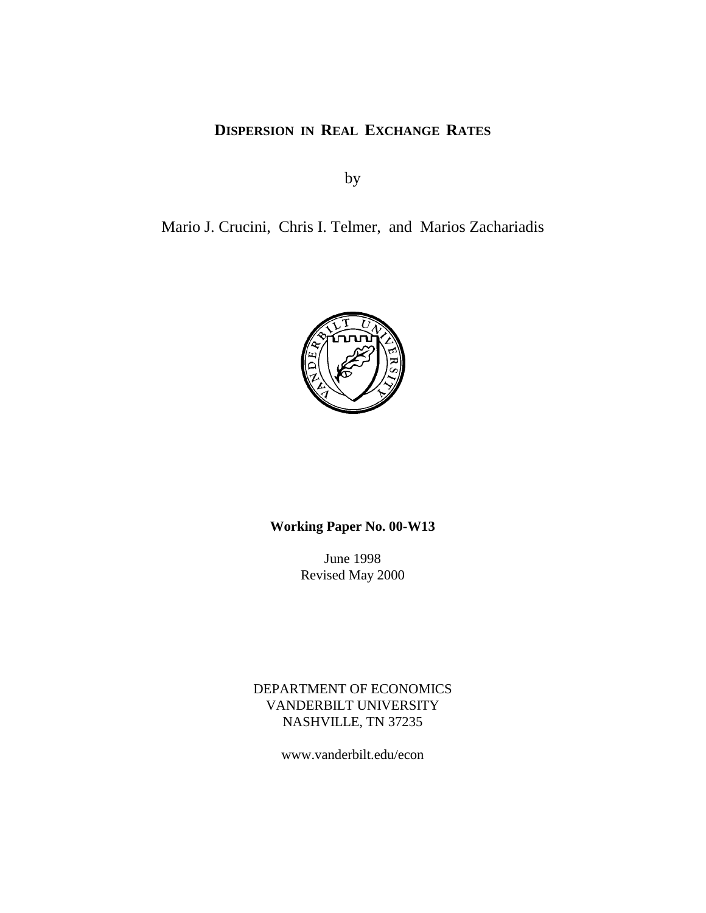# DISPERSION IN REAL EXCHANGE RATES

by

Mario J. Crucini, Chris I. Telmer, and Marios Zachariadis

**Working Paper No. 00-W13**

June 1998
Revised May 2000

DEPARTMENT OF ECONOMICS
VANDERBILT UNIVERSITY
NASHVILLE, TN 37235

www.vanderbilt.edu/econ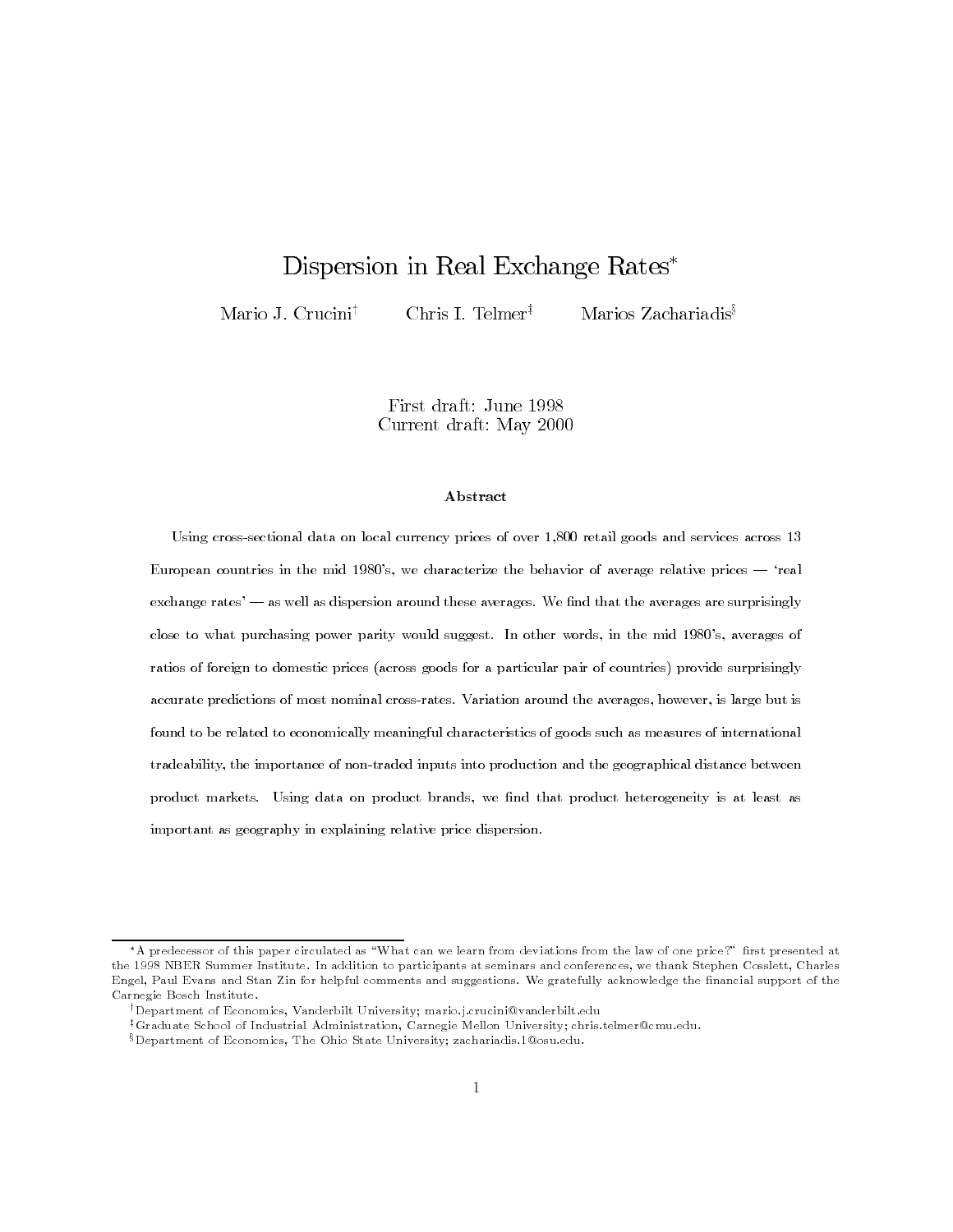# Dispersion in Real Exchange Rates*

Mario J. Crucini[†] Chris I. Telmer[‡] Marios Zachariadis[§]

First draft: June 1998
Current draft: May 2000

### Abstract

Using cross-sectional data on local currency prices of over 1,800 retail goods and services across 13 European countries in the mid 1980's, we characterize the behavior of average relative prices — 'real exchange rates' — as well as dispersion around these averages. We find that the averages are surprisingly close to what purchasing power parity would suggest. In other words, in the mid 1980's, averages of ratios of foreign to domestic prices (across goods for a particular pair of countries) provide surprisingly accurate predictions of most nominal cross-rates. Variation around the averages, however, is large but is found to be related to economically meaningful characteristics of goods such as measures of international tradeability, the importance of non-traded inputs into production and the geographical distance between product markets. Using data on product brands, we find that product heterogeneity is at least as important as geography in explaining relative price dispersion.

---

*A predecessor of this paper circulated as "What can we learn from deviations from the law of one price?" first presented at the 1998 NBER Summer Institute. In addition to participants at seminars and conferences, we thank Stephen Cosslett, Charles Engel, Paul Evans and Stan Zin for helpful comments and suggestions. We gratefully acknowledge the financial support of the Carnegie Bosch Institute.

[†]Department of Economics, Vanderbilt University; mario.j.crucini@vanderbilt.edu

[‡]Graduate School of Industrial Administration, Carnegie Mellon University; chris.telmer@cmu.edu.

[§]Department of Economics, The Ohio State University; zachariadis.1@osu.edu.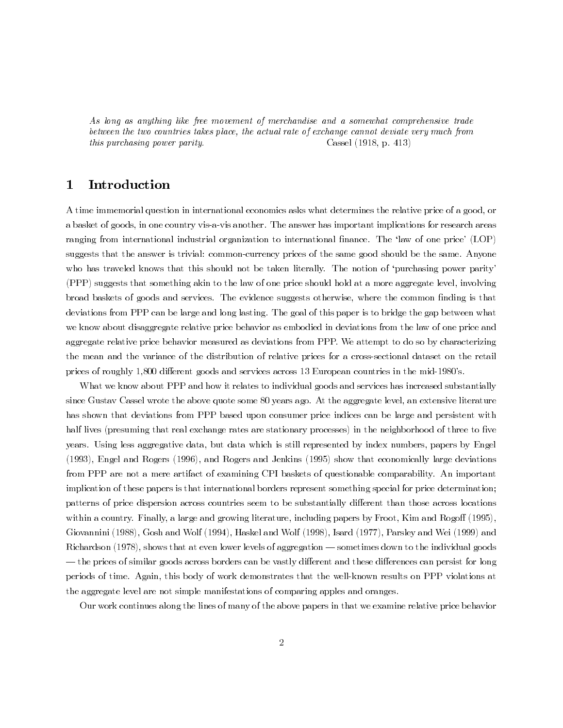*As long as anything like free movement of merchandise and a somewhat comprehensive trade between the two countries takes place, the actual rate of exchange cannot deviate very much from this purchasing power parity.* Cassel (1918, p. 413)

# 1 Introduction

A time immemorial question in international economics asks what determines the relative price of a good, or a basket of goods, in one country vis-a-vis another. The answer has important implications for research areas ranging from international industrial organization to international finance. The 'law of one price' (LOP) suggests that the answer is trivial: common-currency prices of the same good should be the same. Anyone who has traveled knows that this should not be taken literally. The notion of 'purchasing power parity' (PPP) suggests that something akin to the law of one price should hold at a more aggregate level, involving broad baskets of goods and services. The evidence suggests otherwise, where the common finding is that deviations from PPP can be large and long lasting. The goal of this paper is to bridge the gap between what we know about disaggregate relative price behavior as embodied in deviations from the law of one price and aggregate relative price behavior measured as deviations from PPP. We attempt to do so by characterizing the mean and the variance of the distribution of relative prices for a cross-sectional dataset on the retail prices of roughly 1,800 different goods and services across 13 European countries in the mid-1980's.

What we know about PPP and how it relates to individual goods and services has increased substantially since Gustav Cassel wrote the above quote some 80 years ago. At the aggregate level, an extensive literature has shown that deviations from PPP based upon consumer price indices can be large and persistent with half lives (presuming that real exchange rates are stationary processes) in the neighborhood of three to five years. Using less aggregative data, but data which is still represented by index numbers, papers by Engel (1993), Engel and Rogers (1996), and Rogers and Jenkins (1995) show that economically large deviations from PPP are not a mere artifact of examining CPI baskets of questionable comparability. An important implication of these papers is that international borders represent something special for price determination; patterns of price dispersion across countries seem to be substantially different than those across locations within a country. Finally, a large and growing literature, including papers by Froot, Kim and Rogoff (1995), Giovannini (1988), Gosh and Wolf (1994), Haskel and Wolf (1998), Isard (1977), Parsley and Wei (1999) and Richardson (1978), shows that at even lower levels of aggregation — sometimes down to the individual goods — the prices of similar goods across borders can be vastly different and these differences can persist for long periods of time. Again, this body of work demonstrates that the well-known results on PPP violations at the aggregate level are not simple manifestations of comparing apples and oranges.

Our work continues along the lines of many of the above papers in that we examine relative price behavior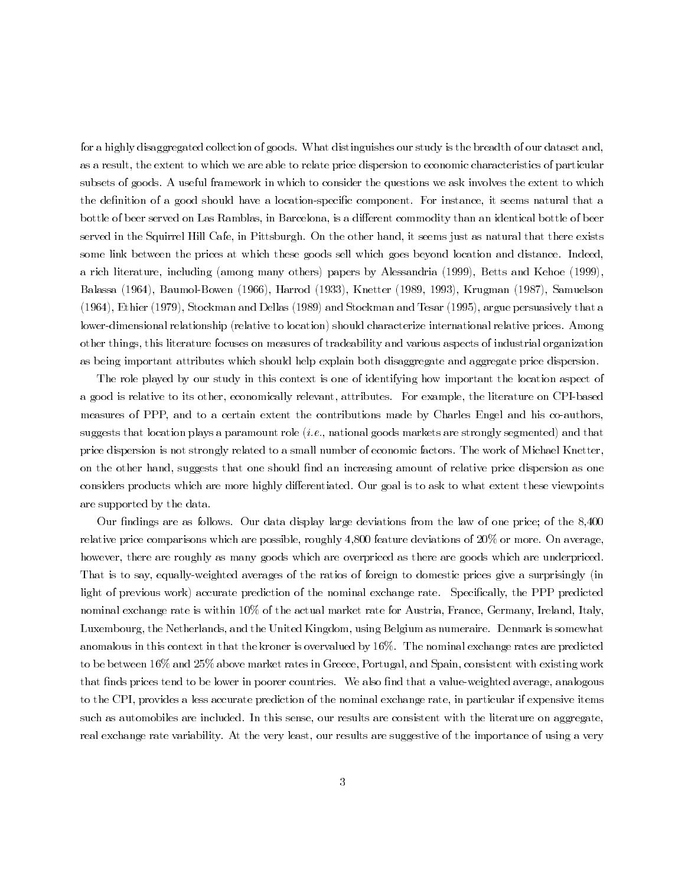for a highly disaggregated collection of goods. What distinguishes our study is the breadth of our dataset and, as a result, the extent to which we are able to relate price dispersion to economic characteristics of particular subsets of goods. A useful framework in which to consider the questions we ask involves the extent to which the definition of a good should have a location-specific component. For instance, it seems natural that a bottle of beer served on Las Ramblas, in Barcelona, is a different commodity than an identical bottle of beer served in the Squirrel Hill Cafe, in Pittsburgh. On the other hand, it seems just as natural that there exists some link between the prices at which these goods sell which goes beyond location and distance. Indeed, a rich literature, including (among many others) papers by Alessandria (1999), Betts and Kehoe (1999), Balassa (1964), Baumol-Bowen (1966), Harrod (1933), Knetter (1989, 1993), Krugman (1987), Samuelson (1964), Ethier (1979), Stockman and Dellas (1989) and Stockman and Tesar (1995), argue persuasively that a lower-dimensional relationship (relative to location) should characterize international relative prices. Among other things, this literature focuses on measures of tradeability and various aspects of industrial organization as being important attributes which should help explain both disaggregate and aggregate price dispersion.

The role played by our study in this context is one of identifying how important the location aspect of a good is relative to its other, economically relevant, attributes. For example, the literature on CPI-based measures of PPP, and to a certain extent the contributions made by Charles Engel and his co-authors, suggests that location plays a paramount role (*i.e.*, national goods markets are strongly segmented) and that price dispersion is not strongly related to a small number of economic factors. The work of Michael Knetter, on the other hand, suggests that one should find an increasing amount of relative price dispersion as one considers products which are more highly differentiated. Our goal is to ask to what extent these viewpoints are supported by the data.

Our findings are as follows. Our data display large deviations from the law of one price; of the 8,400 relative price comparisons which are possible, roughly 4,800 feature deviations of 20% or more. On average, however, there are roughly as many goods which are overpriced as there are goods which are underpriced. That is to say, equally-weighted averages of the ratios of foreign to domestic prices give a surprisingly (in light of previous work) accurate prediction of the nominal exchange rate. Specifically, the PPP predicted nominal exchange rate is within 10% of the actual market rate for Austria, France, Germany, Ireland, Italy, Luxembourg, the Netherlands, and the United Kingdom, using Belgium as numeraire. Denmark is somewhat anomalous in this context in that the kroner is overvalued by 16%. The nominal exchange rates are predicted to be between 16% and 25% above market rates in Greece, Portugal, and Spain, consistent with existing work that finds prices tend to be lower in poorer countries. We also find that a value-weighted average, analogous to the CPI, provides a less accurate prediction of the nominal exchange rate, in particular if expensive items such as automobiles are included. In this sense, our results are consistent with the literature on aggregate, real exchange rate variability. At the very least, our results are suggestive of the importance of using a very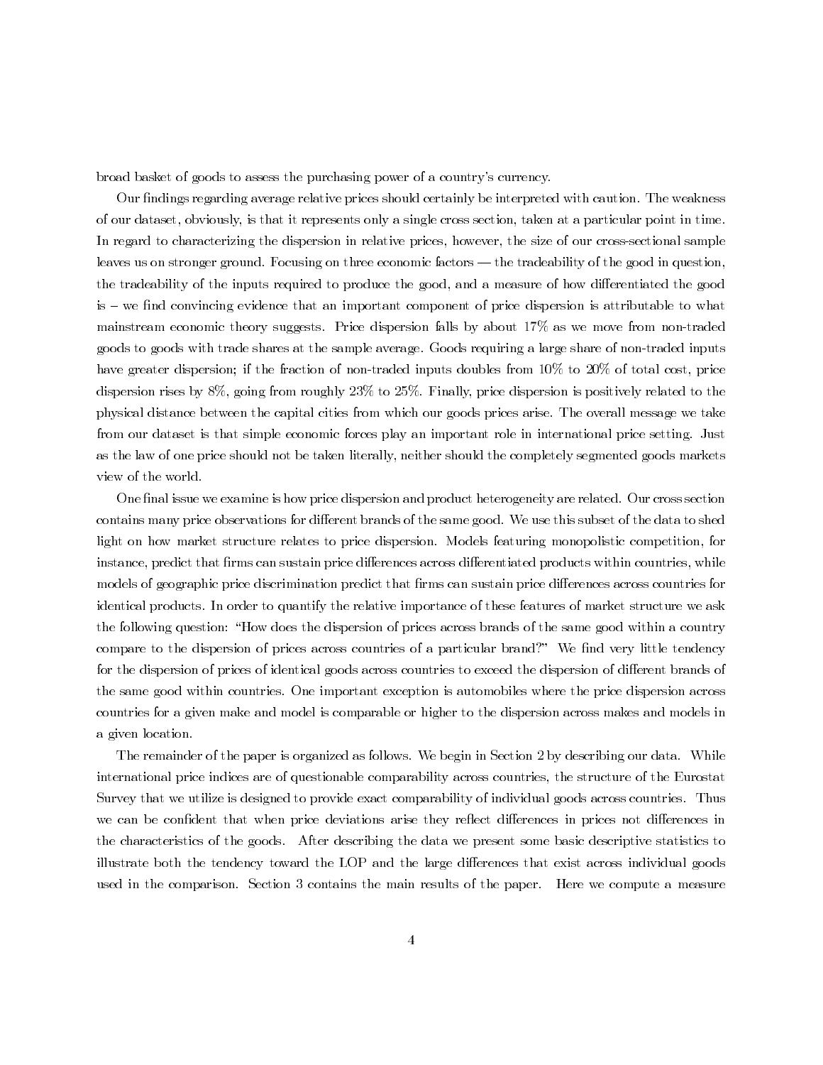broad basket of goods to assess the purchasing power of a country's currency.

Our findings regarding average relative prices should certainly be interpreted with caution. The weakness of our dataset, obviously, is that it represents only a single cross section, taken at a particular point in time. In regard to characterizing the dispersion in relative prices, however, the size of our cross-sectional sample leaves us on stronger ground. Focusing on three economic factors — the tradeability of the good in question, the tradeability of the inputs required to produce the good, and a measure of how differentiated the good is – we find convincing evidence that an important component of price dispersion is attributable to what mainstream economic theory suggests. Price dispersion falls by about 17% as we move from non-traded goods to goods with trade shares at the sample average. Goods requiring a large share of non-traded inputs have greater dispersion; if the fraction of non-traded inputs doubles from 10% to 20% of total cost, price dispersion rises by 8%, going from roughly 23% to 25%. Finally, price dispersion is positively related to the physical distance between the capital cities from which our goods prices arise. The overall message we take from our dataset is that simple economic forces play an important role in international price setting. Just as the law of one price should not be taken literally, neither should the completely segmented goods markets view of the world.

One final issue we examine is how price dispersion and product heterogeneity are related. Our cross section contains many price observations for different brands of the same good. We use this subset of the data to shed light on how market structure relates to price dispersion. Models featuring monopolistic competition, for instance, predict that firms can sustain price differences across differentiated products within countries, while models of geographic price discrimination predict that firms can sustain price differences across countries for identical products. In order to quantify the relative importance of these features of market structure we ask the following question: "How does the dispersion of prices across brands of the same good within a country compare to the dispersion of prices across countries of a particular brand?" We find very little tendency for the dispersion of prices of identical goods across countries to exceed the dispersion of different brands of the same good within countries. One important exception is automobiles where the price dispersion across countries for a given make and model is comparable or higher to the dispersion across makes and models in a given location.

The remainder of the paper is organized as follows. We begin in Section 2 by describing our data. While international price indices are of questionable comparability across countries, the structure of the Eurostat Survey that we utilize is designed to provide exact comparability of individual goods across countries. Thus we can be confident that when price deviations arise they reflect differences in prices not differences in the characteristics of the goods. After describing the data we present some basic descriptive statistics to illustrate both the tendency toward the LOP and the large differences that exist across individual goods used in the comparison. Section 3 contains the main results of the paper. Here we compute a measure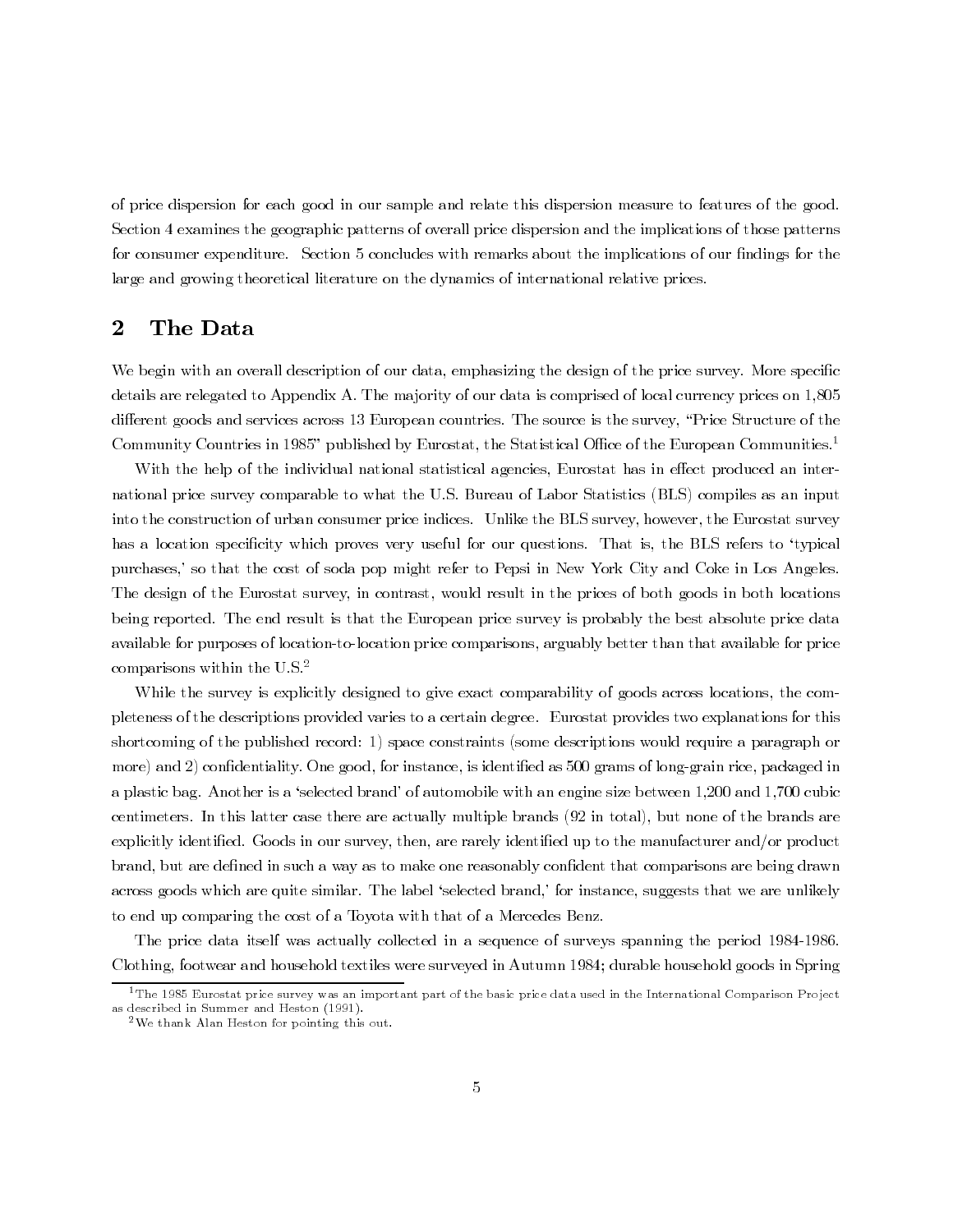of price dispersion for each good in our sample and relate this dispersion measure to features of the good. Section 4 examines the geographic patterns of overall price dispersion and the implications of those patterns for consumer expenditure. Section 5 concludes with remarks about the implications of our findings for the large and growing theoretical literature on the dynamics of international relative prices.

## 2 The Data

We begin with an overall description of our data, emphasizing the design of the price survey. More specific details are relegated to Appendix A. The majority of our data is comprised of local currency prices on 1,805 different goods and services across 13 European countries. The source is the survey, "Price Structure of the Community Countries in 1985" published by Eurostat, the Statistical Office of the European Communities.[1]

With the help of the individual national statistical agencies, Eurostat has in effect produced an international price survey comparable to what the U.S. Bureau of Labor Statistics (BLS) compiles as an input into the construction of urban consumer price indices. Unlike the BLS survey, however, the Eurostat survey has a location specificity which proves very useful for our questions. That is, the BLS refers to 'typical purchases,' so that the cost of soda pop might refer to Pepsi in New York City and Coke in Los Angeles. The design of the Eurostat survey, in contrast, would result in the prices of both goods in both locations being reported. The end result is that the European price survey is probably the best absolute price data available for purposes of location-to-location price comparisons, arguably better than that available for price comparisons within the U.S.[2]

While the survey is explicitly designed to give exact comparability of goods across locations, the completeness of the descriptions provided varies to a certain degree. Eurostat provides two explanations for this shortcoming of the published record: 1) space constraints (some descriptions would require a paragraph or more) and 2) confidentiality. One good, for instance, is identified as 500 grams of long-grain rice, packaged in a plastic bag. Another is a 'selected brand' of automobile with an engine size between 1,200 and 1,700 cubic centimeters. In this latter case there are actually multiple brands (92 in total), but none of the brands are explicitly identified. Goods in our survey, then, are rarely identified up to the manufacturer and/or product brand, but are defined in such a way as to make one reasonably confident that comparisons are being drawn across goods which are quite similar. The label 'selected brand,' for instance, suggests that we are unlikely to end up comparing the cost of a Toyota with that of a Mercedes Benz.

The price data itself was actually collected in a sequence of surveys spanning the period 1984-1986. Clothing, footwear and household textiles were surveyed in Autumn 1984; durable household goods in Spring

---

[1] The 1985 Eurostat price survey was an important part of the basic price data used in the International Comparison Project as described in Summer and Heston (1991).

[2] We thank Alan Heston for pointing this out.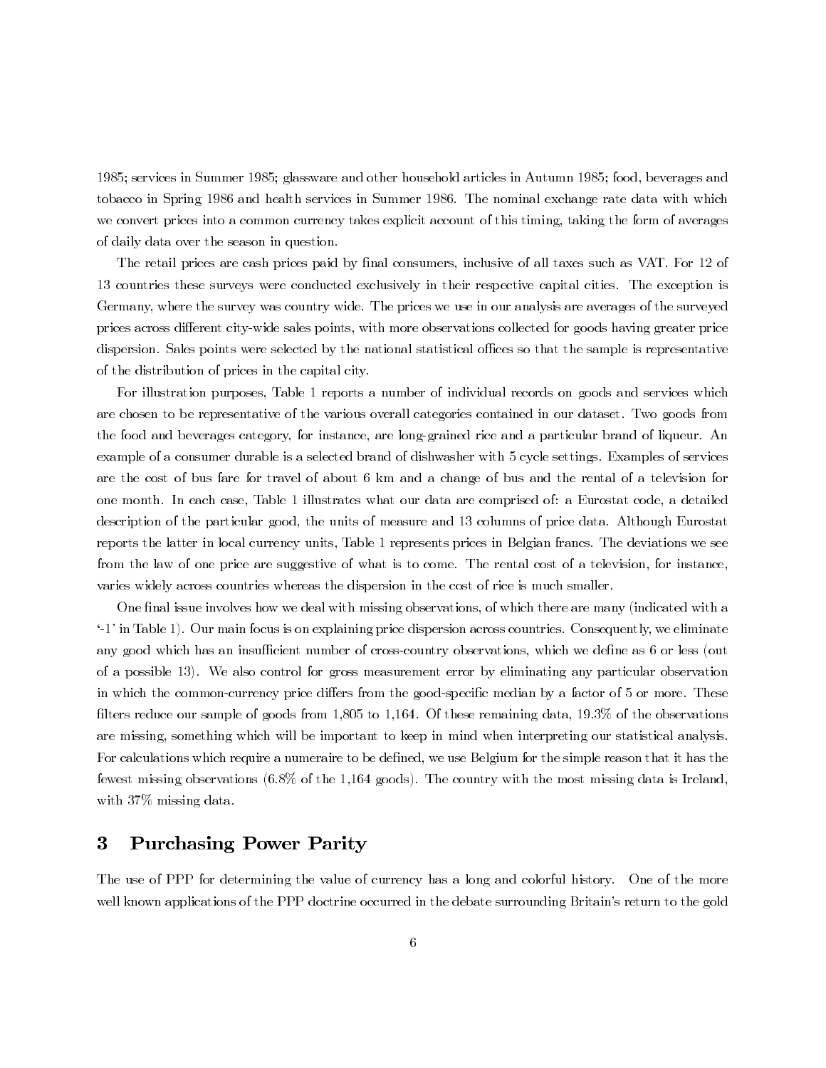1985; services in Summer 1985; glassware and other household articles in Autumn 1985; food, beverages and tobacco in Spring 1986 and health services in Summer 1986. The nominal exchange rate data with which we convert prices into a common currency takes explicit account of this timing, taking the form of averages of daily data over the season in question.

The retail prices are cash prices paid by final consumers, inclusive of all taxes such as VAT. For 12 of 13 countries these surveys were conducted exclusively in their respective capital cities. The exception is Germany, where the survey was country wide. The prices we use in our analysis are averages of the surveyed prices across different city-wide sales points, with more observations collected for goods having greater price dispersion. Sales points were selected by the national statistical offices so that the sample is representative of the distribution of prices in the capital city.

For illustration purposes, Table 1 reports a number of individual records on goods and services which are chosen to be representative of the various overall categories contained in our dataset. Two goods from the food and beverages category, for instance, are long-grained rice and a particular brand of liqueur. An example of a consumer durable is a selected brand of dishwasher with 5 cycle settings. Examples of services are the cost of bus fare for travel of about 6 km and a change of bus and the rental of a television for one month. In each case, Table 1 illustrates what our data are comprised of: a Eurostat code, a detailed description of the particular good, the units of measure and 13 columns of price data. Although Eurostat reports the latter in local currency units, Table 1 represents prices in Belgian francs. The deviations we see from the law of one price are suggestive of what is to come. The rental cost of a television, for instance, varies widely across countries whereas the dispersion in the cost of rice is much smaller.

One final issue involves how we deal with missing observations, of which there are many (indicated with a '-1' in Table 1). Our main focus is on explaining price dispersion across countries. Consequently, we eliminate any good which has an insufficient number of cross-country observations, which we define as 6 or less (out of a possible 13). We also control for gross measurement error by eliminating any particular observation in which the common-currency price differs from the good-specific median by a factor of 5 or more. These filters reduce our sample of goods from 1,805 to 1,164. Of these remaining data, 19.3% of the observations are missing, something which will be important to keep in mind when interpreting our statistical analysis. For calculations which require a numeraire to be defined, we use Belgium for the simple reason that it has the fewest missing observations (6.8% of the 1,164 goods). The country with the most missing data is Ireland, with 37% missing data.

# 3 Purchasing Power Parity

The use of PPP for determining the value of currency has a long and colorful history. One of the more well known applications of the PPP doctrine occurred in the debate surrounding Britain's return to the gold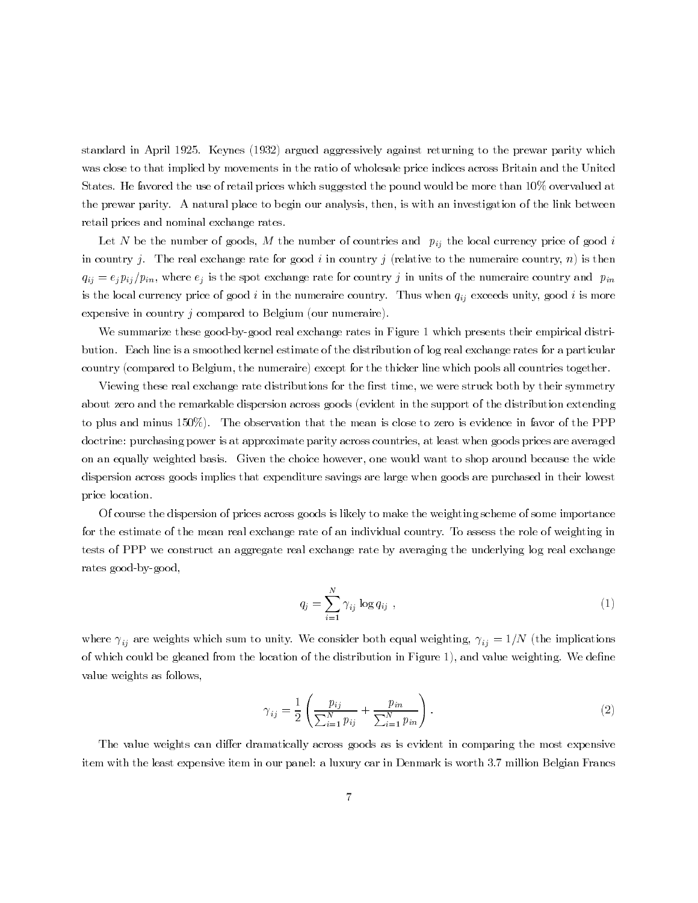standard in April 1925. Keynes (1932) argued aggressively against returning to the prewar parity which was close to that implied by movements in the ratio of wholesale price indices across Britain and the United States. He favored the use of retail prices which suggested the pound would be more than 10% overvalued at the prewar parity. A natural place to begin our analysis, then, is with an investigation of the link between retail prices and nominal exchange rates.

Let $N$ be the number of goods, $M$ the number of countries and $p_{ij}$ the local currency price of good $i$ in country $j$. The real exchange rate for good $i$ in country $j$ (relative to the numeraire country, $n$) is then $q_{ij} = e_j p_{ij}/p_{in}$, where $e_j$ is the spot exchange rate for country $j$ in units of the numeraire country and $p_{in}$ is the local currency price of good $i$ in the numeraire country. Thus when $q_{ij}$ exceeds unity, good $i$ is more expensive in country $j$ compared to Belgium (our numeraire).

We summarize these good-by-good real exchange rates in Figure 1 which presents their empirical distribution. Each line is a smoothed kernel estimate of the distribution of log real exchange rates for a particular country (compared to Belgium, the numeraire) except for the thicker line which pools all countries together.

Viewing these real exchange rate distributions for the first time, we were struck both by their symmetry about zero and the remarkable dispersion across goods (evident in the support of the distribution extending to plus and minus 150%). The observation that the mean is close to zero is evidence in favor of the PPP doctrine: purchasing power is at approximate parity across countries, at least when goods prices are averaged on an equally weighted basis. Given the choice however, one would want to shop around because the wide dispersion across goods implies that expenditure savings are large when goods are purchased in their lowest price location.

Of course the dispersion of prices across goods is likely to make the weighting scheme of some importance for the estimate of the mean real exchange rate of an individual country. To assess the role of weighting in tests of PPP we construct an aggregate real exchange rate by averaging the underlying log real exchange rates good-by-good,

$$q_j = \sum_{i=1}^{N} \gamma_{ij} \log q_{ij} \ , \tag{1}$$

where $\gamma_{ij}$ are weights which sum to unity. We consider both equal weighting, $\gamma_{ij} = 1/N$ (the implications of which could be gleaned from the location of the distribution in Figure 1), and value weighting. We define value weights as follows,

$$\gamma_{ij} = \frac{1}{2}\left( \frac{p_{ij}}{\sum_{i=1}^{N} p_{ij}} + \frac{p_{in}}{\sum_{i=1}^{N} p_{in}} \right). \tag{2}$$

The value weights can differ dramatically across goods as is evident in comparing the most expensive item with the least expensive item in our panel: a luxury car in Denmark is worth 3.7 million Belgian Francs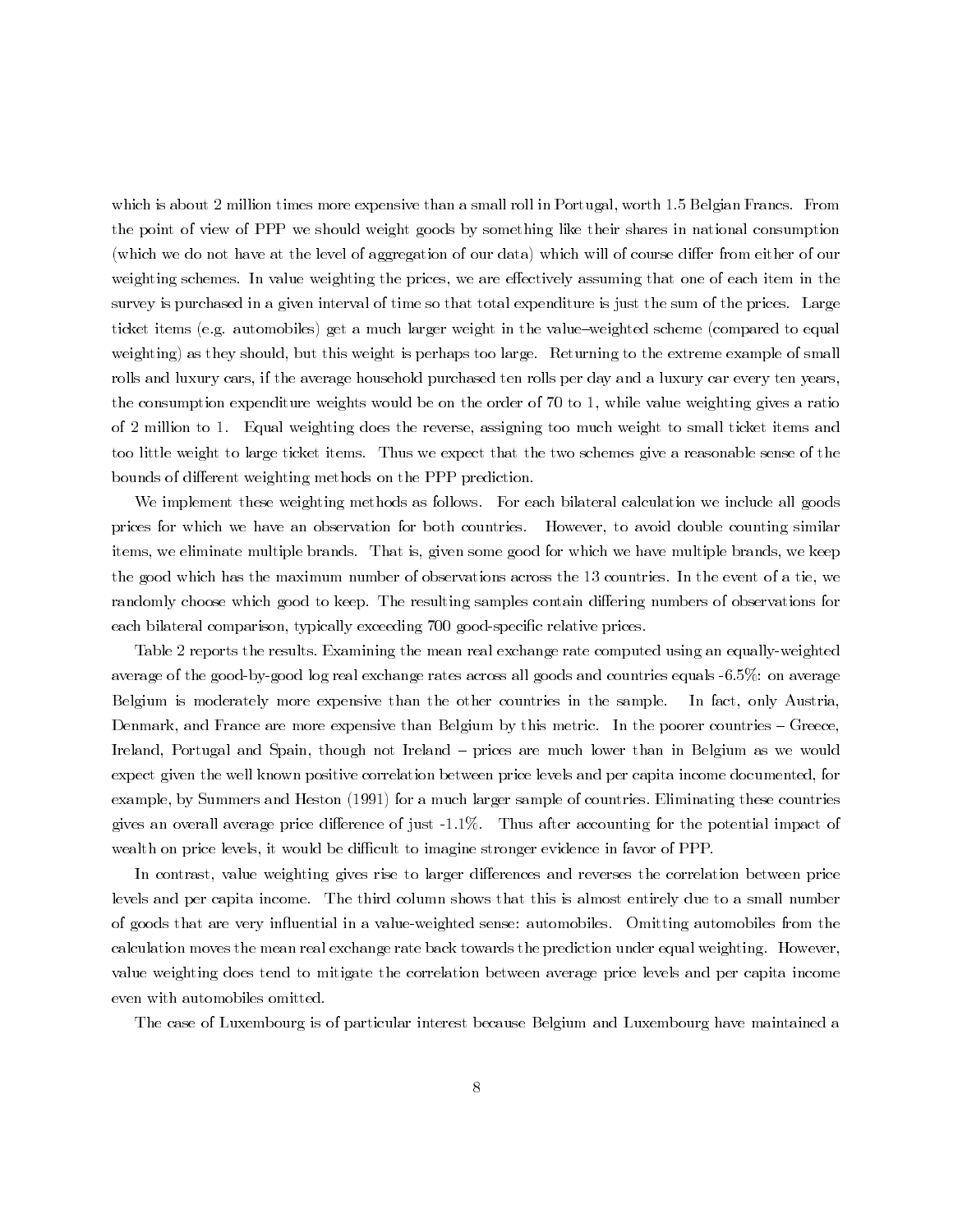which is about 2 million times more expensive than a small roll in Portugal, worth 1.5 Belgian Francs. From the point of view of PPP we should weight goods by something like their shares in national consumption (which we do not have at the level of aggregation of our data) which will of course differ from either of our weighting schemes. In value weighting the prices, we are effectively assuming that one of each item in the survey is purchased in a given interval of time so that total expenditure is just the sum of the prices. Large ticket items (e.g. automobiles) get a much larger weight in the value–weighted scheme (compared to equal weighting) as they should, but this weight is perhaps too large. Returning to the extreme example of small rolls and luxury cars, if the average household purchased ten rolls per day and a luxury car every ten years, the consumption expenditure weights would be on the order of 70 to 1, while value weighting gives a ratio of 2 million to 1. Equal weighting does the reverse, assigning too much weight to small ticket items and too little weight to large ticket items. Thus we expect that the two schemes give a reasonable sense of the bounds of different weighting methods on the PPP prediction.

We implement these weighting methods as follows. For each bilateral calculation we include all goods prices for which we have an observation for both countries. However, to avoid double counting similar items, we eliminate multiple brands. That is, given some good for which we have multiple brands, we keep the good which has the maximum number of observations across the 13 countries. In the event of a tie, we randomly choose which good to keep. The resulting samples contain differing numbers of observations for each bilateral comparison, typically exceeding 700 good-specific relative prices.

Table 2 reports the results. Examining the mean real exchange rate computed using an equally-weighted average of the good-by-good log real exchange rates across all goods and countries equals -6.5%: on average Belgium is moderately more expensive than the other countries in the sample. In fact, only Austria, Denmark, and France are more expensive than Belgium by this metric. In the poorer countries – Greece, Ireland, Portugal and Spain, though not Ireland – prices are much lower than in Belgium as we would expect given the well known positive correlation between price levels and per capita income documented, for example, by Summers and Heston (1991) for a much larger sample of countries. Eliminating these countries gives an overall average price difference of just -1.1%. Thus after accounting for the potential impact of wealth on price levels, it would be difficult to imagine stronger evidence in favor of PPP.

In contrast, value weighting gives rise to larger differences and reverses the correlation between price levels and per capita income. The third column shows that this is almost entirely due to a small number of goods that are very influential in a value-weighted sense: automobiles. Omitting automobiles from the calculation moves the mean real exchange rate back towards the prediction under equal weighting. However, value weighting does tend to mitigate the correlation between average price levels and per capita income even with automobiles omitted.

The case of Luxembourg is of particular interest because Belgium and Luxembourg have maintained a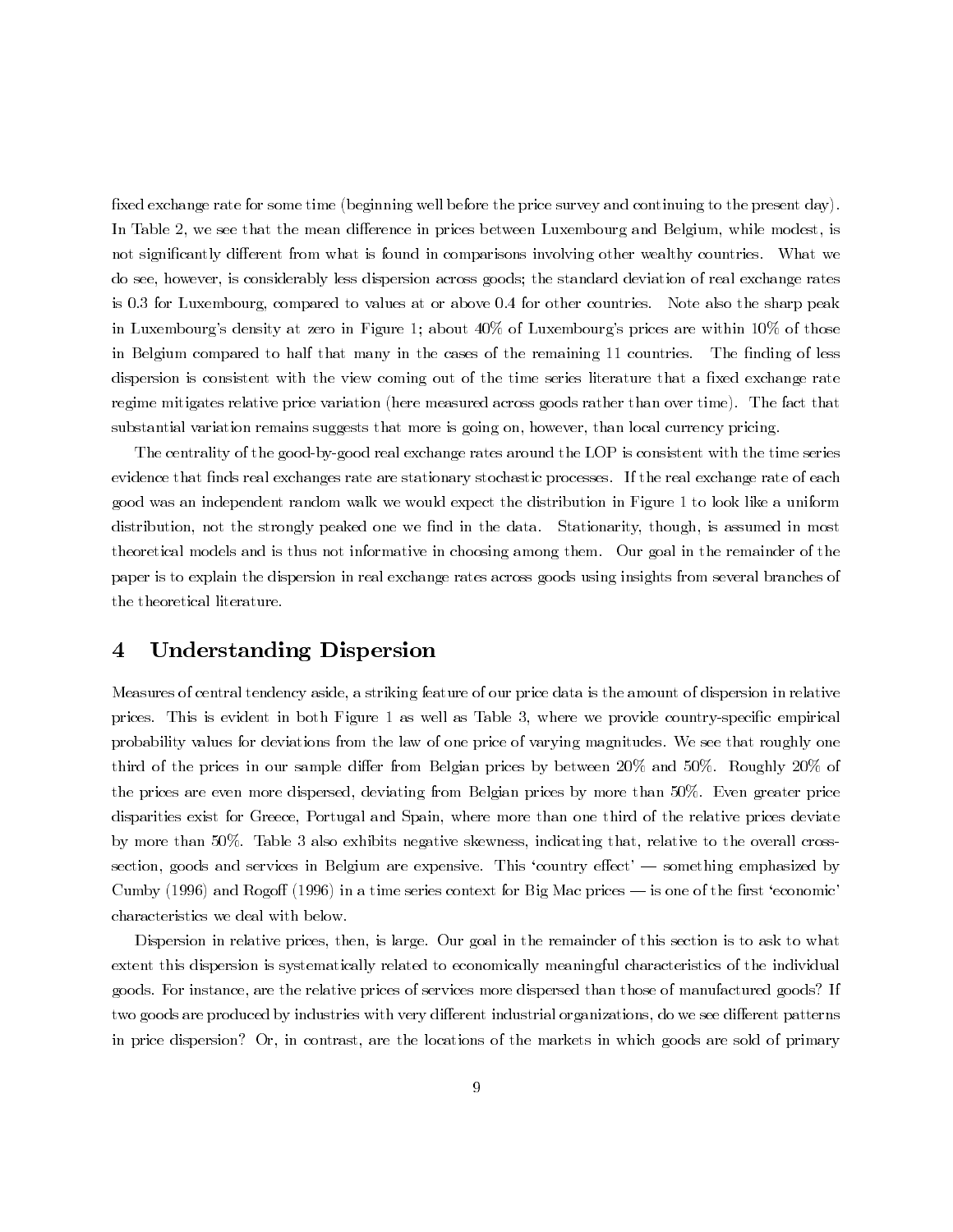fixed exchange rate for some time (beginning well before the price survey and continuing to the present day). In Table 2, we see that the mean difference in prices between Luxembourg and Belgium, while modest, is not significantly different from what is found in comparisons involving other wealthy countries. What we do see, however, is considerably less dispersion across goods; the standard deviation of real exchange rates is 0.3 for Luxembourg, compared to values at or above 0.4 for other countries. Note also the sharp peak in Luxembourg's density at zero in Figure 1; about 40% of Luxembourg's prices are within 10% of those in Belgium compared to half that many in the cases of the remaining 11 countries. The finding of less dispersion is consistent with the view coming out of the time series literature that a fixed exchange rate regime mitigates relative price variation (here measured across goods rather than over time). The fact that substantial variation remains suggests that more is going on, however, than local currency pricing.

The centrality of the good-by-good real exchange rates around the LOP is consistent with the time series evidence that finds real exchanges rate are stationary stochastic processes. If the real exchange rate of each good was an independent random walk we would expect the distribution in Figure 1 to look like a uniform distribution, not the strongly peaked one we find in the data. Stationarity, though, is assumed in most theoretical models and is thus not informative in choosing among them. Our goal in the remainder of the paper is to explain the dispersion in real exchange rates across goods using insights from several branches of the theoretical literature.

# 4 Understanding Dispersion

Measures of central tendency aside, a striking feature of our price data is the amount of dispersion in relative prices. This is evident in both Figure 1 as well as Table 3, where we provide country-specific empirical probability values for deviations from the law of one price of varying magnitudes. We see that roughly one third of the prices in our sample differ from Belgian prices by between 20% and 50%. Roughly 20% of the prices are even more dispersed, deviating from Belgian prices by more than 50%. Even greater price disparities exist for Greece, Portugal and Spain, where more than one third of the relative prices deviate by more than 50%. Table 3 also exhibits negative skewness, indicating that, relative to the overall cross-section, goods and services in Belgium are expensive. This 'country effect' — something emphasized by Cumby (1996) and Rogoff (1996) in a time series context for Big Mac prices — is one of the first 'economic' characteristics we deal with below.

Dispersion in relative prices, then, is large. Our goal in the remainder of this section is to ask to what extent this dispersion is systematically related to economically meaningful characteristics of the individual goods. For instance, are the relative prices of services more dispersed than those of manufactured goods? If two goods are produced by industries with very different industrial organizations, do we see different patterns in price dispersion? Or, in contrast, are the locations of the markets in which goods are sold of primary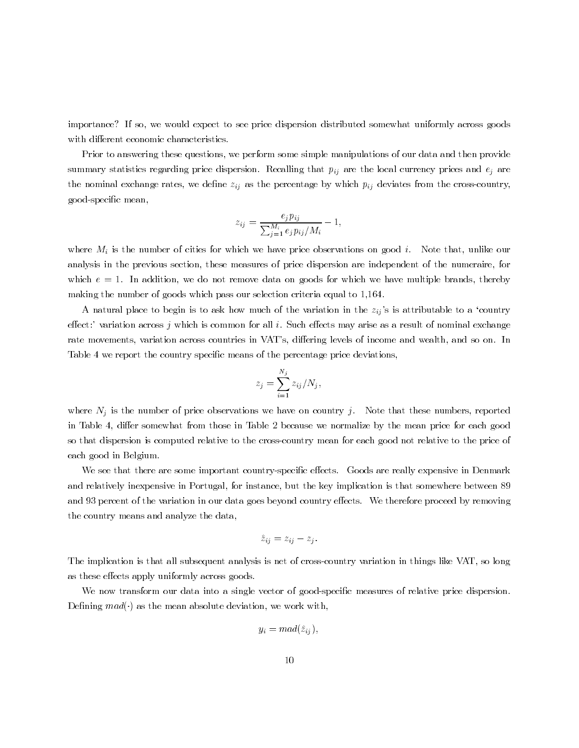importance? If so, we would expect to see price dispersion distributed somewhat uniformly across goods with different economic characteristics.

Prior to answering these questions, we perform some simple manipulations of our data and then provide summary statistics regarding price dispersion. Recalling that $p_{ij}$ are the local currency prices and $e_j$ are the nominal exchange rates, we define $z_{ij}$ as the percentage by which $p_{ij}$ deviates from the cross-country, good-specific mean,

$$z_{ij} = \frac{e_j p_{ij}}{\sum_{j=1}^{M_i} e_j p_{ij}/M_i} - 1,$$

where $M_i$ is the number of cities for which we have price observations on good $i$. Note that, unlike our analysis in the previous section, these measures of price dispersion are independent of the numeraire, for which $e = 1$. In addition, we do not remove data on goods for which we have multiple brands, thereby making the number of goods which pass our selection criteria equal to 1,164.

A natural place to begin is to ask how much of the variation in the $z_{ij}$'s is attributable to a 'country effect:' variation across $j$ which is common for all $i$. Such effects may arise as a result of nominal exchange rate movements, variation across countries in VAT's, differing levels of income and wealth, and so on. In Table 4 we report the country specific means of the percentage price deviations,

$$z_j = \sum_{i=1}^{N_j} z_{ij}/N_j,$$

where $N_j$ is the number of price observations we have on country $j$. Note that these numbers, reported in Table 4, differ somewhat from those in Table 2 because we normalize by the mean price for each good so that dispersion is computed relative to the cross-country mean for each good not relative to the price of each good in Belgium.

We see that there are some important country-specific effects. Goods are really expensive in Denmark and relatively inexpensive in Portugal, for instance, but the key implication is that somewhere between 89 and 93 percent of the variation in our data goes beyond country effects. We therefore proceed by removing the country means and analyze the data,

$$\hat{z}_{ij} = z_{ij} - z_j.$$

The implication is that all subsequent analysis is net of cross-country variation in things like VAT, so long as these effects apply uniformly across goods.

We now transform our data into a single vector of good-specific measures of relative price dispersion. Defining $mad(\cdot)$ as the mean absolute deviation, we work with,

$$y_i = mad(\hat{z}_{ij}),$$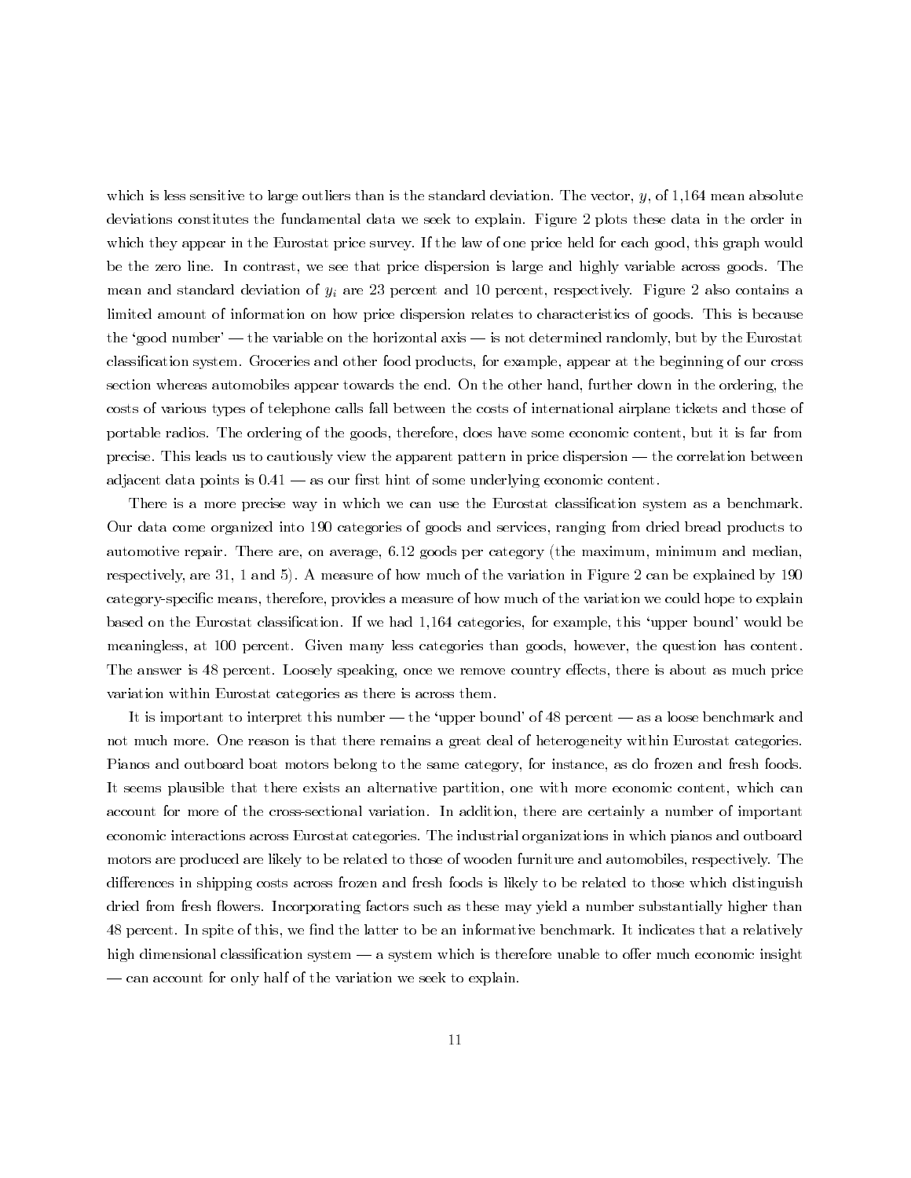which is less sensitive to large outliers than is the standard deviation. The vector, $y$, of 1,164 mean absolute deviations constitutes the fundamental data we seek to explain. Figure 2 plots these data in the order in which they appear in the Eurostat price survey. If the law of one price held for each good, this graph would be the zero line. In contrast, we see that price dispersion is large and highly variable across goods. The mean and standard deviation of $y_i$ are 23 percent and 10 percent, respectively. Figure 2 also contains a limited amount of information on how price dispersion relates to characteristics of goods. This is because the 'good number' — the variable on the horizontal axis — is not determined randomly, but by the Eurostat classification system. Groceries and other food products, for example, appear at the beginning of our cross section whereas automobiles appear towards the end. On the other hand, further down in the ordering, the costs of various types of telephone calls fall between the costs of international airplane tickets and those of portable radios. The ordering of the goods, therefore, does have some economic content, but it is far from precise. This leads us to cautiously view the apparent pattern in price dispersion — the correlation between adjacent data points is 0.41 — as our first hint of some underlying economic content.

There is a more precise way in which we can use the Eurostat classification system as a benchmark. Our data come organized into 190 categories of goods and services, ranging from dried bread products to automotive repair. There are, on average, 6.12 goods per category (the maximum, minimum and median, respectively, are 31, 1 and 5). A measure of how much of the variation in Figure 2 can be explained by 190 category-specific means, therefore, provides a measure of how much of the variation we could hope to explain based on the Eurostat classification. If we had 1,164 categories, for example, this 'upper bound' would be meaningless, at 100 percent. Given many less categories than goods, however, the question has content. The answer is 48 percent. Loosely speaking, once we remove country effects, there is about as much price variation within Eurostat categories as there is across them.

It is important to interpret this number — the 'upper bound' of 48 percent — as a loose benchmark and not much more. One reason is that there remains a great deal of heterogeneity within Eurostat categories. Pianos and outboard boat motors belong to the same category, for instance, as do frozen and fresh foods. It seems plausible that there exists an alternative partition, one with more economic content, which can account for more of the cross-sectional variation. In addition, there are certainly a number of important economic interactions across Eurostat categories. The industrial organizations in which pianos and outboard motors are produced are likely to be related to those of wooden furniture and automobiles, respectively. The differences in shipping costs across frozen and fresh foods is likely to be related to those which distinguish dried from fresh flowers. Incorporating factors such as these may yield a number substantially higher than 48 percent. In spite of this, we find the latter to be an informative benchmark. It indicates that a relatively high dimensional classification system — a system which is therefore unable to offer much economic insight — can account for only half of the variation we seek to explain.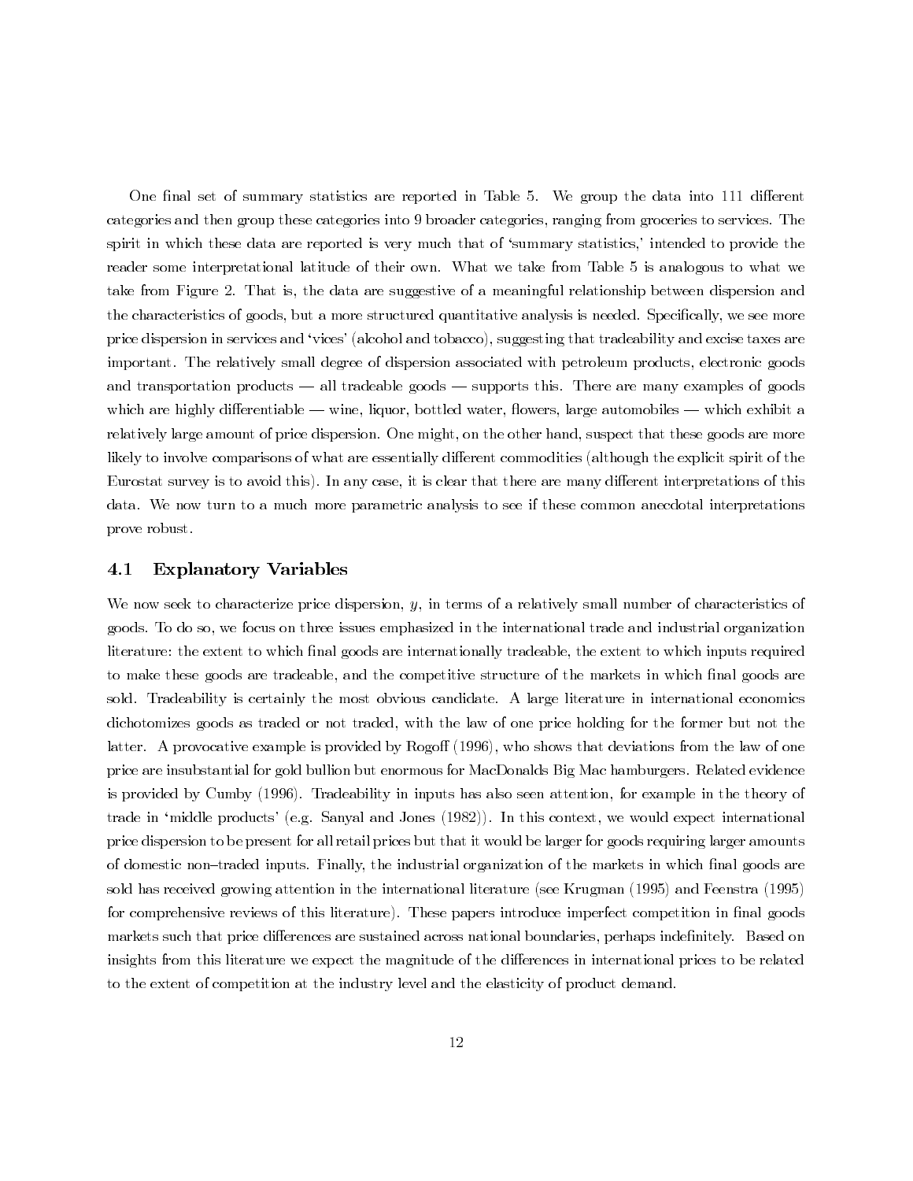One final set of summary statistics are reported in Table 5. We group the data into 111 different categories and then group these categories into 9 broader categories, ranging from groceries to services. The spirit in which these data are reported is very much that of 'summary statistics,' intended to provide the reader some interpretational latitude of their own. What we take from Table 5 is analogous to what we take from Figure 2. That is, the data are suggestive of a meaningful relationship between dispersion and the characteristics of goods, but a more structured quantitative analysis is needed. Specifically, we see more price dispersion in services and 'vices' (alcohol and tobacco), suggesting that tradeability and excise taxes are important. The relatively small degree of dispersion associated with petroleum products, electronic goods and transportation products — all tradeable goods — supports this. There are many examples of goods which are highly differentiable — wine, liquor, bottled water, flowers, large automobiles — which exhibit a relatively large amount of price dispersion. One might, on the other hand, suspect that these goods are more likely to involve comparisons of what are essentially different commodities (although the explicit spirit of the Eurostat survey is to avoid this). In any case, it is clear that there are many different interpretations of this data. We now turn to a much more parametric analysis to see if these common anecdotal interpretations prove robust.

### 4.1 Explanatory Variables

We now seek to characterize price dispersion, $y$, in terms of a relatively small number of characteristics of goods. To do so, we focus on three issues emphasized in the international trade and industrial organization literature: the extent to which final goods are internationally tradeable, the extent to which inputs required to make these goods are tradeable, and the competitive structure of the markets in which final goods are sold. Tradeability is certainly the most obvious candidate. A large literature in international economics dichotomizes goods as traded or not traded, with the law of one price holding for the former but not the latter. A provocative example is provided by Rogoff (1996), who shows that deviations from the law of one price are insubstantial for gold bullion but enormous for MacDonalds Big Mac hamburgers. Related evidence is provided by Cumby (1996). Tradeability in inputs has also seen attention, for example in the theory of trade in 'middle products' (e.g. Sanyal and Jones (1982)). In this context, we would expect international price dispersion to be present for all retail prices but that it would be larger for goods requiring larger amounts of domestic non–traded inputs. Finally, the industrial organization of the markets in which final goods are sold has received growing attention in the international literature (see Krugman (1995) and Feenstra (1995) for comprehensive reviews of this literature). These papers introduce imperfect competition in final goods markets such that price differences are sustained across national boundaries, perhaps indefinitely. Based on insights from this literature we expect the magnitude of the differences in international prices to be related to the extent of competition at the industry level and the elasticity of product demand.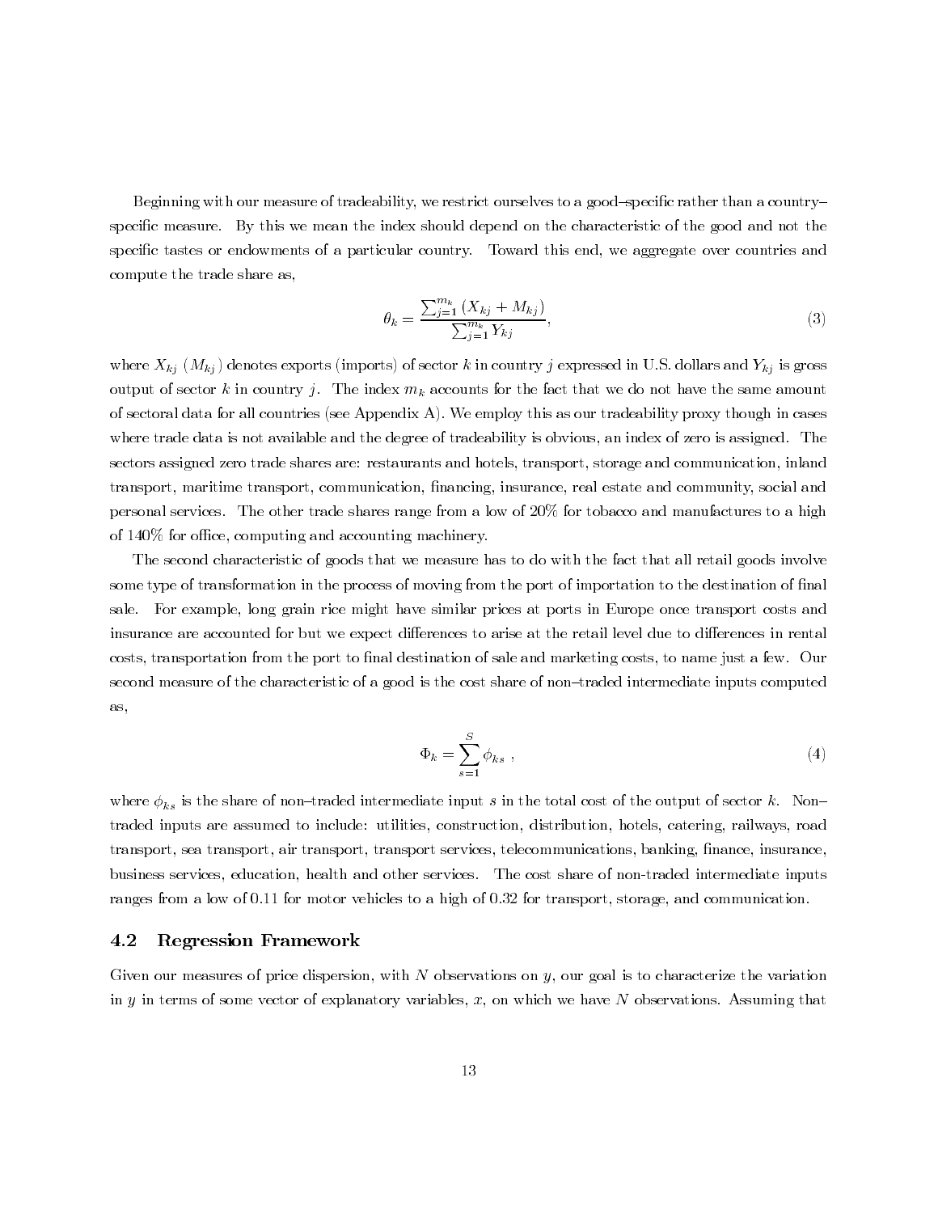Beginning with our measure of tradeability, we restrict ourselves to a good–specific rather than a country–specific measure. By this we mean the index should depend on the characteristic of the good and not the specific tastes or endowments of a particular country. Toward this end, we aggregate over countries and compute the trade share as,

$$\theta_k = \frac{\sum_{j=1}^{m_k} (X_{kj} + M_{kj})}{\sum_{j=1}^{m_k} Y_{kj}}, \tag{3}$$

where $X_{kj}$ ($M_{kj}$) denotes exports (imports) of sector $k$ in country $j$ expressed in U.S. dollars and $Y_{kj}$ is gross output of sector $k$ in country $j$. The index $m_k$ accounts for the fact that we do not have the same amount of sectoral data for all countries (see Appendix A). We employ this as our tradeability proxy though in cases where trade data is not available and the degree of tradeability is obvious, an index of zero is assigned. The sectors assigned zero trade shares are: restaurants and hotels, transport, storage and communication, inland transport, maritime transport, communication, financing, insurance, real estate and community, social and personal services. The other trade shares range from a low of 20% for tobacco and manufactures to a high of 140% for office, computing and accounting machinery.

The second characteristic of goods that we measure has to do with the fact that all retail goods involve some type of transformation in the process of moving from the port of importation to the destination of final sale. For example, long grain rice might have similar prices at ports in Europe once transport costs and insurance are accounted for but we expect differences to arise at the retail level due to differences in rental costs, transportation from the port to final destination of sale and marketing costs, to name just a few. Our second measure of the characteristic of a good is the cost share of non–traded intermediate inputs computed as,

$$\Phi_k = \sum_{s=1}^{S} \phi_{ks} \ , \tag{4}$$

where $\phi_{ks}$ is the share of non–traded intermediate input $s$ in the total cost of the output of sector $k$. Non–traded inputs are assumed to include: utilities, construction, distribution, hotels, catering, railways, road transport, sea transport, air transport, transport services, telecommunications, banking, finance, insurance, business services, education, health and other services. The cost share of non–traded intermediate inputs ranges from a low of 0.11 for motor vehicles to a high of 0.32 for transport, storage, and communication.

## 4.2 Regression Framework

Given our measures of price dispersion, with $N$ observations on $y$, our goal is to characterize the variation in $y$ in terms of some vector of explanatory variables, $x$, on which we have $N$ observations. Assuming that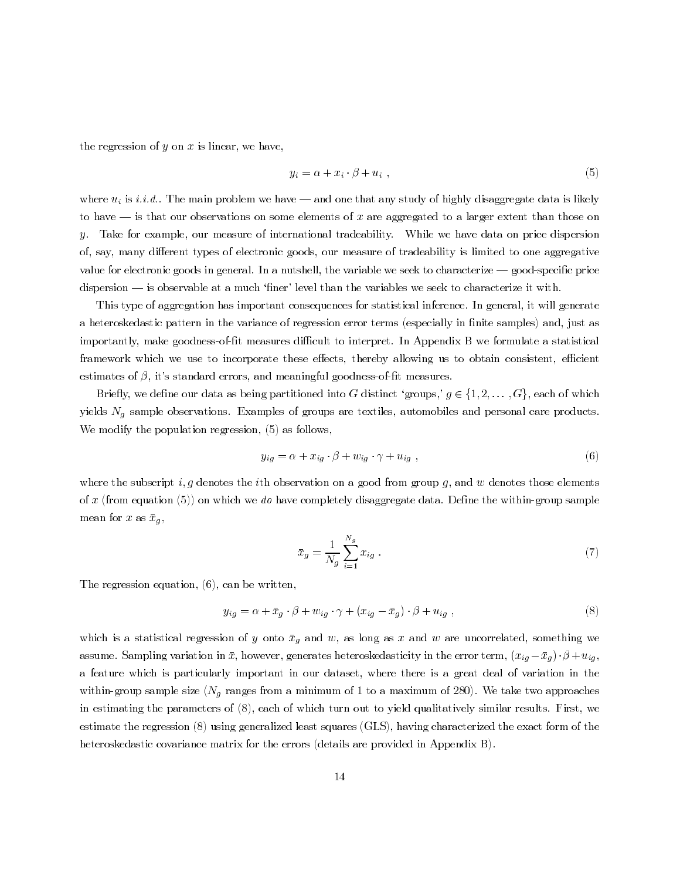the regression of $y$ on $x$ is linear, we have,

$$y_i = \alpha + x_i \cdot \beta + u_i \ , \tag{5}$$

where $u_i$ is *i.i.d.*. The main problem we have — and one that any study of highly disaggregate data is likely to have — is that our observations on some elements of $x$ are aggregated to a larger extent than those on $y$. Take for example, our measure of international tradeability. While we have data on price dispersion of, say, many different types of electronic goods, our measure of tradeability is limited to one aggregative value for electronic goods in general. In a nutshell, the variable we seek to characterize — good-specific price dispersion — is observable at a much 'finer' level than the variables we seek to characterize it with.

This type of aggregation has important consequences for statistical inference. In general, it will generate a heteroskedastic pattern in the variance of regression error terms (especially in finite samples) and, just as importantly, make goodness-of-fit measures difficult to interpret. In Appendix B we formulate a statistical framework which we use to incorporate these effects, thereby allowing us to obtain consistent, efficient estimates of $\beta$, it's standard errors, and meaningful goodness-of-fit measures.

Briefly, we define our data as being partitioned into $G$ distinct 'groups,' $g \in \{1, 2, \ldots, G\}$, each of which yields $N_g$ sample observations. Examples of groups are textiles, automobiles and personal care products. We modify the population regression, (5) as follows,

$$y_{ig} = \alpha + x_{ig} \cdot \beta + w_{ig} \cdot \gamma + u_{ig} \ , \tag{6}$$

where the subscript $i, g$ denotes the $i$th observation on a good from group $g$, and $w$ denotes those elements of $x$ (from equation (5)) on which we *do* have completely disaggregate data. Define the within-group sample mean for $x$ as $\bar{x}_g$,

$$\bar{x}_g = \frac{1}{N_g} \sum_{i=1}^{N_g} x_{ig} \ . \tag{7}$$

The regression equation, (6), can be written,

$$y_{ig} = \alpha + \bar{x}_g \cdot \beta + w_{ig} \cdot \gamma + (x_{ig} - \bar{x}_g) \cdot \beta + u_{ig} \ , \tag{8}$$

which is a statistical regression of $y$ onto $\bar{x}_g$ and $w$, as long as $x$ and $w$ are uncorrelated, something we assume. Sampling variation in $\bar{x}$, however, generates heteroskedasticity in the error term, $(x_{ig} - \bar{x}_g) \cdot \beta + u_{ig}$, a feature which is particularly important in our dataset, where there is a great deal of variation in the within-group sample size ($N_g$ ranges from a minimum of 1 to a maximum of 280). We take two approaches in estimating the parameters of (8), each of which turn out to yield qualitatively similar results. First, we estimate the regression (8) using generalized least squares (GLS), having characterized the exact form of the heteroskedastic covariance matrix for the errors (details are provided in Appendix B).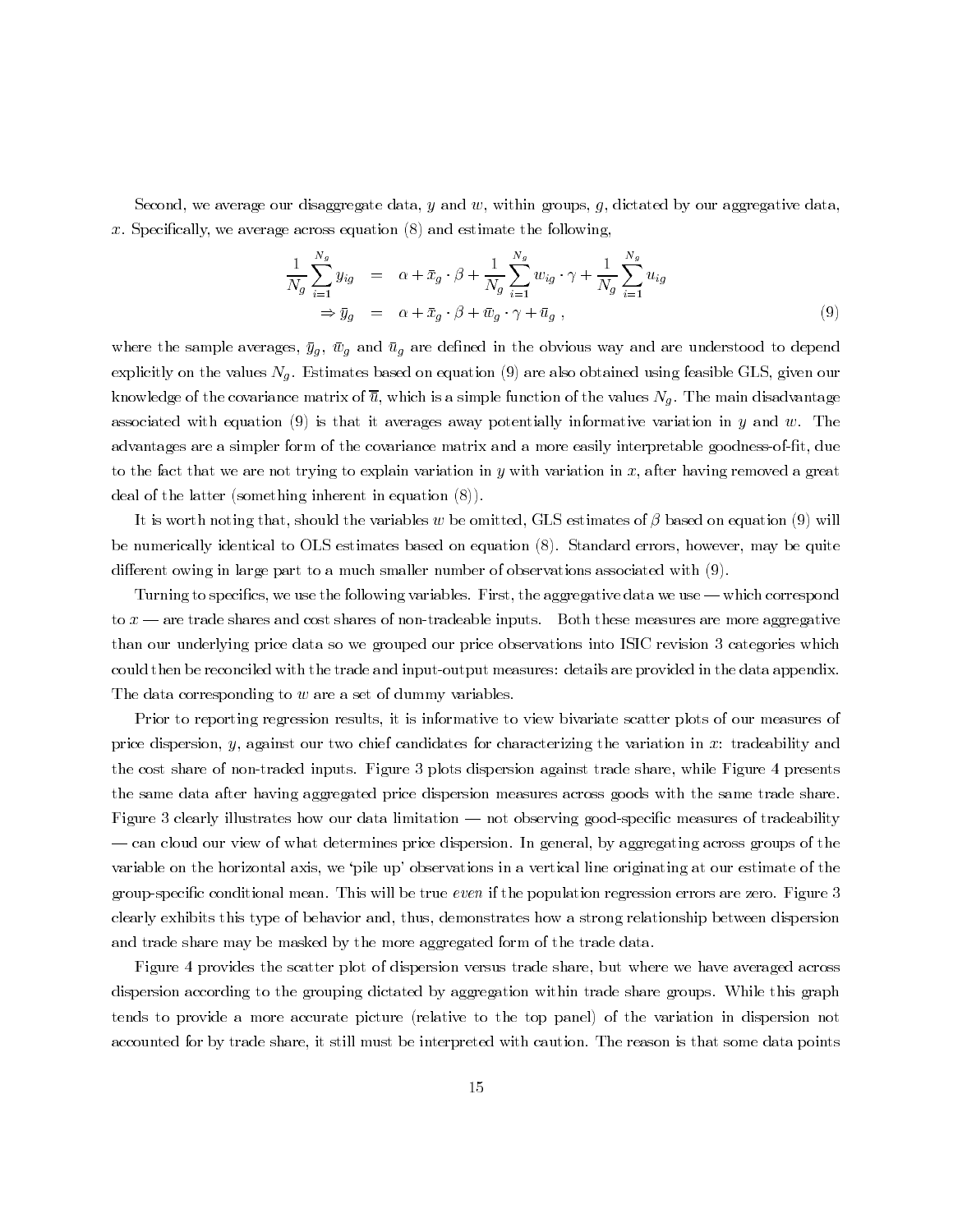Second, we average our disaggregate data, $y$ and $w$, within groups, $g$, dictated by our aggregative data, $x$. Specifically, we average across equation (8) and estimate the following,

$$
\begin{aligned}
\frac{1}{N_g}\sum_{i=1}^{N_g} y_{ig} &= \alpha + \bar{x}_g \cdot \beta + \frac{1}{N_g}\sum_{i=1}^{N_g} w_{ig} \cdot \gamma + \frac{1}{N_g}\sum_{i=1}^{N_g} u_{ig} \\
\Rightarrow \bar{y}_g &= \alpha + \bar{x}_g \cdot \beta + \bar{w}_g \cdot \gamma + \bar{u}_g \ , \qquad (9)
\end{aligned}
$$

where the sample averages, $\bar{y}_g$, $\bar{w}_g$ and $\bar{u}_g$ are defined in the obvious way and are understood to depend explicitly on the values $N_g$. Estimates based on equation (9) are also obtained using feasible GLS, given our knowledge of the covariance matrix of $\overline{u}$, which is a simple function of the values $N_g$. The main disadvantage associated with equation (9) is that it averages away potentially informative variation in $y$ and $w$. The advantages are a simpler form of the covariance matrix and a more easily interpretable goodness-of-fit, due to the fact that we are not trying to explain variation in $y$ with variation in $x$, after having removed a great deal of the latter (something inherent in equation (8)).

It is worth noting that, should the variables $w$ be omitted, GLS estimates of $\beta$ based on equation (9) will be numerically identical to OLS estimates based on equation (8). Standard errors, however, may be quite different owing in large part to a much smaller number of observations associated with (9).

Turning to specifics, we use the following variables. First, the aggregative data we use — which correspond to $x$ — are trade shares and cost shares of non-tradeable inputs. Both these measures are more aggregative than our underlying price data so we grouped our price observations into ISIC revision 3 categories which could then be reconciled with the trade and input-output measures: details are provided in the data appendix. The data corresponding to $w$ are a set of dummy variables.

Prior to reporting regression results, it is informative to view bivariate scatter plots of our measures of price dispersion, $y$, against our two chief candidates for characterizing the variation in $x$: tradeability and the cost share of non-traded inputs. Figure 3 plots dispersion against trade share, while Figure 4 presents the same data after having aggregated price dispersion measures across goods with the same trade share. Figure 3 clearly illustrates how our data limitation — not observing good-specific measures of tradeability — can cloud our view of what determines price dispersion. In general, by aggregating across groups of the variable on the horizontal axis, we 'pile up' observations in a vertical line originating at our estimate of the group-specific conditional mean. This will be true *even* if the population regression errors are zero. Figure 3 clearly exhibits this type of behavior and, thus, demonstrates how a strong relationship between dispersion and trade share may be masked by the more aggregated form of the trade data.

Figure 4 provides the scatter plot of dispersion versus trade share, but where we have averaged across dispersion according to the grouping dictated by aggregation within trade share groups. While this graph tends to provide a more accurate picture (relative to the top panel) of the variation in dispersion not accounted for by trade share, it still must be interpreted with caution. The reason is that some data points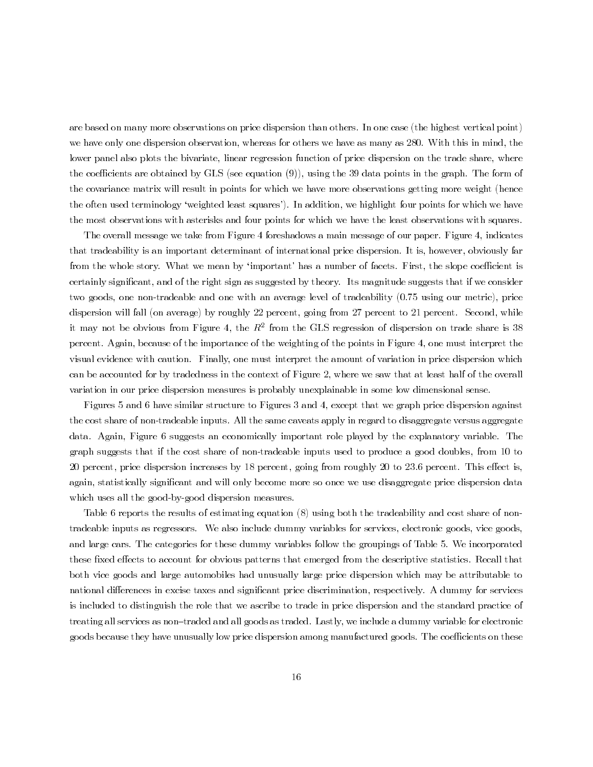are based on many more observations on price dispersion than others. In one case (the highest vertical point) we have only one dispersion observation, whereas for others we have as many as 280. With this in mind, the lower panel also plots the bivariate, linear regression function of price dispersion on the trade share, where the coefficients are obtained by GLS (see equation (9)), using the 39 data points in the graph. The form of the covariance matrix will result in points for which we have more observations getting more weight (hence the often used terminology 'weighted least squares'). In addition, we highlight four points for which we have the most observations with asterisks and four points for which we have the least observations with squares.

The overall message we take from Figure 4 foreshadows a main message of our paper. Figure 4, indicates that tradeability is an important determinant of international price dispersion. It is, however, obviously far from the whole story. What we mean by 'important' has a number of facets. First, the slope coefficient is certainly significant, and of the right sign as suggested by theory. Its magnitude suggests that if we consider two goods, one non-tradeable and one with an average level of tradeability (0.75 using our metric), price dispersion will fall (on average) by roughly 22 percent, going from 27 percent to 21 percent. Second, while it may not be obvious from Figure 4, the $R^2$ from the GLS regression of dispersion on trade share is 38 percent. Again, because of the importance of the weighting of the points in Figure 4, one must interpret the visual evidence with caution. Finally, one must interpret the amount of variation in price dispersion which can be accounted for by tradedness in the context of Figure 2, where we saw that at least half of the overall variation in our price dispersion measures is probably unexplainable in some low dimensional sense.

Figures 5 and 6 have similar structure to Figures 3 and 4, except that we graph price dispersion against the cost share of non-tradeable inputs. All the same caveats apply in regard to disaggregate versus aggregate data. Again, Figure 6 suggests an economically important role played by the explanatory variable. The graph suggests that if the cost share of non-tradeable inputs used to produce a good doubles, from 10 to 20 percent, price dispersion increases by 18 percent, going from roughly 20 to 23.6 percent. This effect is, again, statistically significant and will only become more so once we use disaggregate price dispersion data which uses all the good-by-good dispersion measures.

Table 6 reports the results of estimating equation (8) using both the tradeability and cost share of non-tradeable inputs as regressors. We also include dummy variables for services, electronic goods, vice goods, and large cars. The categories for these dummy variables follow the groupings of Table 5. We incorporated these fixed effects to account for obvious patterns that emerged from the descriptive statistics. Recall that both vice goods and large automobiles had unusually large price dispersion which may be attributable to national differences in excise taxes and significant price discrimination, respectively. A dummy for services is included to distinguish the role that we ascribe to trade in price dispersion and the standard practice of treating all services as non–traded and all goods as traded. Lastly, we include a dummy variable for electronic goods because they have unusually low price dispersion among manufactured goods. The coefficients on these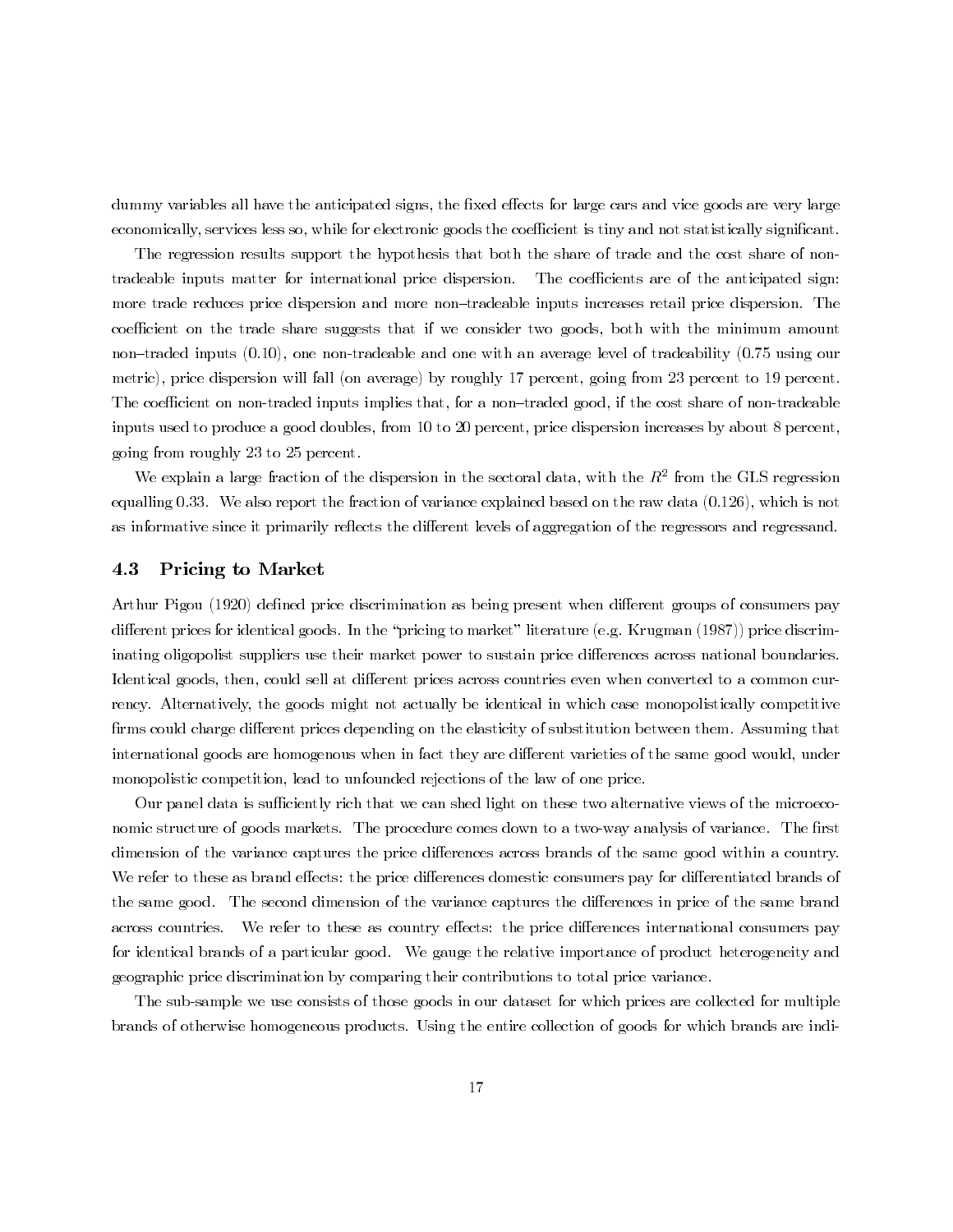dummy variables all have the anticipated signs, the fixed effects for large cars and vice goods are very large economically, services less so, while for electronic goods the coefficient is tiny and not statistically significant.

The regression results support the hypothesis that both the share of trade and the cost share of non-tradeable inputs matter for international price dispersion. The coefficients are of the anticipated sign: more trade reduces price dispersion and more non–tradeable inputs increases retail price dispersion. The coefficient on the trade share suggests that if we consider two goods, both with the minimum amount non–traded inputs (0.10), one non-tradeable and one with an average level of tradeability (0.75 using our metric), price dispersion will fall (on average) by roughly 17 percent, going from 23 percent to 19 percent. The coefficient on non-traded inputs implies that, for a non–traded good, if the cost share of non-tradeable inputs used to produce a good doubles, from 10 to 20 percent, price dispersion increases by about 8 percent, going from roughly 23 to 25 percent.

We explain a large fraction of the dispersion in the sectoral data, with the $R^2$ from the GLS regression equalling 0.33. We also report the fraction of variance explained based on the raw data (0.126), which is not as informative since it primarily reflects the different levels of aggregation of the regressors and regressand.

### 4.3 Pricing to Market

Arthur Pigou (1920) defined price discrimination as being present when different groups of consumers pay different prices for identical goods. In the "pricing to market" literature (e.g. Krugman (1987)) price discriminating oligopolist suppliers use their market power to sustain price differences across national boundaries. Identical goods, then, could sell at different prices across countries even when converted to a common currency. Alternatively, the goods might not actually be identical in which case monopolistically competitive firms could charge different prices depending on the elasticity of substitution between them. Assuming that international goods are homogenous when in fact they are different varieties of the same good would, under monopolistic competition, lead to unfounded rejections of the law of one price.

Our panel data is sufficiently rich that we can shed light on these two alternative views of the microeconomic structure of goods markets. The procedure comes down to a two-way analysis of variance. The first dimension of the variance captures the price differences across brands of the same good within a country. We refer to these as brand effects: the price differences domestic consumers pay for differentiated brands of the same good. The second dimension of the variance captures the differences in price of the same brand across countries. We refer to these as country effects: the price differences international consumers pay for identical brands of a particular good. We gauge the relative importance of product heterogeneity and geographic price discrimination by comparing their contributions to total price variance.

The sub-sample we use consists of those goods in our dataset for which prices are collected for multiple brands of otherwise homogeneous products. Using the entire collection of goods for which brands are indi-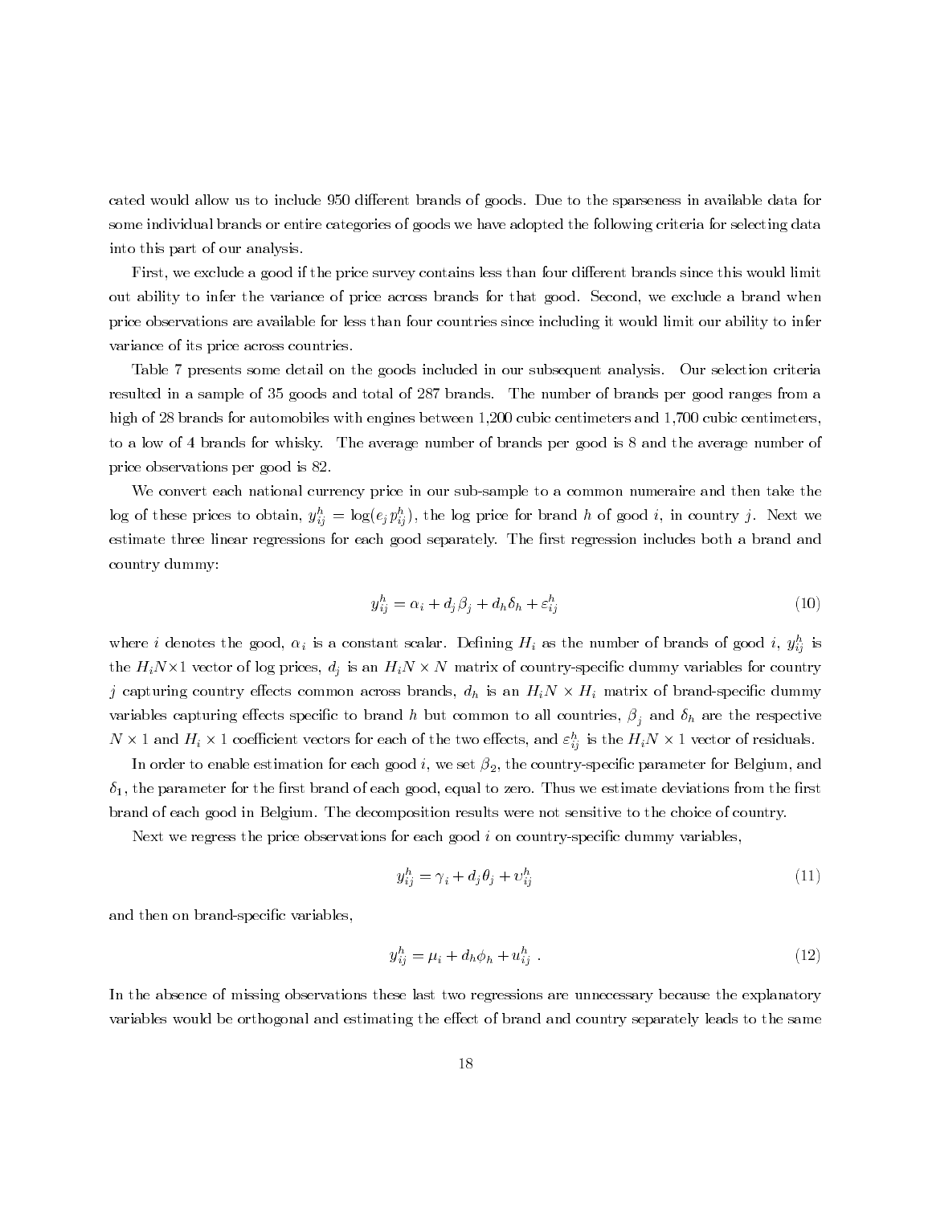cated would allow us to include 950 different brands of goods. Due to the sparseness in available data for some individual brands or entire categories of goods we have adopted the following criteria for selecting data into this part of our analysis.

First, we exclude a good if the price survey contains less than four different brands since this would limit out ability to infer the variance of price across brands for that good. Second, we exclude a brand when price observations are available for less than four countries since including it would limit our ability to infer variance of its price across countries.

Table 7 presents some detail on the goods included in our subsequent analysis. Our selection criteria resulted in a sample of 35 goods and total of 287 brands. The number of brands per good ranges from a high of 28 brands for automobiles with engines between 1,200 cubic centimeters and 1,700 cubic centimeters, to a low of 4 brands for whisky. The average number of brands per good is 8 and the average number of price observations per good is 82.

We convert each national currency price in our sub-sample to a common numeraire and then take the log of these prices to obtain, $y_{ij}^h = \log(e_j p_{ij}^h)$, the log price for brand $h$ of good $i$, in country $j$. Next we estimate three linear regressions for each good separately. The first regression includes both a brand and country dummy:

$$y_{ij}^h = \alpha_i + d_j \beta_j + d_h \delta_h + \varepsilon_{ij}^h \tag{10}$$

where $i$ denotes the good, $\alpha_i$ is a constant scalar. Defining $H_i$ as the number of brands of good $i$, $y_{ij}^h$ is the $H_i N \times 1$ vector of log prices, $d_j$ is an $H_i N \times N$ matrix of country-specific dummy variables for country $j$ capturing country effects common across brands, $d_h$ is an $H_i N \times H_i$ matrix of brand-specific dummy variables capturing effects specific to brand $h$ but common to all countries, $\beta_j$ and $\delta_h$ are the respective $N \times 1$ and $H_i \times 1$ coefficient vectors for each of the two effects, and $\varepsilon_{ij}^h$ is the $H_i N \times 1$ vector of residuals.

In order to enable estimation for each good $i$, we set $\beta_2$, the country-specific parameter for Belgium, and $\delta_1$, the parameter for the first brand of each good, equal to zero. Thus we estimate deviations from the first brand of each good in Belgium. The decomposition results were not sensitive to the choice of country.

Next we regress the price observations for each good $i$ on country-specific dummy variables,

$$y_{ij}^h = \gamma_i + d_j \theta_j + v_{ij}^h \tag{11}$$

and then on brand-specific variables,

$$y_{ij}^h = \mu_i + d_h \phi_h + u_{ij}^h \ . \tag{12}$$

In the absence of missing observations these last two regressions are unnecessary because the explanatory variables would be orthogonal and estimating the effect of brand and country separately leads to the same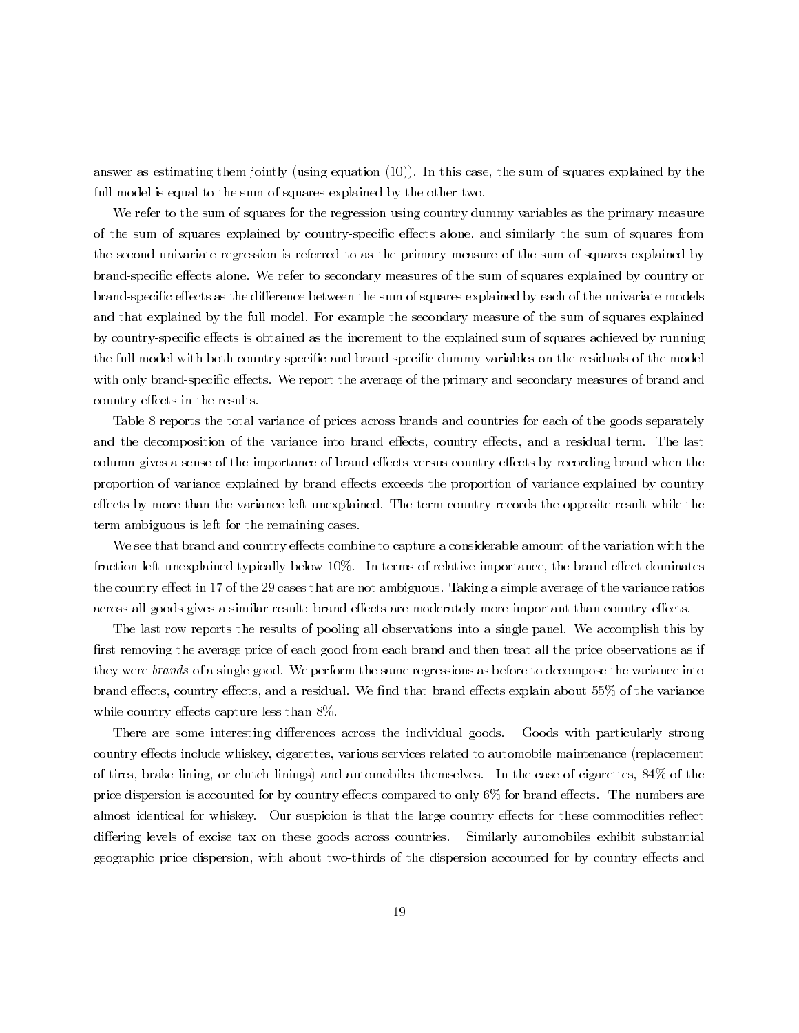answer as estimating them jointly (using equation (10)). In this case, the sum of squares explained by the full model is equal to the sum of squares explained by the other two.

We refer to the sum of squares for the regression using country dummy variables as the primary measure of the sum of squares explained by country-specific effects alone, and similarly the sum of squares from the second univariate regression is referred to as the primary measure of the sum of squares explained by brand-specific effects alone. We refer to secondary measures of the sum of squares explained by country or brand-specific effects as the difference between the sum of squares explained by each of the univariate models and that explained by the full model. For example the secondary measure of the sum of squares explained by country-specific effects is obtained as the increment to the explained sum of squares achieved by running the full model with both country-specific and brand-specific dummy variables on the residuals of the model with only brand-specific effects. We report the average of the primary and secondary measures of brand and country effects in the results.

Table 8 reports the total variance of prices across brands and countries for each of the goods separately and the decomposition of the variance into brand effects, country effects, and a residual term. The last column gives a sense of the importance of brand effects versus country effects by recording brand when the proportion of variance explained by brand effects exceeds the proportion of variance explained by country effects by more than the variance left unexplained. The term country records the opposite result while the term ambiguous is left for the remaining cases.

We see that brand and country effects combine to capture a considerable amount of the variation with the fraction left unexplained typically below 10%. In terms of relative importance, the brand effect dominates the country effect in 17 of the 29 cases that are not ambiguous. Taking a simple average of the variance ratios across all goods gives a similar result: brand effects are moderately more important than country effects.

The last row reports the results of pooling all observations into a single panel. We accomplish this by first removing the average price of each good from each brand and then treat all the price observations as if they were *brands* of a single good. We perform the same regressions as before to decompose the variance into brand effects, country effects, and a residual. We find that brand effects explain about 55% of the variance while country effects capture less than 8%.

There are some interesting differences across the individual goods. Goods with particularly strong country effects include whiskey, cigarettes, various services related to automobile maintenance (replacement of tires, brake lining, or clutch linings) and automobiles themselves. In the case of cigarettes, 84% of the price dispersion is accounted for by country effects compared to only 6% for brand effects. The numbers are almost identical for whiskey. Our suspicion is that the large country effects for these commodities reflect differing levels of excise tax on these goods across countries. Similarly automobiles exhibit substantial geographic price dispersion, with about two-thirds of the dispersion accounted for by country effects and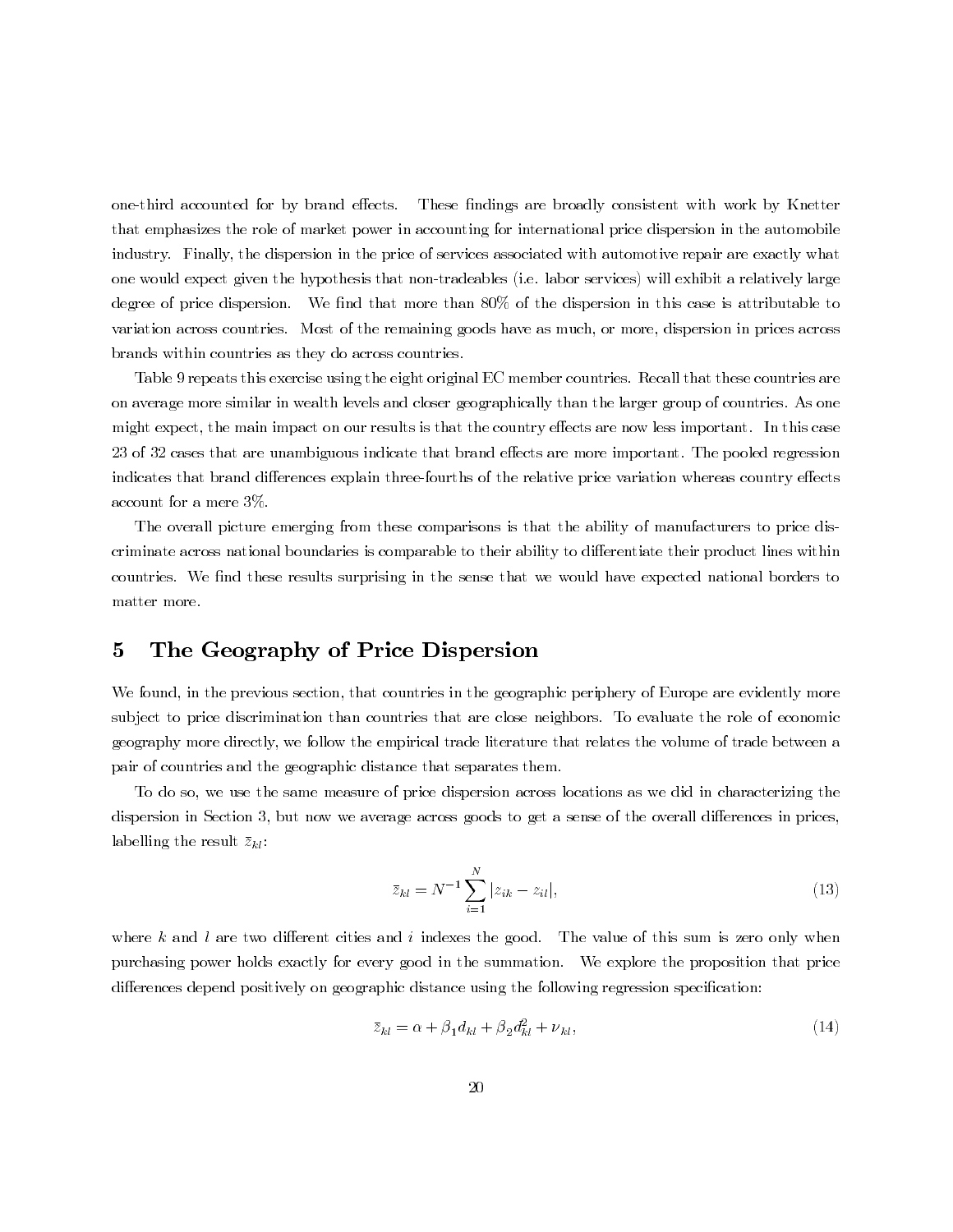one-third accounted for by brand effects. These findings are broadly consistent with work by Knetter that emphasizes the role of market power in accounting for international price dispersion in the automobile industry. Finally, the dispersion in the price of services associated with automotive repair are exactly what one would expect given the hypothesis that non-tradeables (i.e. labor services) will exhibit a relatively large degree of price dispersion. We find that more than 80% of the dispersion in this case is attributable to variation across countries. Most of the remaining goods have as much, or more, dispersion in prices across brands within countries as they do across countries.

Table 9 repeats this exercise using the eight original EC member countries. Recall that these countries are on average more similar in wealth levels and closer geographically than the larger group of countries. As one might expect, the main impact on our results is that the country effects are now less important. In this case 23 of 32 cases that are unambiguous indicate that brand effects are more important. The pooled regression indicates that brand differences explain three-fourths of the relative price variation whereas country effects account for a mere 3%.

The overall picture emerging from these comparisons is that the ability of manufacturers to price discriminate across national boundaries is comparable to their ability to differentiate their product lines within countries. We find these results surprising in the sense that we would have expected national borders to matter more.

# 5 The Geography of Price Dispersion

We found, in the previous section, that countries in the geographic periphery of Europe are evidently more subject to price discrimination than countries that are close neighbors. To evaluate the role of economic geography more directly, we follow the empirical trade literature that relates the volume of trade between a pair of countries and the geographic distance that separates them.

To do so, we use the same measure of price dispersion across locations as we did in characterizing the dispersion in Section 3, but now we average across goods to get a sense of the overall differences in prices, labelling the result $\bar{z}_{kl}$:

$$\bar{z}_{kl} = N^{-1} \sum_{i=1}^{N} |z_{ik} - z_{il}|, \tag{13}$$

where $k$ and $l$ are two different cities and $i$ indexes the good. The value of this sum is zero only when purchasing power holds exactly for every good in the summation. We explore the proposition that price differences depend positively on geographic distance using the following regression specification:

$$\bar{z}_{kl} = \alpha + \beta_1 d_{kl} + \beta_2 d_{kl}^2 + \nu_{kl}, \tag{14}$$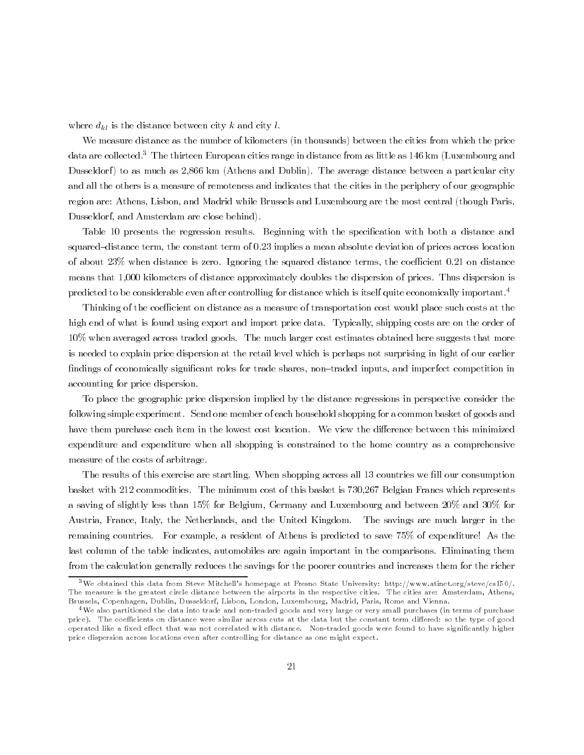where $d_{kl}$ is the distance between city $k$ and city $l$.

We measure distance as the number of kilometers (in thousands) between the cities from which the price data are collected.[3] The thirteen European cities range in distance from as little as 146 km (Luxembourg and Dusseldorf) to as much as 2,866 km (Athens and Dublin). The average distance between a particular city and all the others is a measure of remoteness and indicates that the cities in the periphery of our geographic region are: Athens, Lisbon, and Madrid while Brussels and Luxembourg are the most central (though Paris, Dusseldorf, and Amsterdam are close behind).

Table 10 presents the regression results. Beginning with the specification with both a distance and squared–distance term, the constant term of 0.23 implies a mean absolute deviation of prices across location of about 23% when distance is zero. Ignoring the squared distance terms, the coefficient 0.21 on distance means that 1,000 kilometers of distance approximately doubles the dispersion of prices. Thus dispersion is predicted to be considerable even after controlling for distance which is itself quite economically important.[4]

Thinking of the coefficient on distance as a measure of transportation cost would place such costs at the high end of what is found using export and import price data. Typically, shipping costs are on the order of 10% when averaged across traded goods. The much larger cost estimates obtained here suggests that more is needed to explain price dispersion at the retail level which is perhaps not surprising in light of our earlier findings of economically significant roles for trade shares, non–traded inputs, and imperfect competition in accounting for price dispersion.

To place the geographic price dispersion implied by the distance regressions in perspective consider the following simple experiment. Send one member of each household shopping for a common basket of goods and have them purchase each item in the lowest cost location. We view the difference between this minimized expenditure and expenditure when all shopping is constrained to the home country as a comprehensive measure of the costs of arbitrage.

The results of this exercise are startling. When shopping across all 13 countries we fill our consumption basket with 212 commodities. The minimum cost of this basket is 730,267 Belgian Francs which represents a saving of slightly less than 15% for Belgium, Germany and Luxembourg and between 20% and 30% for Austria, France, Italy, the Netherlands, and the United Kingdom. The savings are much larger in the remaining countries. For example, a resident of Athens is predicted to save 75% of expenditure! As the last column of the table indicates, automobiles are again important in the comparisons. Eliminating them from the calculation generally reduces the savings for the poorer countries and increases them for the richer

[3] We obtained this data from Steve Mitchell's homepage at Fresno State University: http://www.atinet.org/steve/cs150/. The measure is the greatest circle distance between the airports in the respective cities. The cities are: Amsterdam, Athens, Brussels, Copenhagen, Dublin, Dusseldorf, Lisbon, London, Luxembourg, Madrid, Paris, Rome and Vienna.

[4] We also partitioned the data into trade and non-traded goods and very large or very small purchases (in terms of purchase price). The coefficients on distance were similar across cuts at the data but the constant term differed: so the type of good operated like a fixed effect that was not correlated with distance. Non-traded goods were found to have significantly higher price dispersion across locations even after controlling for distance as one might expect.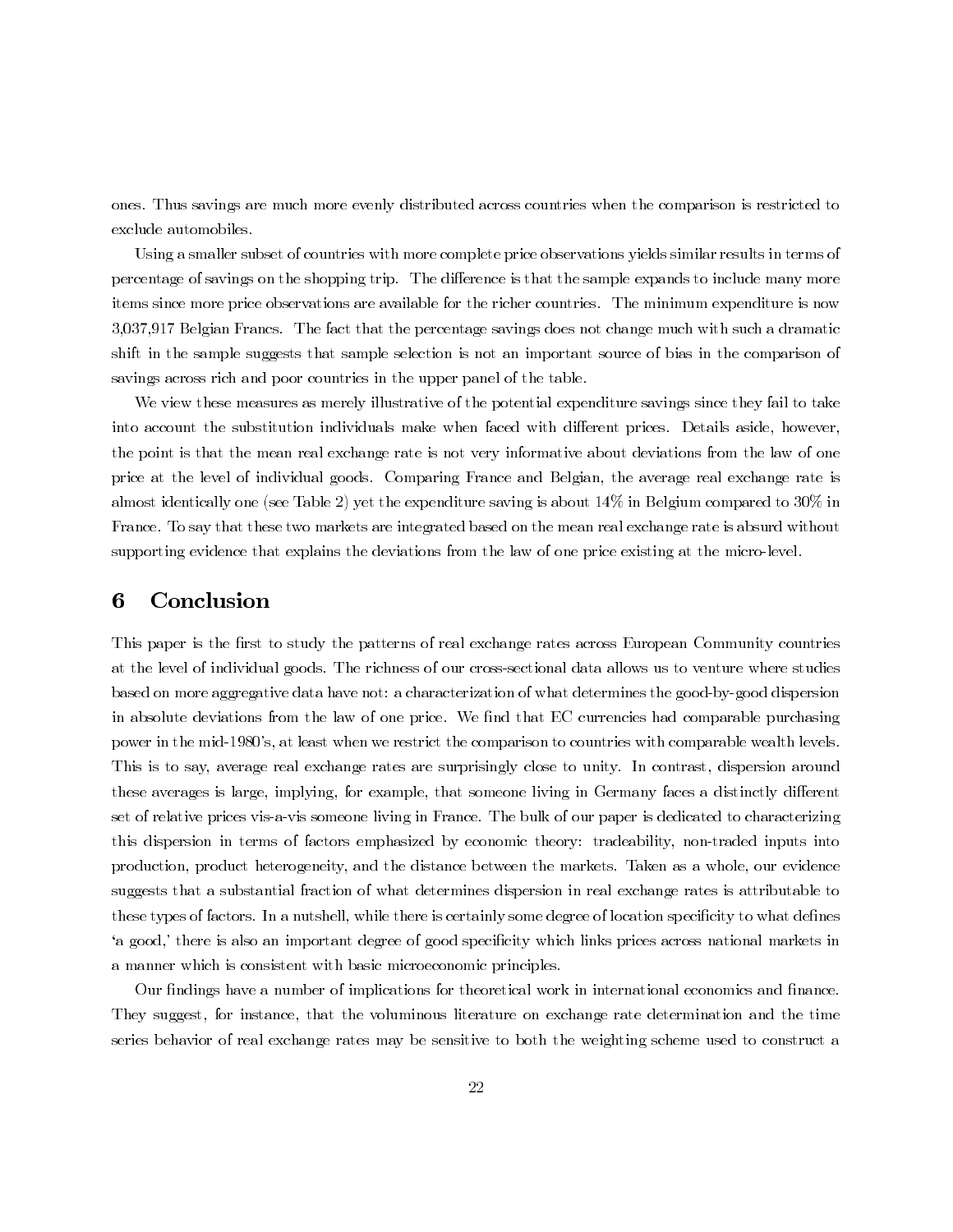ones. Thus savings are much more evenly distributed across countries when the comparison is restricted to exclude automobiles.

Using a smaller subset of countries with more complete price observations yields similar results in terms of percentage of savings on the shopping trip. The difference is that the sample expands to include many more items since more price observations are available for the richer countries. The minimum expenditure is now 3,037,917 Belgian Francs. The fact that the percentage savings does not change much with such a dramatic shift in the sample suggests that sample selection is not an important source of bias in the comparison of savings across rich and poor countries in the upper panel of the table.

We view these measures as merely illustrative of the potential expenditure savings since they fail to take into account the substitution individuals make when faced with different prices. Details aside, however, the point is that the mean real exchange rate is not very informative about deviations from the law of one price at the level of individual goods. Comparing France and Belgian, the average real exchange rate is almost identically one (see Table 2) yet the expenditure saving is about 14% in Belgium compared to 30% in France. To say that these two markets are integrated based on the mean real exchange rate is absurd without supporting evidence that explains the deviations from the law of one price existing at the micro-level.

# 6 Conclusion

This paper is the first to study the patterns of real exchange rates across European Community countries at the level of individual goods. The richness of our cross-sectional data allows us to venture where studies based on more aggregative data have not: a characterization of what determines the good-by-good dispersion in absolute deviations from the law of one price. We find that EC currencies had comparable purchasing power in the mid-1980's, at least when we restrict the comparison to countries with comparable wealth levels. This is to say, average real exchange rates are surprisingly close to unity. In contrast, dispersion around these averages is large, implying, for example, that someone living in Germany faces a distinctly different set of relative prices vis-a-vis someone living in France. The bulk of our paper is dedicated to characterizing this dispersion in terms of factors emphasized by economic theory: tradeability, non-traded inputs into production, product heterogeneity, and the distance between the markets. Taken as a whole, our evidence suggests that a substantial fraction of what determines dispersion in real exchange rates is attributable to these types of factors. In a nutshell, while there is certainly some degree of location specificity to what defines 'a good,' there is also an important degree of good specificity which links prices across national markets in a manner which is consistent with basic microeconomic principles.

Our findings have a number of implications for theoretical work in international economics and finance. They suggest, for instance, that the voluminous literature on exchange rate determination and the time series behavior of real exchange rates may be sensitive to both the weighting scheme used to construct a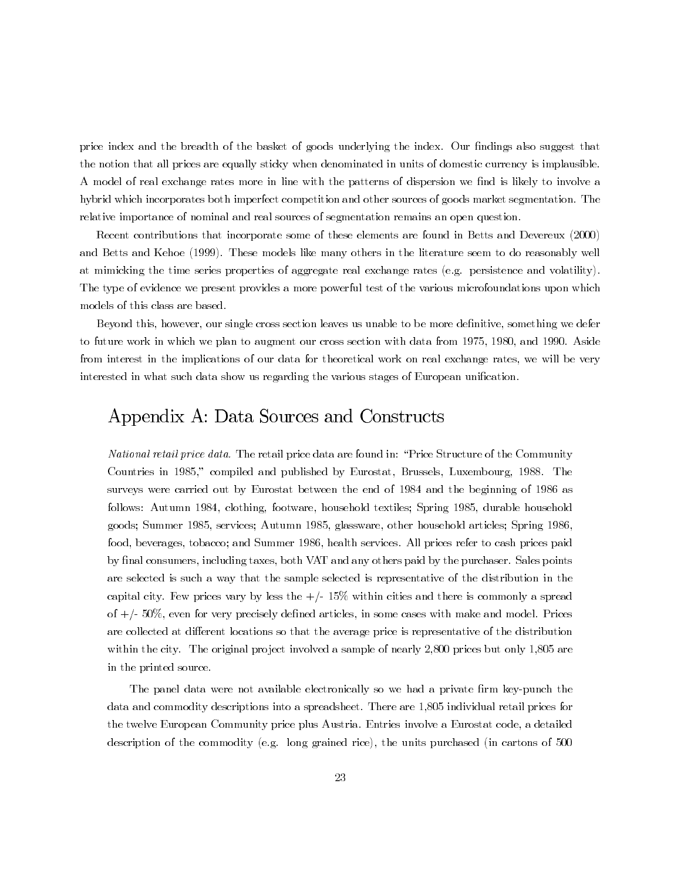price index and the breadth of the basket of goods underlying the index. Our findings also suggest that the notion that all prices are equally sticky when denominated in units of domestic currency is implausible. A model of real exchange rates more in line with the patterns of dispersion we find is likely to involve a hybrid which incorporates both imperfect competition and other sources of goods market segmentation. The relative importance of nominal and real sources of segmentation remains an open question.

Recent contributions that incorporate some of these elements are found in Betts and Devereux (2000) and Betts and Kehoe (1999). These models like many others in the literature seem to do reasonably well at mimicking the time series properties of aggregate real exchange rates (e.g. persistence and volatility). The type of evidence we present provides a more powerful test of the various microfoundations upon which models of this class are based.

Beyond this, however, our single cross section leaves us unable to be more definitive, something we defer to future work in which we plan to augment our cross section with data from 1975, 1980, and 1990. Aside from interest in the implications of our data for theoretical work on real exchange rates, we will be very interested in what such data show us regarding the various stages of European unification.

# Appendix A: Data Sources and Constructs

*National retail price data.* The retail price data are found in: "Price Structure of the Community Countries in 1985," compiled and published by Eurostat, Brussels, Luxembourg, 1988. The surveys were carried out by Eurostat between the end of 1984 and the beginning of 1986 as follows: Autumn 1984, clothing, footware, household textiles; Spring 1985, durable household goods; Summer 1985, services; Autumn 1985, glassware, other household articles; Spring 1986, food, beverages, tobacco; and Summer 1986, health services. All prices refer to cash prices paid by final consumers, including taxes, both VAT and any others paid by the purchaser. Sales points are selected is such a way that the sample selected is representative of the distribution in the capital city. Few prices vary by less the +/- 15% within cities and there is commonly a spread of +/- 50%, even for very precisely defined articles, in some cases with make and model. Prices are collected at different locations so that the average price is representative of the distribution within the city. The original project involved a sample of nearly 2,800 prices but only 1,805 are in the printed source.

The panel data were not available electronically so we had a private firm key-punch the data and commodity descriptions into a spreadsheet. There are 1,805 individual retail prices for the twelve European Community price plus Austria. Entries involve a Eurostat code, a detailed description of the commodity (e.g. long grained rice), the units purchased (in cartons of 500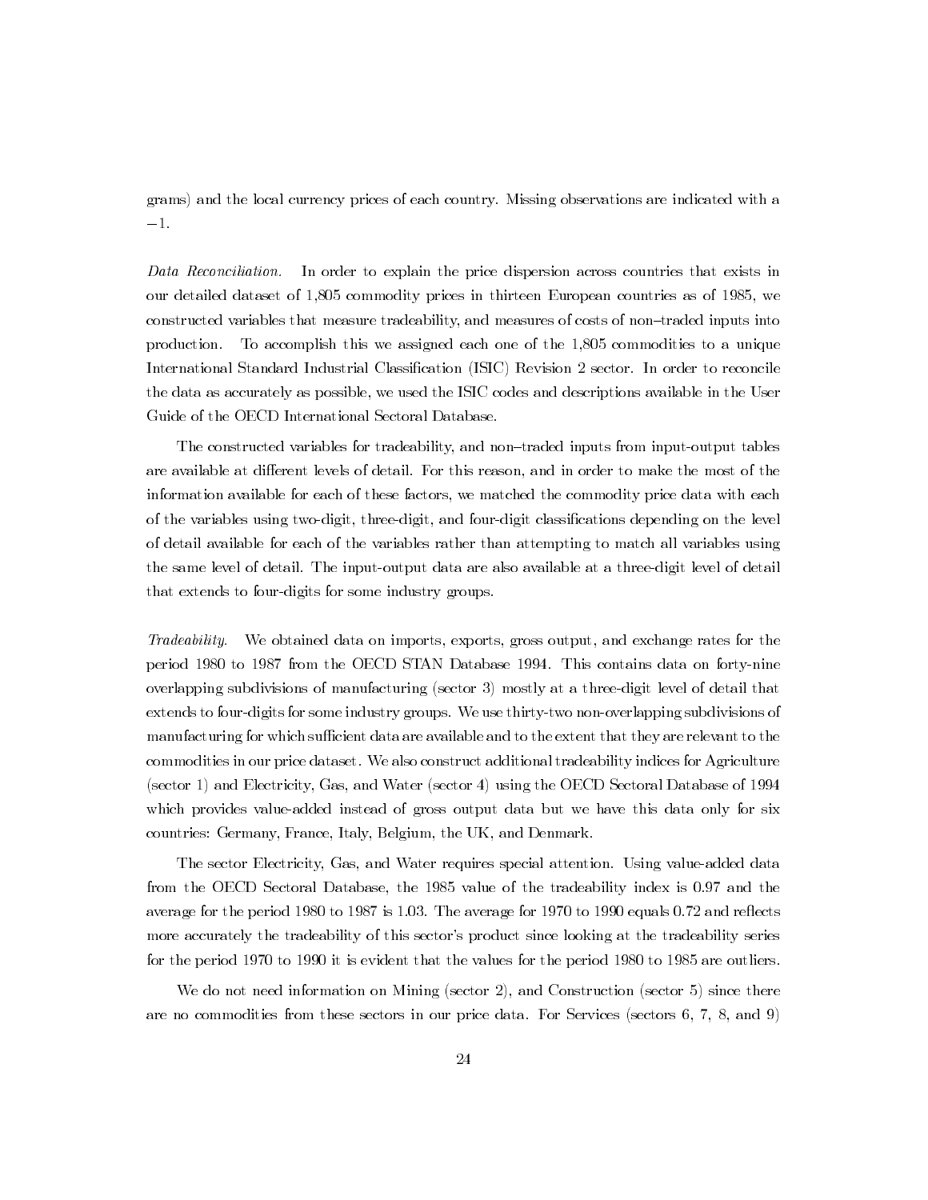grams) and the local currency prices of each country. Missing observations are indicated with a $-1$.

*Data Reconciliation.* In order to explain the price dispersion across countries that exists in our detailed dataset of 1,805 commodity prices in thirteen European countries as of 1985, we constructed variables that measure tradeability, and measures of costs of non–traded inputs into production. To accomplish this we assigned each one of the 1,805 commodities to a unique International Standard Industrial Classification (ISIC) Revision 2 sector. In order to reconcile the data as accurately as possible, we used the ISIC codes and descriptions available in the User Guide of the OECD International Sectoral Database.

The constructed variables for tradeability, and non–traded inputs from input-output tables are available at different levels of detail. For this reason, and in order to make the most of the information available for each of these factors, we matched the commodity price data with each of the variables using two-digit, three-digit, and four-digit classifications depending on the level of detail available for each of the variables rather than attempting to match all variables using the same level of detail. The input-output data are also available at a three-digit level of detail that extends to four-digits for some industry groups.

*Tradeability.* We obtained data on imports, exports, gross output, and exchange rates for the period 1980 to 1987 from the OECD STAN Database 1994. This contains data on forty-nine overlapping subdivisions of manufacturing (sector 3) mostly at a three-digit level of detail that extends to four-digits for some industry groups. We use thirty-two non-overlapping subdivisions of manufacturing for which sufficient data are available and to the extent that they are relevant to the commodities in our price dataset. We also construct additional tradeability indices for Agriculture (sector 1) and Electricity, Gas, and Water (sector 4) using the OECD Sectoral Database of 1994 which provides value-added instead of gross output data but we have this data only for six countries: Germany, France, Italy, Belgium, the UK, and Denmark.

The sector Electricity, Gas, and Water requires special attention. Using value-added data from the OECD Sectoral Database, the 1985 value of the tradeability index is 0.97 and the average for the period 1980 to 1987 is 1.03. The average for 1970 to 1990 equals 0.72 and reflects more accurately the tradeability of this sector's product since looking at the tradeability series for the period 1970 to 1990 it is evident that the values for the period 1980 to 1985 are outliers.

We do not need information on Mining (sector 2), and Construction (sector 5) since there are no commodities from these sectors in our price data. For Services (sectors 6, 7, 8, and 9)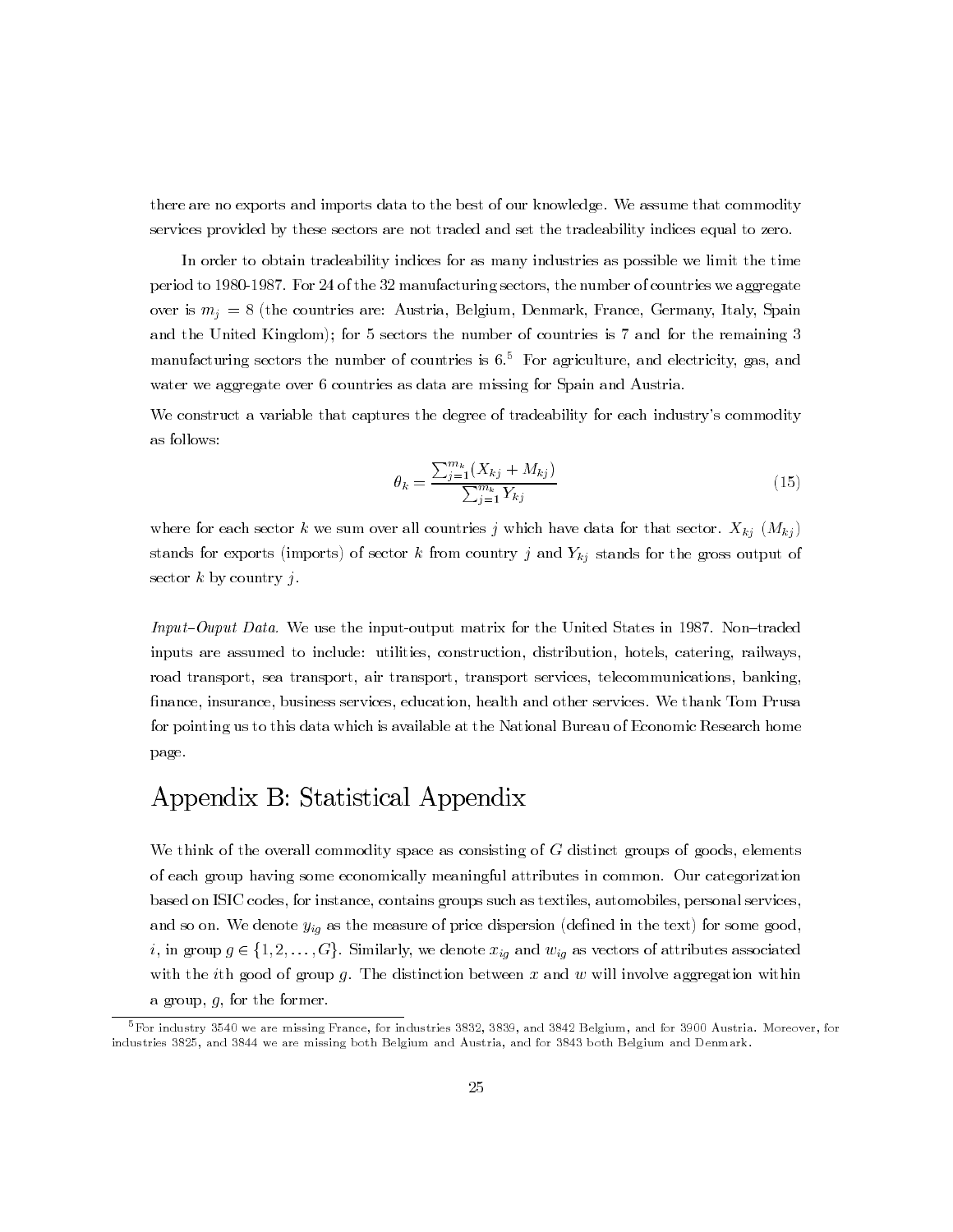there are no exports and imports data to the best of our knowledge. We assume that commodity services provided by these sectors are not traded and set the tradeability indices equal to zero.

In order to obtain tradeability indices for as many industries as possible we limit the time period to 1980-1987. For 24 of the 32 manufacturing sectors, the number of countries we aggregate over is $m_j = 8$ (the countries are: Austria, Belgium, Denmark, France, Germany, Italy, Spain and the United Kingdom); for 5 sectors the number of countries is 7 and for the remaining 3 manufacturing sectors the number of countries is 6.[5] For agriculture, and electricity, gas, and water we aggregate over 6 countries as data are missing for Spain and Austria.

We construct a variable that captures the degree of tradeability for each industry's commodity as follows:

$$\theta_k = \frac{\sum_{j=1}^{m_k} (X_{kj} + M_{kj})}{\sum_{j=1}^{m_k} Y_{kj}} \tag{15}$$

where for each sector $k$ we sum over all countries $j$ which have data for that sector. $X_{kj}$ ($M_{kj}$) stands for exports (imports) of sector $k$ from country $j$ and $Y_{kj}$ stands for the gross output of sector $k$ by country $j$.

*Input–Ouput Data.* We use the input-output matrix for the United States in 1987. Non–traded inputs are assumed to include: utilities, construction, distribution, hotels, catering, railways, road transport, sea transport, air transport, transport services, telecommunications, banking, finance, insurance, business services, education, health and other services. We thank Tom Prusa for pointing us to this data which is available at the National Bureau of Economic Research home page.

# Appendix B: Statistical Appendix

We think of the overall commodity space as consisting of $G$ distinct groups of goods, elements of each group having some economically meaningful attributes in common. Our categorization based on ISIC codes, for instance, contains groups such as textiles, automobiles, personal services, and so on. We denote $y_{ig}$ as the measure of price dispersion (defined in the text) for some good, $i$, in group $g \in \{1, 2, \ldots, G\}$. Similarly, we denote $x_{ig}$ and $w_{ig}$ as vectors of attributes associated with the $i$th good of group $g$. The distinction between $x$ and $w$ will involve aggregation within a group, $g$, for the former.

[5] For industry 3540 we are missing France, for industries 3832, 3839, and 3842 Belgium, and for 3900 Austria. Moreover, for industries 3825, and 3844 we are missing both Belgium and Austria, and for 3843 both Belgium and Denmark.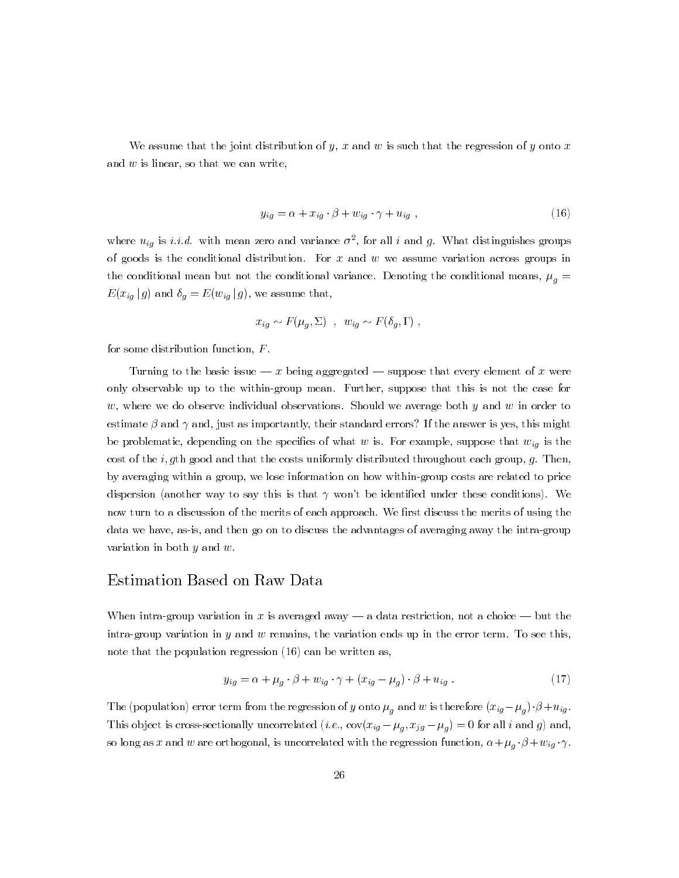We assume that the joint distribution of $y$, $x$ and $w$ is such that the regression of $y$ onto $x$ and $w$ is linear, so that we can write,

$$y_{ig} = \alpha + x_{ig} \cdot \beta + w_{ig} \cdot \gamma + u_{ig} \ , \tag{16}$$

where $u_{ig}$ is *i.i.d.* with mean zero and variance $\sigma^2$, for all $i$ and $g$. What distinguishes groups of goods is the conditional distribution. For $x$ and $w$ we assume variation across groups in the conditional mean but not the conditional variance. Denoting the conditional means, $\mu_g = E(x_{ig} \,|\, g)$ and $\delta_g = E(w_{ig} \,|\, g)$, we assume that,

$$x_{ig} \sim F(\mu_g, \Sigma) \ \ , \ \ w_{ig} \sim F(\delta_g, \Gamma) \ ,$$

for some distribution function, $F$.

Turning to the basic issue — $x$ being aggregated — suppose that every element of $x$ were only observable up to the within-group mean. Further, suppose that this is not the case for $w$, where we do observe individual observations. Should we average both $y$ and $w$ in order to estimate $\beta$ and $\gamma$ and, just as importantly, their standard errors? If the answer is yes, this might be problematic, depending on the specifics of what $w$ is. For example, suppose that $w_{ig}$ is the cost of the $i, g$th good and that the costs uniformly distributed throughout each group, $g$. Then, by averaging within a group, we lose information on how within-group costs are related to price dispersion (another way to say this is that $\gamma$ won't be identified under these conditions). We now turn to a discussion of the merits of each approach. We first discuss the merits of using the data we have, as-is, and then go on to discuss the advantages of averaging away the intra-group variation in both $y$ and $w$.

## Estimation Based on Raw Data

When intra-group variation in $x$ is averaged away — a data restriction, not a choice — but the intra-group variation in $y$ and $w$ remains, the variation ends up in the error term. To see this, note that the population regression (16) can be written as,

$$y_{ig} = \alpha + \mu_g \cdot \beta + w_{ig} \cdot \gamma + (x_{ig} - \mu_g) \cdot \beta + u_{ig} \ . \tag{17}$$

The (population) error term from the regression of $y$ onto $\mu_g$ and $w$ is therefore $(x_{ig} - \mu_g) \cdot \beta + u_{ig}$. This object is cross-sectionally uncorrelated (*i.e.*, $\text{cov}(x_{ig} - \mu_g, x_{jg} - \mu_g) = 0$ for all $i$ and $g$) and, so long as $x$ and $w$ are orthogonal, is uncorrelated with the regression function, $\alpha + \mu_g \cdot \beta + w_{ig} \cdot \gamma$.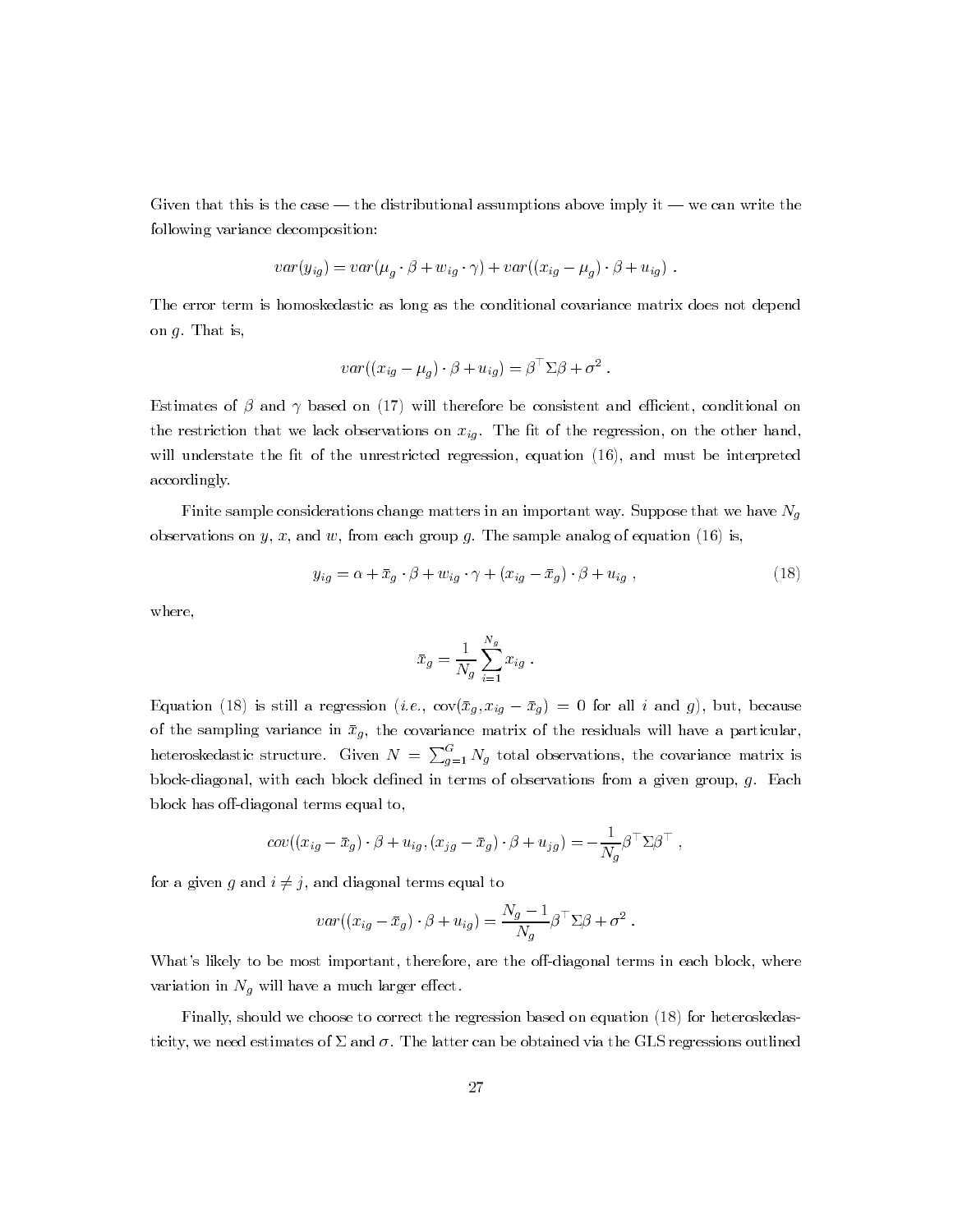Given that this is the case — the distributional assumptions above imply it — we can write the following variance decomposition:

$$var(y_{ig}) = var(\mu_g \cdot \beta + w_{ig} \cdot \gamma) + var((x_{ig} - \mu_g) \cdot \beta + u_{ig}) \ .$$

The error term is homoskedastic as long as the conditional covariance matrix does not depend on $g$. That is,

$$var((x_{ig} - \mu_g) \cdot \beta + u_{ig}) = \beta^\top \Sigma \beta + \sigma^2 \ .$$

Estimates of $\beta$ and $\gamma$ based on (17) will therefore be consistent and efficient, conditional on the restriction that we lack observations on $x_{ig}$. The fit of the regression, on the other hand, will understate the fit of the unrestricted regression, equation (16), and must be interpreted accordingly.

Finite sample considerations change matters in an important way. Suppose that we have $N_g$ observations on $y$, $x$, and $w$, from each group $g$. The sample analog of equation (16) is,

$$y_{ig} = \alpha + \bar{x}_g \cdot \beta + w_{ig} \cdot \gamma + (x_{ig} - \bar{x}_g) \cdot \beta + u_{ig} \ , \tag{18}$$

where,

$$\bar{x}_g = \frac{1}{N_g} \sum_{i=1}^{N_g} x_{ig} \ .$$

Equation (18) is still a regression (*i.e.*, $\text{cov}(\bar{x}_g, x_{ig} - \bar{x}_g) = 0$ for all $i$ and $g$), but, because of the sampling variance in $\bar{x}_g$, the covariance matrix of the residuals will have a particular, heteroskedastic structure. Given $N = \sum_{g=1}^{G} N_g$ total observations, the covariance matrix is block-diagonal, with each block defined in terms of observations from a given group, $g$. Each block has off-diagonal terms equal to,

$$cov((x_{ig} - \bar{x}_g) \cdot \beta + u_{ig}, (x_{jg} - \bar{x}_g) \cdot \beta + u_{jg}) = -\frac{1}{N_g} \beta^\top \Sigma \beta^\top \ ,$$

for a given $g$ and $i \neq j$, and diagonal terms equal to

$$var((x_{ig} - \bar{x}_g) \cdot \beta + u_{ig}) = \frac{N_g - 1}{N_g} \beta^\top \Sigma \beta + \sigma^2 \ .$$

What's likely to be most important, therefore, are the off-diagonal terms in each block, where variation in $N_g$ will have a much larger effect.

Finally, should we choose to correct the regression based on equation (18) for heteroskedasticity, we need estimates of $\Sigma$ and $\sigma$. The latter can be obtained via the GLS regressions outlined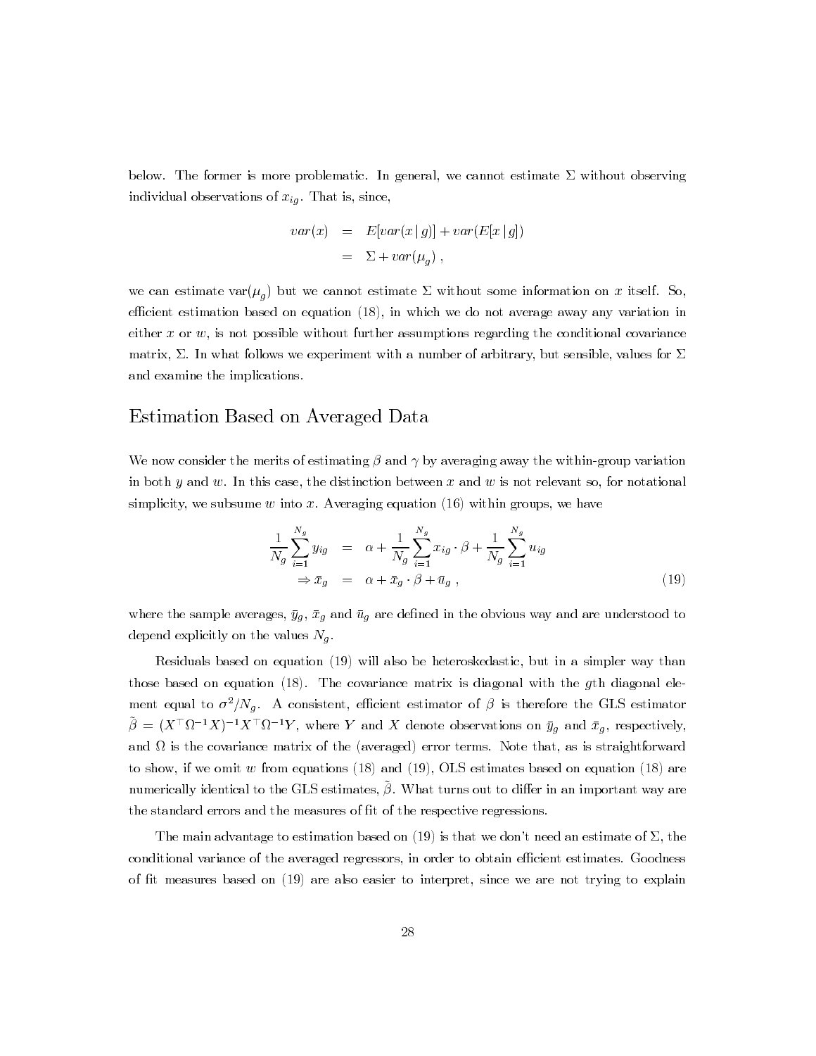below. The former is more problematic. In general, we cannot estimate $\Sigma$ without observing individual observations of $x_{ig}$. That is, since,

$$
\begin{aligned}
var(x) &= E[var(x \mid g)] + var(E[x \mid g]) \\
&= \Sigma + var(\mu_g) \,,
\end{aligned}
$$

we can estimate var($\mu_g$) but we cannot estimate $\Sigma$ without some information on $x$ itself. So, efficient estimation based on equation (18), in which we do not average away any variation in either $x$ or $w$, is not possible without further assumptions regarding the conditional covariance matrix, $\Sigma$. In what follows we experiment with a number of arbitrary, but sensible, values for $\Sigma$ and examine the implications.

## Estimation Based on Averaged Data

We now consider the merits of estimating $\beta$ and $\gamma$ by averaging away the within-group variation in both $y$ and $w$. In this case, the distinction between $x$ and $w$ is not relevant so, for notational simplicity, we subsume $w$ into $x$. Averaging equation (16) within groups, we have

$$
\begin{aligned}
\frac{1}{N_g}\sum_{i=1}^{N_g} y_{ig} &= \alpha + \frac{1}{N_g}\sum_{i=1}^{N_g} x_{ig} \cdot \beta + \frac{1}{N_g}\sum_{i=1}^{N_g} u_{ig} \\
\Rightarrow \bar{x}_g &= \alpha + \bar{x}_g \cdot \beta + \bar{u}_g \,, \qquad (19)
\end{aligned}
$$

where the sample averages, $\bar{y}_g$, $\bar{x}_g$ and $\bar{u}_g$ are defined in the obvious way and are understood to depend explicitly on the values $N_g$.

Residuals based on equation (19) will also be heteroskedastic, but in a simpler way than those based on equation (18). The covariance matrix is diagonal with the $g$th diagonal element equal to $\sigma^2/N_g$. A consistent, efficient estimator of $\beta$ is therefore the GLS estimator $\tilde{\beta} = (X^\top \Omega^{-1} X)^{-1} X^\top \Omega^{-1} Y$, where $Y$ and $X$ denote observations on $\bar{y}_g$ and $\bar{x}_g$, respectively, and $\Omega$ is the covariance matrix of the (averaged) error terms. Note that, as is straightforward to show, if we omit $w$ from equations (18) and (19), OLS estimates based on equation (18) are numerically identical to the GLS estimates, $\tilde{\beta}$. What turns out to differ in an important way are the standard errors and the measures of fit of the respective regressions.

The main advantage to estimation based on (19) is that we don't need an estimate of $\Sigma$, the conditional variance of the averaged regressors, in order to obtain efficient estimates. Goodness of fit measures based on (19) are also easier to interpret, since we are not trying to explain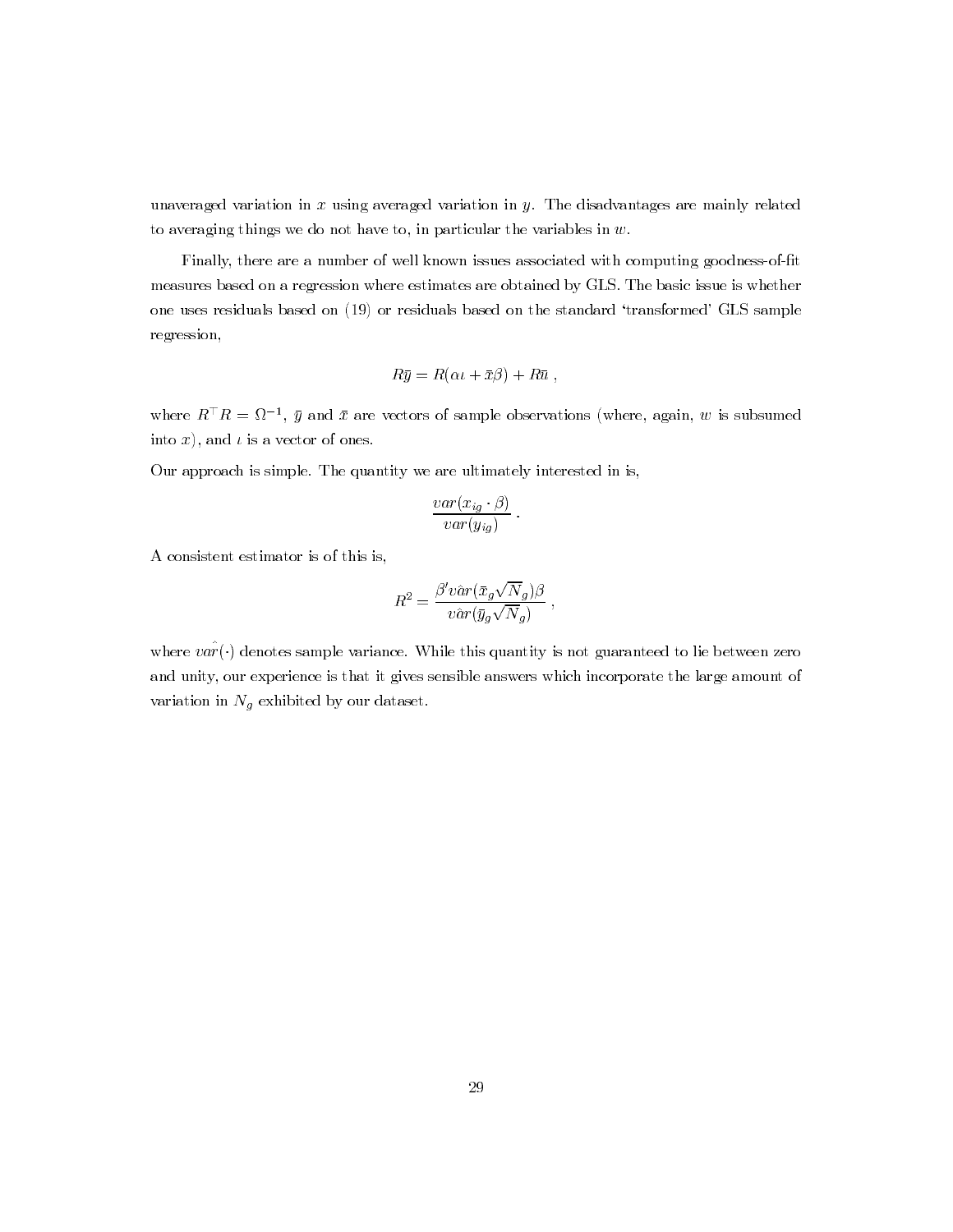unaveraged variation in $x$ using averaged variation in $y$. The disadvantages are mainly related to averaging things we do not have to, in particular the variables in $w$.

Finally, there are a number of well known issues associated with computing goodness-of-fit measures based on a regression where estimates are obtained by GLS. The basic issue is whether one uses residuals based on (19) or residuals based on the standard 'transformed' GLS sample regression,

$$R\bar{y} = R(\alpha\iota + \bar{x}\beta) + R\bar{u} \ ,$$

where $R^{\top}R = \Omega^{-1}$, $\bar{y}$ and $\bar{x}$ are vectors of sample observations (where, again, $w$ is subsumed into $x$), and $\iota$ is a vector of ones.

Our approach is simple. The quantity we are ultimately interested in is,

$$\frac{var(x_{ig} \cdot \beta)}{var(y_{ig})} \ .$$

A consistent estimator is of this is,

$$R^2 = \frac{\beta' v\hat{a}r(\bar{x}_g\sqrt{N_g})\beta}{v\hat{a}r(\bar{y}_g\sqrt{N_g})} \ ,$$

where $\hat{var}(\cdot)$ denotes sample variance. While this quantity is not guaranteed to lie between zero and unity, our experience is that it gives sensible answers which incorporate the large amount of variation in $N_g$ exhibited by our dataset.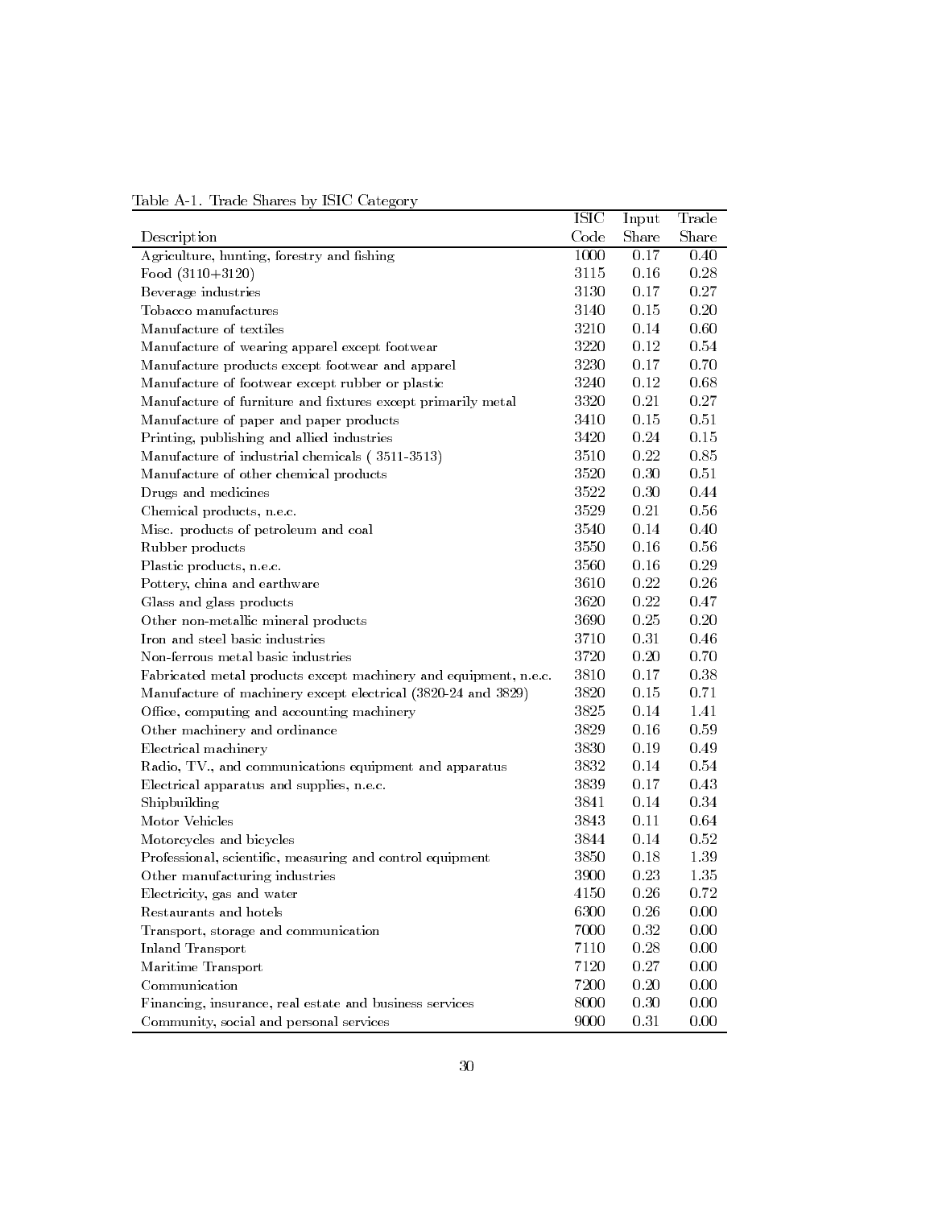Table A-1. Trade Shares by ISIC Category

| Description | ISIC Code | Input Share | Trade Share |
|---|---|---|---|
| Agriculture, hunting, forestry and fishing | 1000 | 0.17 | 0.40 |
| Food (3110+3120) | 3115 | 0.16 | 0.28 |
| Beverage industries | 3130 | 0.17 | 0.27 |
| Tobacco manufactures | 3140 | 0.15 | 0.20 |
| Manufacture of textiles | 3210 | 0.14 | 0.60 |
| Manufacture of wearing apparel except footwear | 3220 | 0.12 | 0.54 |
| Manufacture products except footwear and apparel | 3230 | 0.17 | 0.70 |
| Manufacture of footwear except rubber or plastic | 3240 | 0.12 | 0.68 |
| Manufacture of furniture and fixtures except primarily metal | 3320 | 0.21 | 0.27 |
| Manufacture of paper and paper products | 3410 | 0.15 | 0.51 |
| Printing, publishing and allied industries | 3420 | 0.24 | 0.15 |
| Manufacture of industrial chemicals ( 3511-3513) | 3510 | 0.22 | 0.85 |
| Manufacture of other chemical products | 3520 | 0.30 | 0.51 |
| Drugs and medicines | 3522 | 0.30 | 0.44 |
| Chemical products, n.e.c. | 3529 | 0.21 | 0.56 |
| Misc. products of petroleum and coal | 3540 | 0.14 | 0.40 |
| Rubber products | 3550 | 0.16 | 0.56 |
| Plastic products, n.e.c. | 3560 | 0.16 | 0.29 |
| Pottery, china and earthware | 3610 | 0.22 | 0.26 |
| Glass and glass products | 3620 | 0.22 | 0.47 |
| Other non-metallic mineral products | 3690 | 0.25 | 0.20 |
| Iron and steel basic industries | 3710 | 0.31 | 0.46 |
| Non-ferrous metal basic industries | 3720 | 0.20 | 0.70 |
| Fabricated metal products except machinery and equipment, n.e.c. | 3810 | 0.17 | 0.38 |
| Manufacture of machinery except electrical (3820-24 and 3829) | 3820 | 0.15 | 0.71 |
| Office, computing and accounting machinery | 3825 | 0.14 | 1.41 |
| Other machinery and ordinance | 3829 | 0.16 | 0.59 |
| Electrical machinery | 3830 | 0.19 | 0.49 |
| Radio, TV., and communications equipment and apparatus | 3832 | 0.14 | 0.54 |
| Electrical apparatus and supplies, n.e.c. | 3839 | 0.17 | 0.43 |
| Shipbuilding | 3841 | 0.14 | 0.34 |
| Motor Vehicles | 3843 | 0.11 | 0.64 |
| Motorcycles and bicycles | 3844 | 0.14 | 0.52 |
| Professional, scientific, measuring and control equipment | 3850 | 0.18 | 1.39 |
| Other manufacturing industries | 3900 | 0.23 | 1.35 |
| Electricity, gas and water | 4150 | 0.26 | 0.72 |
| Restaurants and hotels | 6300 | 0.26 | 0.00 |
| Transport, storage and communication | 7000 | 0.32 | 0.00 |
| Inland Transport | 7110 | 0.28 | 0.00 |
| Maritime Transport | 7120 | 0.27 | 0.00 |
| Communication | 7200 | 0.20 | 0.00 |
| Financing, insurance, real estate and business services | 8000 | 0.30 | 0.00 |
| Community, social and personal services | 9000 | 0.31 | 0.00 |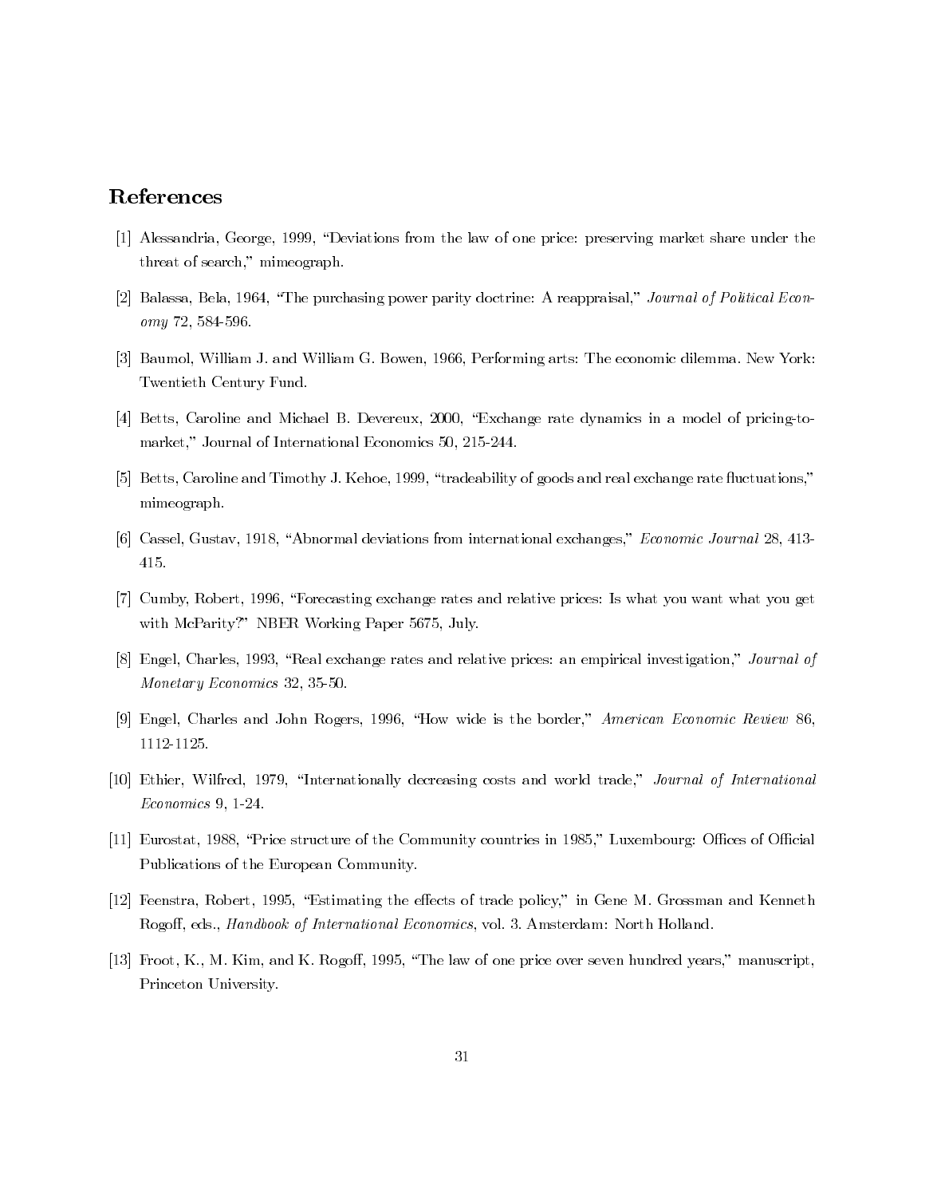## References

[1] Alessandria, George, 1999, "Deviations from the law of one price: preserving market share under the threat of search," mimeograph.

[2] Balassa, Bela, 1964, "The purchasing power parity doctrine: A reappraisal," *Journal of Political Economy* 72, 584-596.

[3] Baumol, William J. and William G. Bowen, 1966, Performing arts: The economic dilemma. New York: Twentieth Century Fund.

[4] Betts, Caroline and Michael B. Devereux, 2000, "Exchange rate dynamics in a model of pricing-to-market," Journal of International Economics 50, 215-244.

[5] Betts, Caroline and Timothy J. Kehoe, 1999, "tradeability of goods and real exchange rate fluctuations," mimeograph.

[6] Cassel, Gustav, 1918, "Abnormal deviations from international exchanges," *Economic Journal* 28, 413-415.

[7] Cumby, Robert, 1996, "Forecasting exchange rates and relative prices: Is what you want what you get with McParity?" NBER Working Paper 5675, July.

[8] Engel, Charles, 1993, "Real exchange rates and relative prices: an empirical investigation," *Journal of Monetary Economics* 32, 35-50.

[9] Engel, Charles and John Rogers, 1996, "How wide is the border," *American Economic Review* 86, 1112-1125.

[10] Ethier, Wilfred, 1979, "Internationally decreasing costs and world trade," *Journal of International Economics* 9, 1-24.

[11] Eurostat, 1988, "Price structure of the Community countries in 1985," Luxembourg: Offices of Official Publications of the European Community.

[12] Feenstra, Robert, 1995, "Estimating the effects of trade policy," in Gene M. Grossman and Kenneth Rogoff, eds., *Handbook of International Economics*, vol. 3. Amsterdam: North Holland.

[13] Froot, K., M. Kim, and K. Rogoff, 1995, "The law of one price over seven hundred years," manuscript, Princeton University.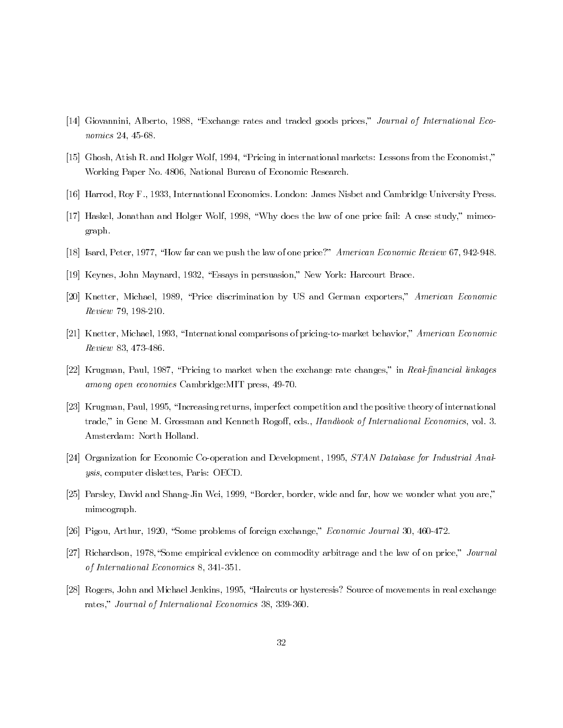[14] Giovannini, Alberto, 1988, "Exchange rates and traded goods prices," *Journal of International Economics* 24, 45-68.

[15] Ghosh, Atish R. and Holger Wolf, 1994, "Pricing in international markets: Lessons from the Economist," Working Paper No. 4806, National Bureau of Economic Research.

[16] Harrod, Roy F., 1933, International Economics. London: James Nisbet and Cambridge University Press.

[17] Haskel, Jonathan and Holger Wolf, 1998, "Why does the law of one price fail: A case study," mimeograph.

[18] Isard, Peter, 1977, "How far can we push the law of one price?" *American Economic Review* 67, 942-948.

[19] Keynes, John Maynard, 1932, "Essays in persuasion," New York: Harcourt Brace.

[20] Knetter, Michael, 1989, "Price discrimination by US and German exporters," *American Economic Review* 79, 198-210.

[21] Knetter, Michael, 1993, "International comparisons of pricing-to-market behavior," *American Economic Review* 83, 473-486.

[22] Krugman, Paul, 1987, "Pricing to market when the exchange rate changes," in *Real-financial linkages among open economies* Cambridge:MIT press, 49-70.

[23] Krugman, Paul, 1995, "Increasing returns, imperfect competition and the positive theory of international trade," in Gene M. Grossman and Kenneth Rogoff, eds., *Handbook of International Economics*, vol. 3. Amsterdam: North Holland.

[24] Organization for Economic Co-operation and Development, 1995, *STAN Database for Industrial Analysis*, computer diskettes, Paris: OECD.

[25] Parsley, David and Shang-Jin Wei, 1999, "Border, border, wide and far, how we wonder what you are," mimeograph.

[26] Pigou, Arthur, 1920, "Some problems of foreign exchange," *Economic Journal* 30, 460-472.

[27] Richardson, 1978,"Some empirical evidence on commodity arbitrage and the law of on price," *Journal of International Economics* 8, 341-351.

[28] Rogers, John and Michael Jenkins, 1995, "Haircuts or hysteresis? Source of movements in real exchange rates," *Journal of International Economics* 38, 339-360.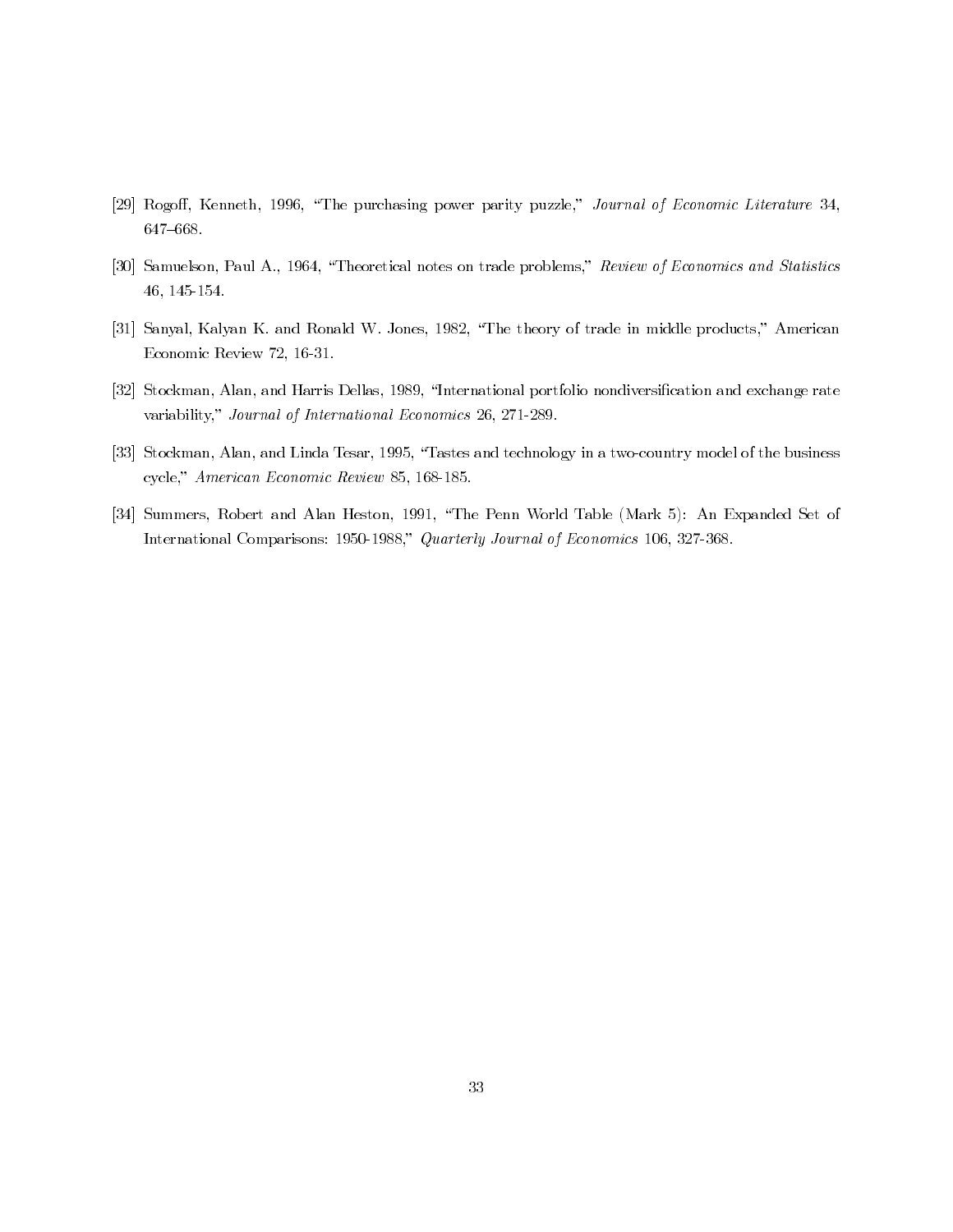[29] Rogoff, Kenneth, 1996, "The purchasing power parity puzzle," *Journal of Economic Literature* 34, 647–668.

[30] Samuelson, Paul A., 1964, "Theoretical notes on trade problems," *Review of Economics and Statistics* 46, 145-154.

[31] Sanyal, Kalyan K. and Ronald W. Jones, 1982, "The theory of trade in middle products," American Economic Review 72, 16-31.

[32] Stockman, Alan, and Harris Dellas, 1989, "International portfolio nondiversification and exchange rate variability," *Journal of International Economics* 26, 271-289.

[33] Stockman, Alan, and Linda Tesar, 1995, "Tastes and technology in a two-country model of the business cycle," *American Economic Review* 85, 168-185.

[34] Summers, Robert and Alan Heston, 1991, "The Penn World Table (Mark 5): An Expanded Set of International Comparisons: 1950-1988," *Quarterly Journal of Economics* 106, 327-368.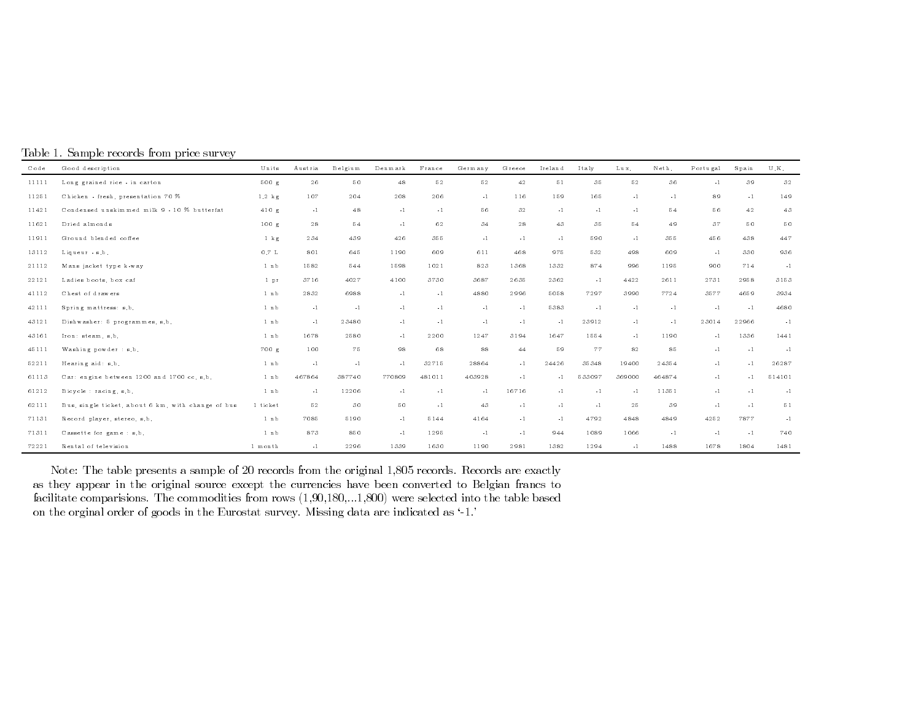Table 1. Sample records from price survey

| Code | Good description | Units | Austria | Belgium | Denmark | France | Germany | Greece | Ireland | Italy | Lux. | Neth. | Portugal | Spain | U.K. |
|---|---|---|---|---|---|---|---|---|---|---|---|---|---|---|---|
| 11111 | Long grained rice - in carton | 500 g | 26 | 50 | 48 | 52 | 52 | 42 | 51 | 35 | 52 | 36 | -1 | 39 | 32 |
| 11251 | Chicken - fresh, presentation 70 % | 1,2 kg | 107 | 204 | 208 | 206 | -1 | 116 | 159 | 165 | -1 | -1 | 89 | -1 | 149 |
| 11421 | Condensed unskimmed milk 9 - 10 % butterfat | 410 g | -1 | 48 | -1 | -1 | 56 | 32 | -1 | -1 | -1 | 54 | 56 | 42 | 43 |
| 11621 | Dried almonds | 100 g | 28 | 54 | -1 | 62 | 34 | 28 | 43 | 35 | 54 | 49 | 37 | 50 | 50 |
| 11911 | Ground blended coffee | 1 kg | 234 | 439 | 426 | 355 | -1 | -1 | -1 | 590 | -1 | 355 | 456 | 438 | 447 |
| 13112 | Liqueur - s,b, | 0,7 L | 801 | 645 | 1190 | 609 | 611 | 468 | 975 | 532 | 498 | 609 | -1 | 330 | 936 |
| 21112 | Mans jacket type k-way | 1 nb | 1582 | 544 | 1598 | 1021 | 823 | 1368 | 1332 | 874 | 996 | 1195 | 900 | 714 | -1 |
| 22121 | Ladies boots, box caf | 1 pr | 3716 | 4027 | 4100 | 3730 | 3687 | 2635 | 2362 | -1 | 4422 | 2611 | 2731 | 2958 | 3153 |
| 41112 | Chest of drawers | 1 nb | 2832 | 6988 | -1 | -1 | 4880 | 2996 | 5058 | 7297 | 3990 | 7724 | 3577 | 4659 | 3934 |
| 42111 | Spring mattress: s,b, | 1 nb | -1 | -1 | -1 | -1 | -1 | -1 | 5383 | -1 | -1 | -1 | -1 | -1 | 4680 |
| 43121 | Dishwasher: 5 programmes, s,b, | 1 nb | -1 | 23480 | -1 | -1 | -1 | -1 | -1 | 23912 | -1 | -1 | 23014 | 22966 | -1 |
| 43161 | Iron: steam, s,b, | 1 nb | 1678 | 2580 | -1 | 2200 | 1247 | 3194 | 1647 | 1554 | -1 | 1190 | -1 | 1336 | 1441 |
| 45111 | Washing powder : s,b, | 700 g | 100 | 75 | 98 | 68 | 88 | 44 | 59 | 77 | 82 | 85 | -1 | -1 | -1 |
| 52211 | Hearing aid: s,b, | 1 nb | -1 | -1 | -1 | 32715 | 28864 | -1 | 24426 | 35348 | 19400 | 24354 | -1 | -1 | 26287 |
| 61113 | Car: engine between 1200 and 1700 cc, s,b, | 1 nb | 467864 | 387740 | 770809 | 481011 | 403928 | -1 | -1 | 533097 | 369000 | 464874 | -1 | -1 | 514101 |
| 61212 | Bicycle : racing, s,b, | 1 nb | -1 | 12206 | -1 | -1 | -1 | 16716 | -1 | -1 | -1 | 11351 | -1 | -1 | -1 |
| 62111 | Bus, single ticket, about 6 km, with change of bus | 1 ticket | 52 | 30 | 50 | -1 | 43 | -1 | -1 | -1 | 25 | 39 | -1 | -1 | 51 |
| 71131 | Record player, stereo, s,b, | 1 nb | 7085 | 5190 | -1 | 5144 | 4164 | -1 | -1 | 4792 | 4848 | 4849 | 4252 | 7877 | -1 |
| 71311 | Cassette for game : s,b, | 1 nb | 873 | 850 | -1 | 1295 | -1 | -1 | 944 | 1089 | 1066 | -1 | -1 | -1 | 740 |
| 72221 | Rental of television | 1 month | -1 | 2296 | 1339 | 1630 | 1190 | 2981 | 1382 | 1294 | -1 | 1488 | 1678 | 1804 | 1481 |

Note: The table presents a sample of 20 records from the original 1,805 records. Records are exactly as they appear in the original source except the currencies have been converted to Belgian francs to facilitate comparisions. The commodities from rows (1,90,180,...1,800) were selected into the table based on the orginal order of goods in the Eurostat survey. Missing data are indicated as '-1.'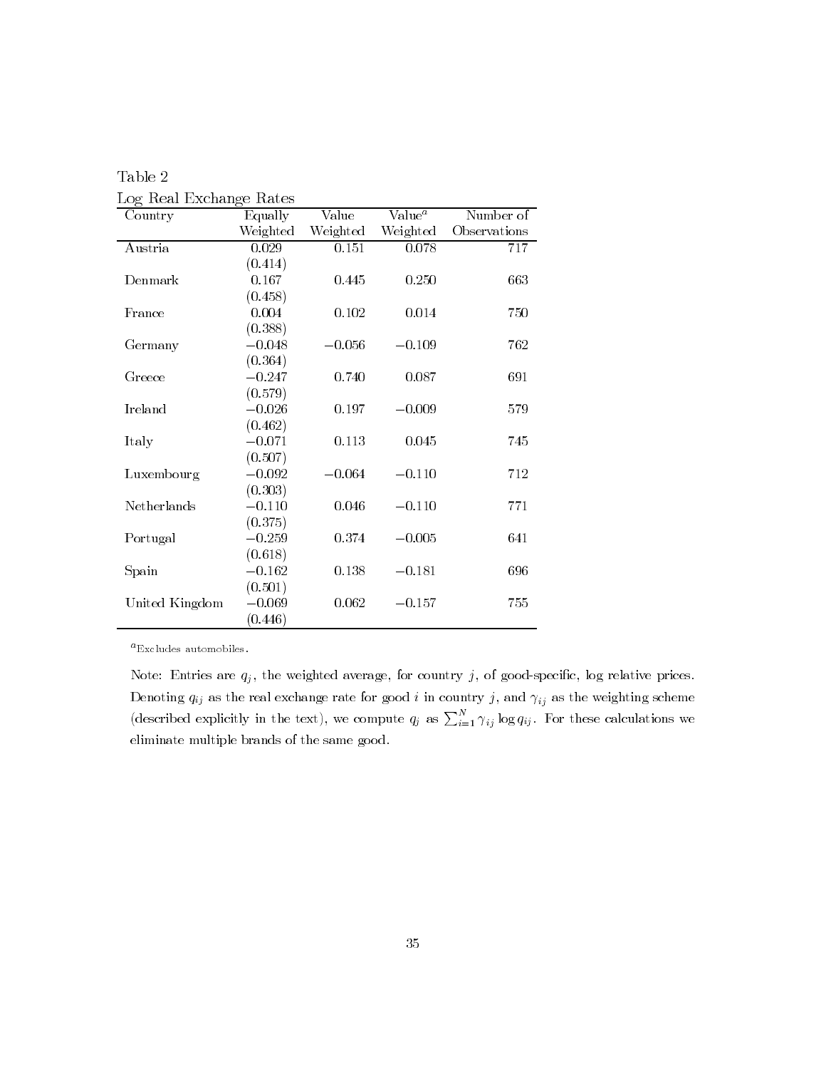Table 2

Log Real Exchange Rates

| Country | Equally Weighted | Value Weighted | Value[a] Weighted | Number of Observations |
|---|---|---|---|---|
| Austria | 0.029 | 0.151 | 0.078 | 717 |
| | (0.414) | | | |
| Denmark | 0.167 | 0.445 | 0.250 | 663 |
| | (0.458) | | | |
| France | 0.004 | 0.102 | 0.014 | 750 |
| | (0.388) | | | |
| Germany | −0.048 | −0.056 | −0.109 | 762 |
| | (0.364) | | | |
| Greece | −0.247 | 0.740 | 0.087 | 691 |
| | (0.579) | | | |
| Ireland | −0.026 | 0.197 | −0.009 | 579 |
| | (0.462) | | | |
| Italy | −0.071 | 0.113 | 0.045 | 745 |
| | (0.507) | | | |
| Luxembourg | −0.092 | −0.064 | −0.110 | 712 |
| | (0.303) | | | |
| Netherlands | −0.110 | 0.046 | −0.110 | 771 |
| | (0.375) | | | |
| Portugal | −0.259 | 0.374 | −0.005 | 641 |
| | (0.618) | | | |
| Spain | −0.162 | 0.138 | −0.181 | 696 |
| | (0.501) | | | |
| United Kingdom | −0.069 | 0.062 | −0.157 | 755 |
| | (0.446) | | | |

[a] Excludes automobiles.

Note: Entries are $q_j$, the weighted average, for country $j$, of good-specific, log relative prices. Denoting $q_{ij}$ as the real exchange rate for good $i$ in country $j$, and $\gamma_{ij}$ as the weighting scheme (described explicitly in the text), we compute $q_j$ as $\sum_{i=1}^{N} \gamma_{ij} \log q_{ij}$. For these calculations we eliminate multiple brands of the same good.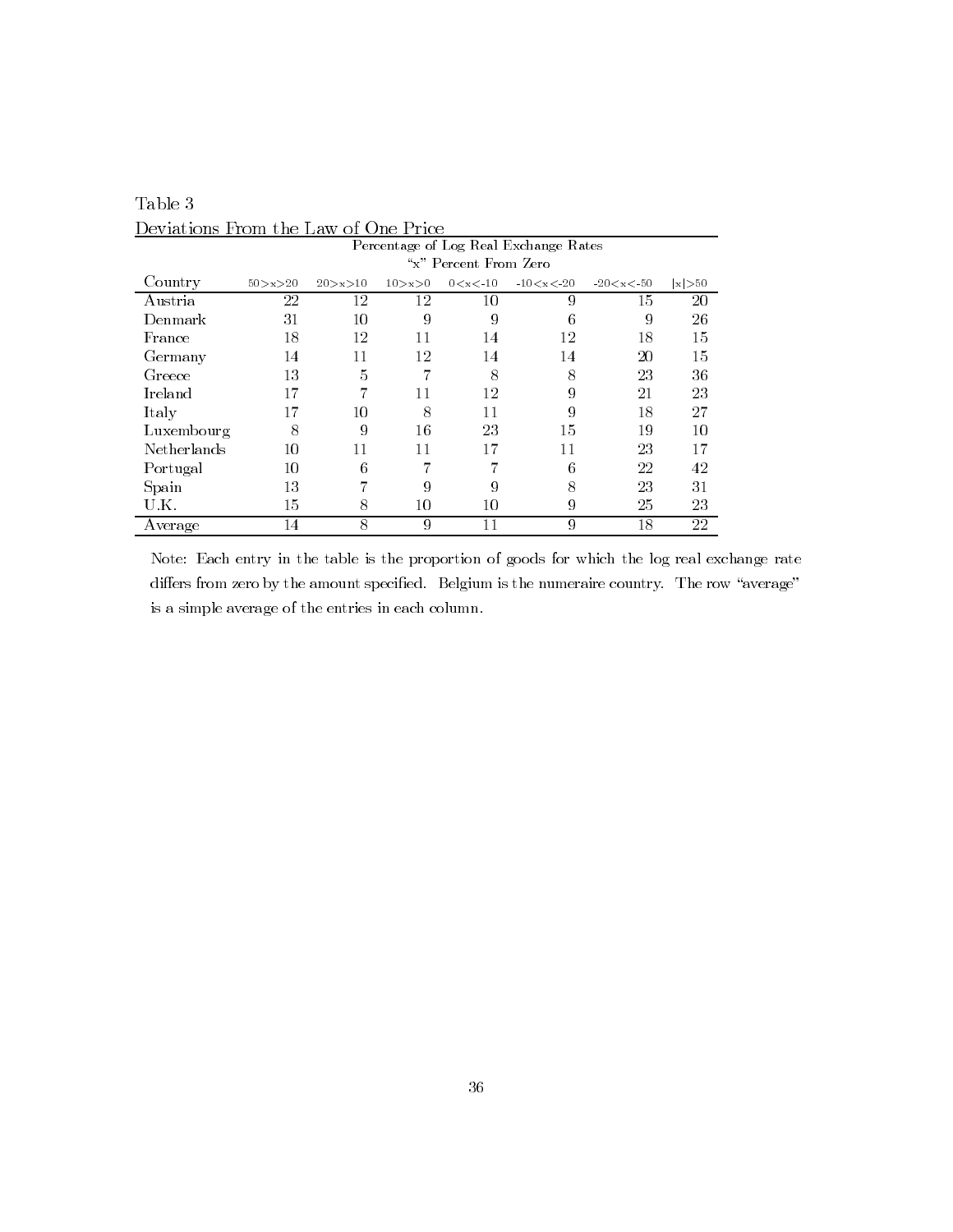Table 3

Deviations From the Law of One Price

| | Percentage of Log Real Exchange Rates | | | | | | |
|---|---|---|---|---|---|---|---|
| | "x" Percent From Zero | | | | | | |
| Country | 50>x>20 | 20>x>10 | 10>x>0 | 0<x<-10 | -10<x<-20 | -20<x<-50 | \|x\|>50 |
| Austria | 22 | 12 | 12 | 10 | 9 | 15 | 20 |
| Denmark | 31 | 10 | 9 | 9 | 6 | 9 | 26 |
| France | 18 | 12 | 11 | 14 | 12 | 18 | 15 |
| Germany | 14 | 11 | 12 | 14 | 14 | 20 | 15 |
| Greece | 13 | 5 | 7 | 8 | 8 | 23 | 36 |
| Ireland | 17 | 7 | 11 | 12 | 9 | 21 | 23 |
| Italy | 17 | 10 | 8 | 11 | 9 | 18 | 27 |
| Luxembourg | 8 | 9 | 16 | 23 | 15 | 19 | 10 |
| Netherlands | 10 | 11 | 11 | 17 | 11 | 23 | 17 |
| Portugal | 10 | 6 | 7 | 7 | 6 | 22 | 42 |
| Spain | 13 | 7 | 9 | 9 | 8 | 23 | 31 |
| U.K. | 15 | 8 | 10 | 10 | 9 | 25 | 23 |
| Average | 14 | 8 | 9 | 11 | 9 | 18 | 22 |

Note: Each entry in the table is the proportion of goods for which the log real exchange rate differs from zero by the amount specified. Belgium is the numeraire country. The row "average" is a simple average of the entries in each column.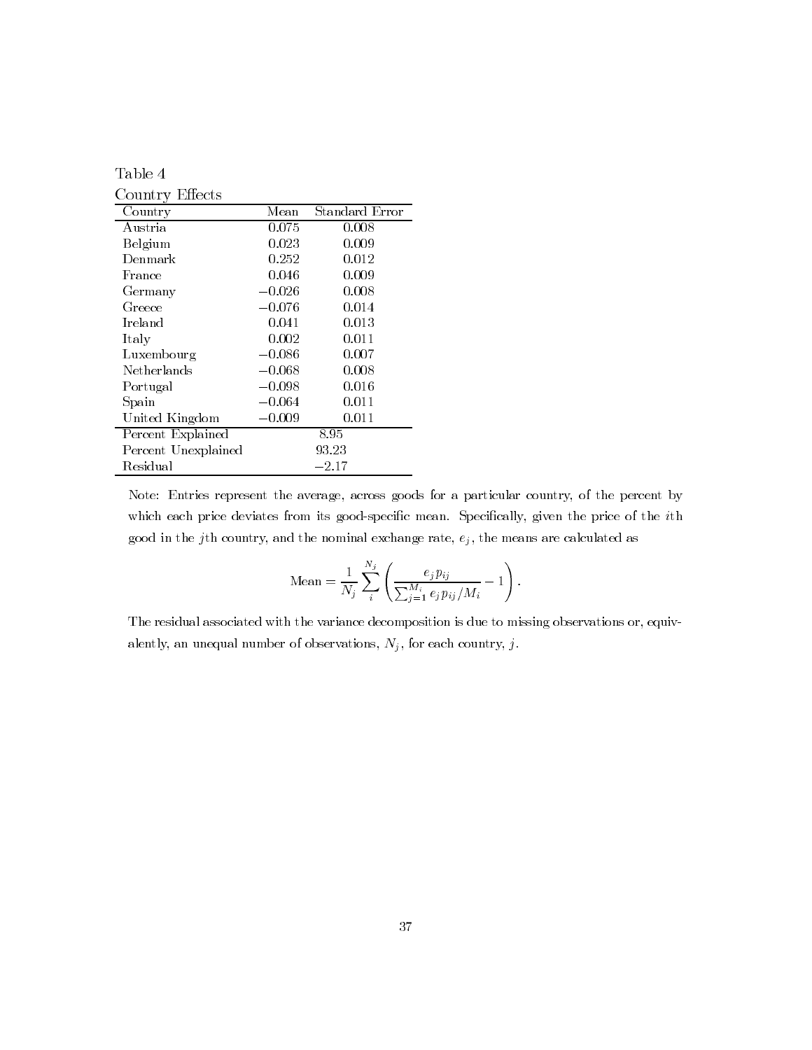Table 4

Country Effects

| Country | Mean | Standard Error |
|---|---|---|
| Austria | 0.075 | 0.008 |
| Belgium | 0.023 | 0.009 |
| Denmark | 0.252 | 0.012 |
| France | 0.046 | 0.009 |
| Germany | −0.026 | 0.008 |
| Greece | −0.076 | 0.014 |
| Ireland | 0.041 | 0.013 |
| Italy | 0.002 | 0.011 |
| Luxembourg | −0.086 | 0.007 |
| Netherlands | −0.068 | 0.008 |
| Portugal | −0.098 | 0.016 |
| Spain | −0.064 | 0.011 |
| United Kingdom | −0.009 | 0.011 |
| Percent Explained | 8.95 | |
| Percent Unexplained | 93.23 | |
| Residual | −2.17 | |

Note: Entries represent the average, across goods for a particular country, of the percent by which each price deviates from its good-specific mean. Specifically, given the price of the $i$th good in the $j$th country, and the nominal exchange rate, $e_j$, the means are calculated as

$$\text{Mean} = \frac{1}{N_j} \sum_{i}^{N_j} \left( \frac{e_j p_{ij}}{\sum_{j=1}^{M_i} e_j p_{ij} / M_i} - 1 \right).$$

The residual associated with the variance decomposition is due to missing observations or, equivalently, an unequal number of observations, $N_j$, for each country, $j$.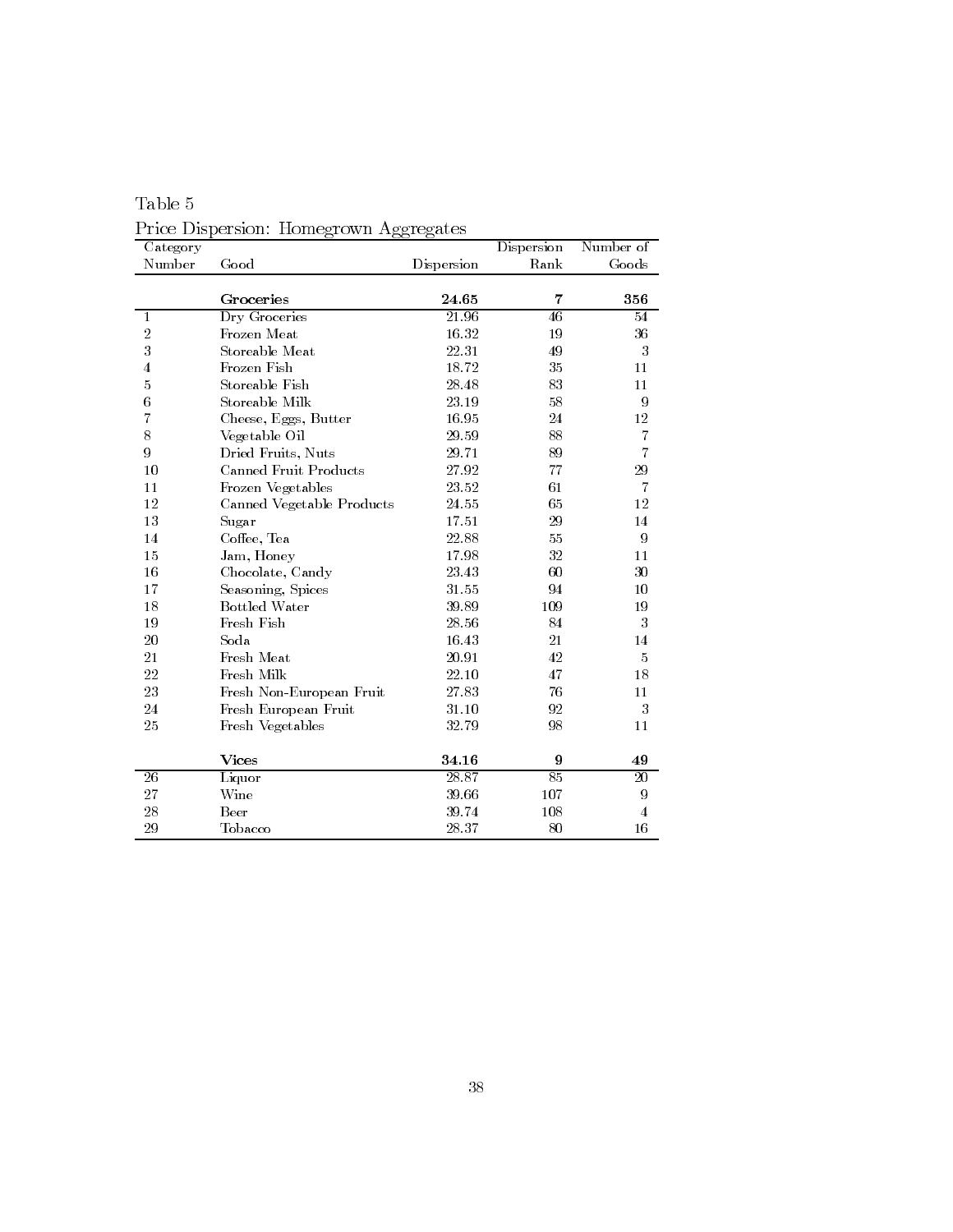Table 5

Price Dispersion: Homegrown Aggregates

| Category Number | Good | Dispersion | Dispersion Rank | Number of Goods |
|---|---|---|---|---|
| | **Groceries** | **24.65** | **7** | **356** |
| 1 | Dry Groceries | 21.96 | 46 | 54 |
| 2 | Frozen Meat | 16.32 | 19 | 36 |
| 3 | Storeable Meat | 22.31 | 49 | 3 |
| 4 | Frozen Fish | 18.72 | 35 | 11 |
| 5 | Storeable Fish | 28.48 | 83 | 11 |
| 6 | Storeable Milk | 23.19 | 58 | 9 |
| 7 | Cheese, Eggs, Butter | 16.95 | 24 | 12 |
| 8 | Vegetable Oil | 29.59 | 88 | 7 |
| 9 | Dried Fruits, Nuts | 29.71 | 89 | 7 |
| 10 | Canned Fruit Products | 27.92 | 77 | 29 |
| 11 | Frozen Vegetables | 23.52 | 61 | 7 |
| 12 | Canned Vegetable Products | 24.55 | 65 | 12 |
| 13 | Sugar | 17.51 | 29 | 14 |
| 14 | Coffee, Tea | 22.88 | 55 | 9 |
| 15 | Jam, Honey | 17.98 | 32 | 11 |
| 16 | Chocolate, Candy | 23.43 | 60 | 30 |
| 17 | Seasoning, Spices | 31.55 | 94 | 10 |
| 18 | Bottled Water | 39.89 | 109 | 19 |
| 19 | Fresh Fish | 28.56 | 84 | 3 |
| 20 | Soda | 16.43 | 21 | 14 |
| 21 | Fresh Meat | 20.91 | 42 | 5 |
| 22 | Fresh Milk | 22.10 | 47 | 18 |
| 23 | Fresh Non-European Fruit | 27.83 | 76 | 11 |
| 24 | Fresh European Fruit | 31.10 | 92 | 3 |
| 25 | Fresh Vegetables | 32.79 | 98 | 11 |
| | **Vices** | **34.16** | **9** | **49** |
| 26 | Liquor | 28.87 | 85 | 20 |
| 27 | Wine | 39.66 | 107 | 9 |
| 28 | Beer | 39.74 | 108 | 4 |
| 29 | Tobacco | 28.37 | 80 | 16 |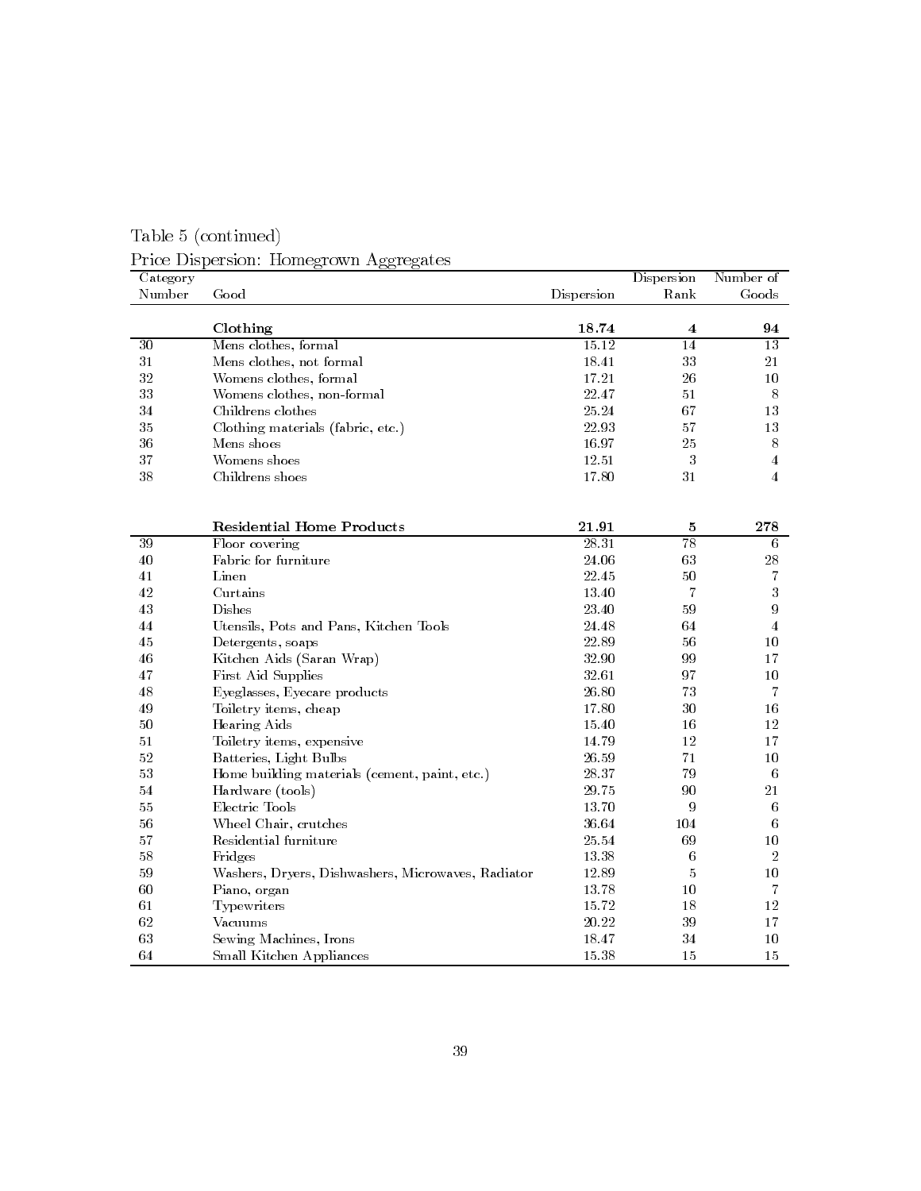Table 5 (continued)

Price Dispersion: Homegrown Aggregates

| Category Number | Good | Dispersion | Dispersion Rank | Number of Goods |
|---|---|---|---|---|
| | **Clothing** | **18.74** | **4** | **94** |
| 30 | Mens clothes, formal | 15.12 | 14 | 13 |
| 31 | Mens clothes, not formal | 18.41 | 33 | 21 |
| 32 | Womens clothes, formal | 17.21 | 26 | 10 |
| 33 | Womens clothes, non-formal | 22.47 | 51 | 8 |
| 34 | Childrens clothes | 25.24 | 67 | 13 |
| 35 | Clothing materials (fabric, etc.) | 22.93 | 57 | 13 |
| 36 | Mens shoes | 16.97 | 25 | 8 |
| 37 | Womens shoes | 12.51 | 3 | 4 |
| 38 | Childrens shoes | 17.80 | 31 | 4 |
| | **Residential Home Products** | **21.91** | **5** | **278** |
| 39 | Floor covering | 28.31 | 78 | 6 |
| 40 | Fabric for furniture | 24.06 | 63 | 28 |
| 41 | Linen | 22.45 | 50 | 7 |
| 42 | Curtains | 13.40 | 7 | 3 |
| 43 | Dishes | 23.40 | 59 | 9 |
| 44 | Utensils, Pots and Pans, Kitchen Tools | 24.48 | 64 | 4 |
| 45 | Detergents, soaps | 22.89 | 56 | 10 |
| 46 | Kitchen Aids (Saran Wrap) | 32.90 | 99 | 17 |
| 47 | First Aid Supplies | 32.61 | 97 | 10 |
| 48 | Eyeglasses, Eyecare products | 26.80 | 73 | 7 |
| 49 | Toiletry items, cheap | 17.80 | 30 | 16 |
| 50 | Hearing Aids | 15.40 | 16 | 12 |
| 51 | Toiletry items, expensive | 14.79 | 12 | 17 |
| 52 | Batteries, Light Bulbs | 26.59 | 71 | 10 |
| 53 | Home building materials (cement, paint, etc.) | 28.37 | 79 | 6 |
| 54 | Hardware (tools) | 29.75 | 90 | 21 |
| 55 | Electric Tools | 13.70 | 9 | 6 |
| 56 | Wheel Chair, crutches | 36.64 | 104 | 6 |
| 57 | Residential furniture | 25.54 | 69 | 10 |
| 58 | Fridges | 13.38 | 6 | 2 |
| 59 | Washers, Dryers, Dishwashers, Microwaves, Radiator | 12.89 | 5 | 10 |
| 60 | Piano, organ | 13.78 | 10 | 7 |
| 61 | Typewriters | 15.72 | 18 | 12 |
| 62 | Vacuums | 20.22 | 39 | 17 |
| 63 | Sewing Machines, Irons | 18.47 | 34 | 10 |
| 64 | Small Kitchen Appliances | 15.38 | 15 | 15 |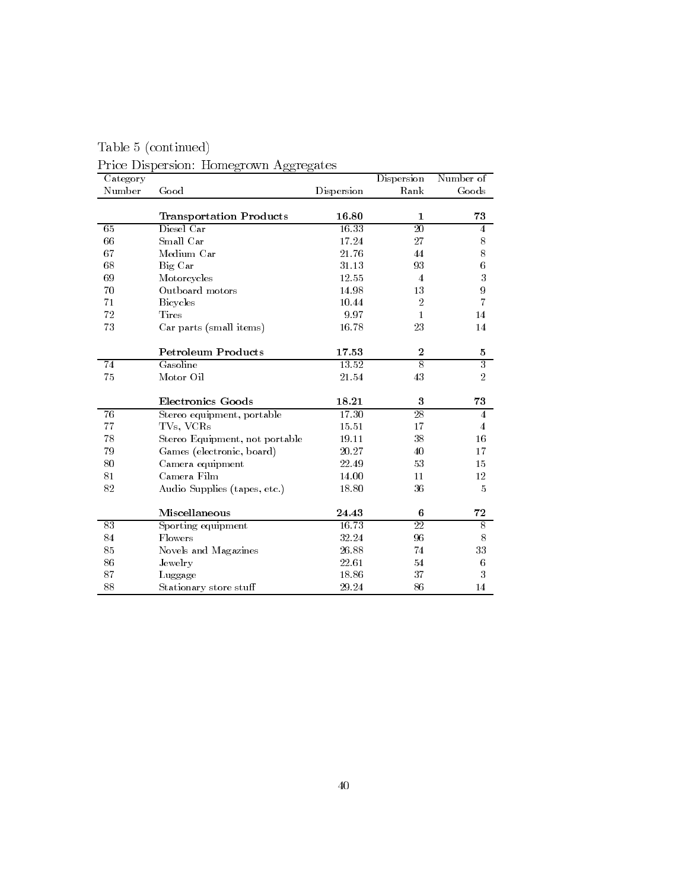Table 5 (continued)

Price Dispersion: Homegrown Aggregates

| Category Number | Good | Dispersion | Dispersion Rank | Number of Goods |
|---|---|---|---|---|
| | **Transportation Products** | **16.80** | **1** | **73** |
| 65 | Diesel Car | 16.33 | 20 | 4 |
| 66 | Small Car | 17.24 | 27 | 8 |
| 67 | Medium Car | 21.76 | 44 | 8 |
| 68 | Big Car | 31.13 | 93 | 6 |
| 69 | Motorcycles | 12.55 | 4 | 3 |
| 70 | Outboard motors | 14.98 | 13 | 9 |
| 71 | Bicycles | 10.44 | 2 | 7 |
| 72 | Tires | 9.97 | 1 | 14 |
| 73 | Car parts (small items) | 16.78 | 23 | 14 |
| | **Petroleum Products** | **17.53** | **2** | **5** |
| 74 | Gasoline | 13.52 | 8 | 3 |
| 75 | Motor Oil | 21.54 | 43 | 2 |
| | **Electronics Goods** | **18.21** | **3** | **73** |
| 76 | Stereo equipment, portable | 17.30 | 28 | 4 |
| 77 | TVs, VCRs | 15.51 | 17 | 4 |
| 78 | Stereo Equipment, not portable | 19.11 | 38 | 16 |
| 79 | Games (electronic, board) | 20.27 | 40 | 17 |
| 80 | Camera equipment | 22.49 | 53 | 15 |
| 81 | Camera Film | 14.00 | 11 | 12 |
| 82 | Audio Supplies (tapes, etc.) | 18.80 | 36 | 5 |
| | **Miscellaneous** | **24.43** | **6** | **72** |
| 83 | Sporting equipment | 16.73 | 22 | 8 |
| 84 | Flowers | 32.24 | 96 | 8 |
| 85 | Novels and Magazines | 26.88 | 74 | 33 |
| 86 | Jewelry | 22.61 | 54 | 6 |
| 87 | Luggage | 18.86 | 37 | 3 |
| 88 | Stationary store stuff | 29.24 | 86 | 14 |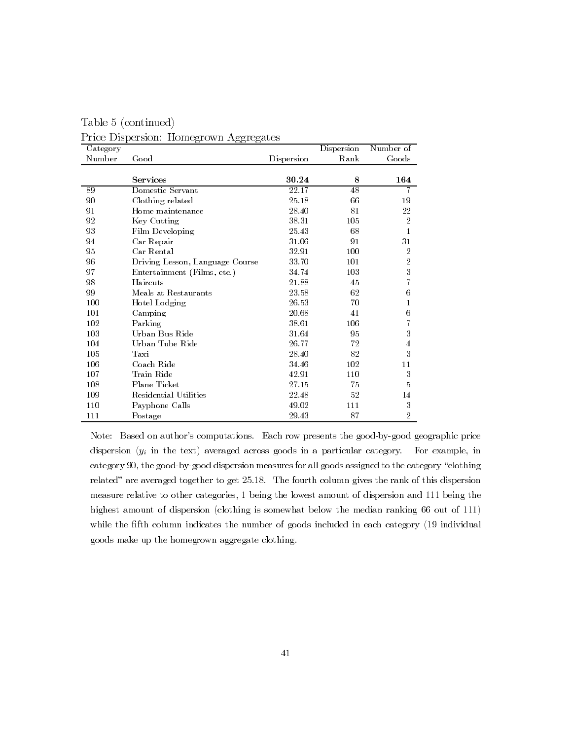Table 5 (continued)

Price Dispersion: Homegrown Aggregates

| Category Number | Good | Dispersion | Dispersion Rank | Number of Goods |
|---|---|---|---|---|
| | **Services** | **30.24** | **8** | **164** |
| 89 | Domestic Servant | 22.17 | 48 | 7 |
| 90 | Clothing related | 25.18 | 66 | 19 |
| 91 | Home maintenance | 28.40 | 81 | 22 |
| 92 | Key Cutting | 38.31 | 105 | 2 |
| 93 | Film Developing | 25.43 | 68 | 1 |
| 94 | Car Repair | 31.06 | 91 | 31 |
| 95 | Car Rental | 32.91 | 100 | 2 |
| 96 | Driving Lesson, Language Course | 33.70 | 101 | 2 |
| 97 | Entertainment (Films, etc.) | 34.74 | 103 | 3 |
| 98 | Haircuts | 21.88 | 45 | 7 |
| 99 | Meals at Restaurants | 23.58 | 62 | 6 |
| 100 | Hotel Lodging | 26.53 | 70 | 1 |
| 101 | Camping | 20.68 | 41 | 6 |
| 102 | Parking | 38.61 | 106 | 7 |
| 103 | Urban Bus Ride | 31.64 | 95 | 3 |
| 104 | Urban Tube Ride | 26.77 | 72 | 4 |
| 105 | Taxi | 28.40 | 82 | 3 |
| 106 | Coach Ride | 34.46 | 102 | 11 |
| 107 | Train Ride | 42.91 | 110 | 3 |
| 108 | Plane Ticket | 27.15 | 75 | 5 |
| 109 | Residential Utilities | 22.48 | 52 | 14 |
| 110 | Payphone Calls | 49.02 | 111 | 3 |
| 111 | Postage | 29.43 | 87 | 2 |

Note: Based on author's computations. Each row presents the good-by-good geographic price dispersion ($y_i$ in the text) averaged across goods in a particular category. For example, in category 90, the good-by-good dispersion measures for all goods assigned to the category "clothing related" are averaged together to get 25.18. The fourth column gives the rank of this dispersion measure relative to other categories, 1 being the lowest amount of dispersion and 111 being the highest amount of dispersion (clothing is somewhat below the median ranking 66 out of 111) while the fifth column indicates the number of goods included in each category (19 individual goods make up the homegrown aggregate clothing.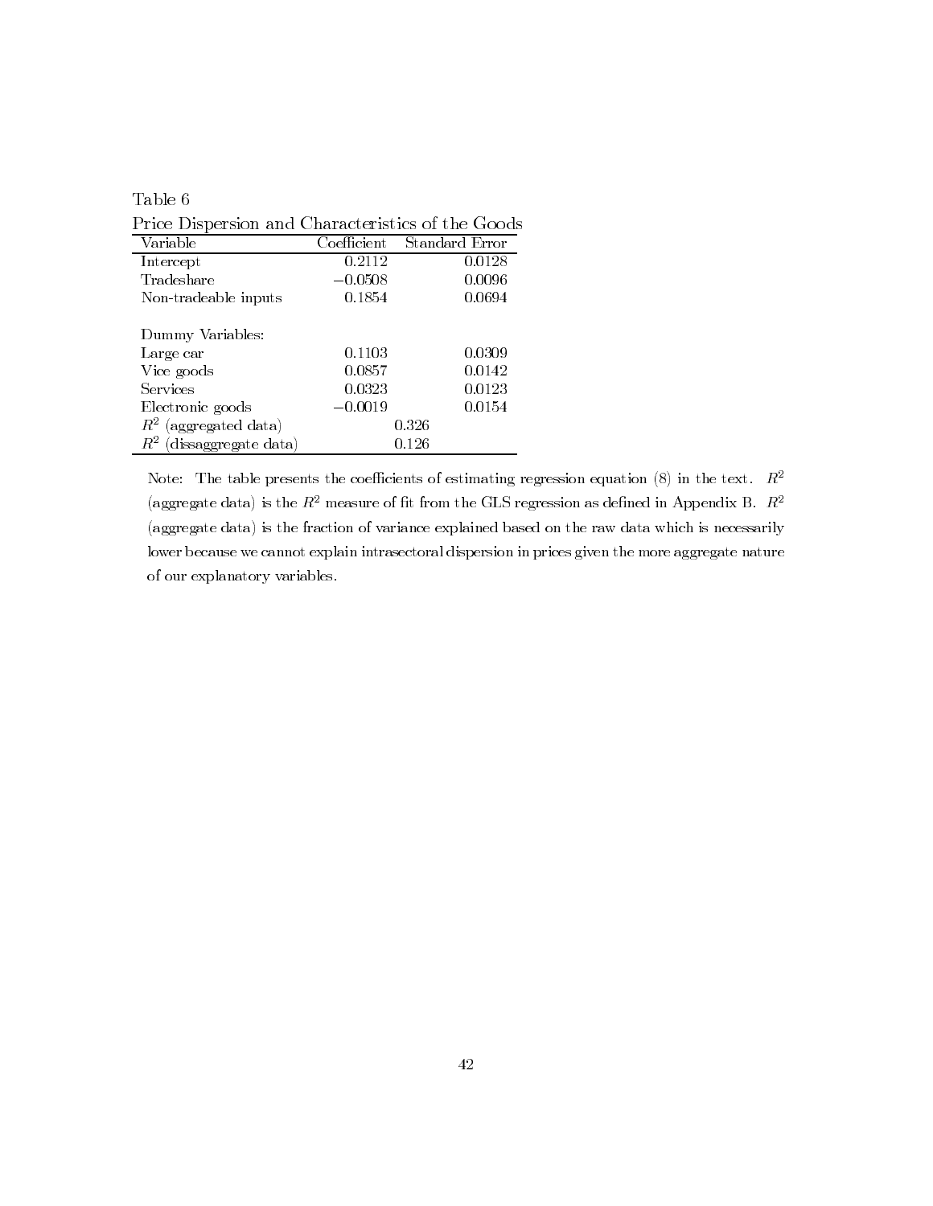Table 6

Price Dispersion and Characteristics of the Goods

| Variable | Coefficient | Standard Error |
|---|---|---|
| Intercept | 0.2112 | 0.0128 |
| Tradeshare | −0.0508 | 0.0096 |
| Non-tradeable inputs | 0.1854 | 0.0694 |
| | | |
| Dummy Variables: | | |
| Large car | 0.1103 | 0.0309 |
| Vice goods | 0.0857 | 0.0142 |
| Services | 0.0323 | 0.0123 |
| Electronic goods | −0.0019 | 0.0154 |
| $R^2$ (aggregated data) | 0.326 | |
| $R^2$ (dissaggregate data) | 0.126 | |

Note: The table presents the coefficients of estimating regression equation (8) in the text. $R^2$ (aggregate data) is the $R^2$ measure of fit from the GLS regression as defined in Appendix B. $R^2$ (aggregate data) is the fraction of variance explained based on the raw data which is necessarily lower because we cannot explain intrasectoral dispersion in prices given the more aggregate nature of our explanatory variables.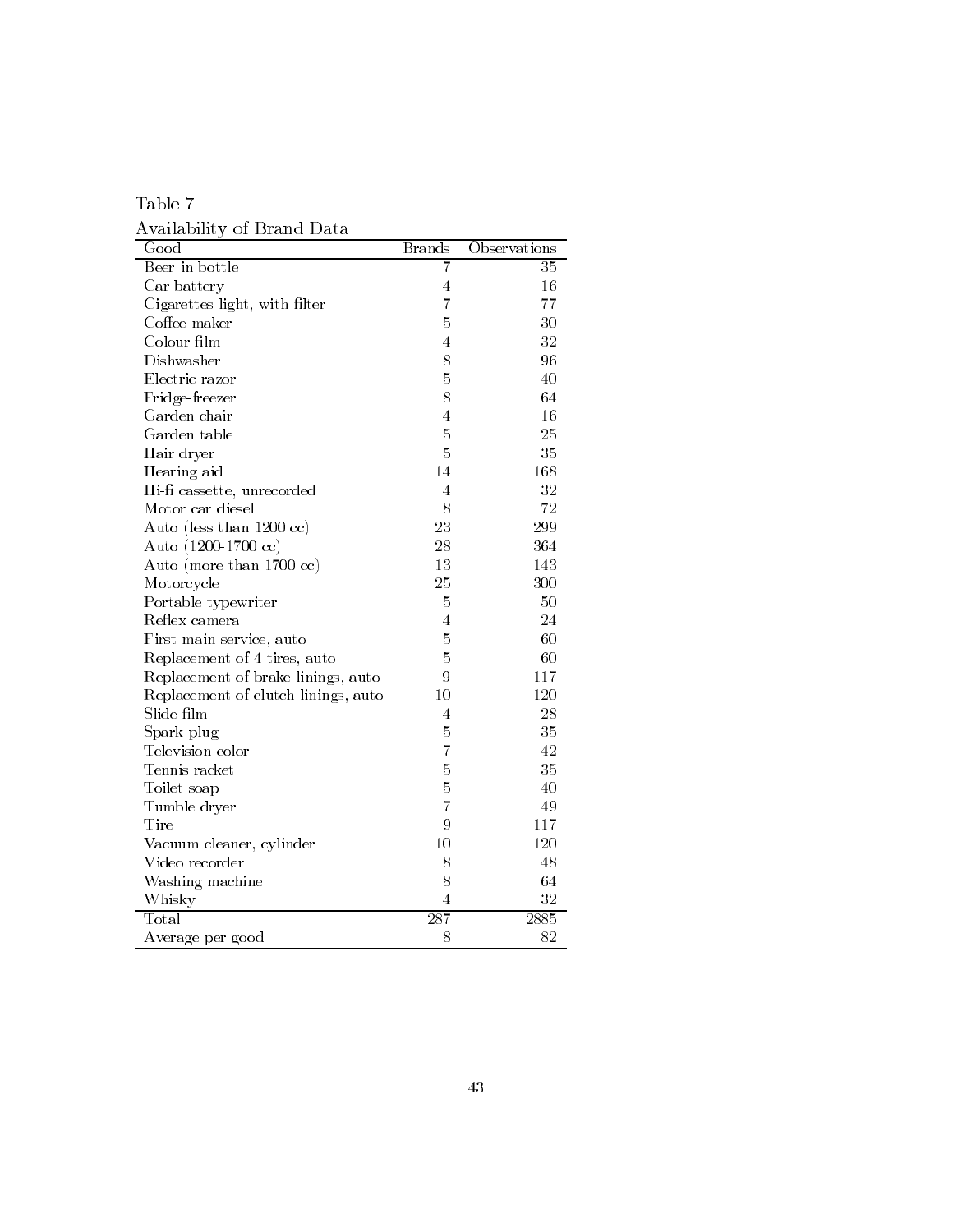Table 7

Availability of Brand Data

| Good | Brands | Observations |
|---|---|---|
| Beer in bottle | 7 | 35 |
| Car battery | 4 | 16 |
| Cigarettes light, with filter | 7 | 77 |
| Coffee maker | 5 | 30 |
| Colour film | 4 | 32 |
| Dishwasher | 8 | 96 |
| Electric razor | 5 | 40 |
| Fridge-freezer | 8 | 64 |
| Garden chair | 4 | 16 |
| Garden table | 5 | 25 |
| Hair dryer | 5 | 35 |
| Hearing aid | 14 | 168 |
| Hi-fi cassette, unrecorded | 4 | 32 |
| Motor car diesel | 8 | 72 |
| Auto (less than 1200 cc) | 23 | 299 |
| Auto (1200-1700 cc) | 28 | 364 |
| Auto (more than 1700 cc) | 13 | 143 |
| Motorcycle | 25 | 300 |
| Portable typewriter | 5 | 50 |
| Reflex camera | 4 | 24 |
| First main service, auto | 5 | 60 |
| Replacement of 4 tires, auto | 5 | 60 |
| Replacement of brake linings, auto | 9 | 117 |
| Replacement of clutch linings, auto | 10 | 120 |
| Slide film | 4 | 28 |
| Spark plug | 5 | 35 |
| Television color | 7 | 42 |
| Tennis racket | 5 | 35 |
| Toilet soap | 5 | 40 |
| Tumble dryer | 7 | 49 |
| Tire | 9 | 117 |
| Vacuum cleaner, cylinder | 10 | 120 |
| Video recorder | 8 | 48 |
| Washing machine | 8 | 64 |
| Whisky | 4 | 32 |
| Total | 287 | 2885 |
| Average per good | 8 | 82 |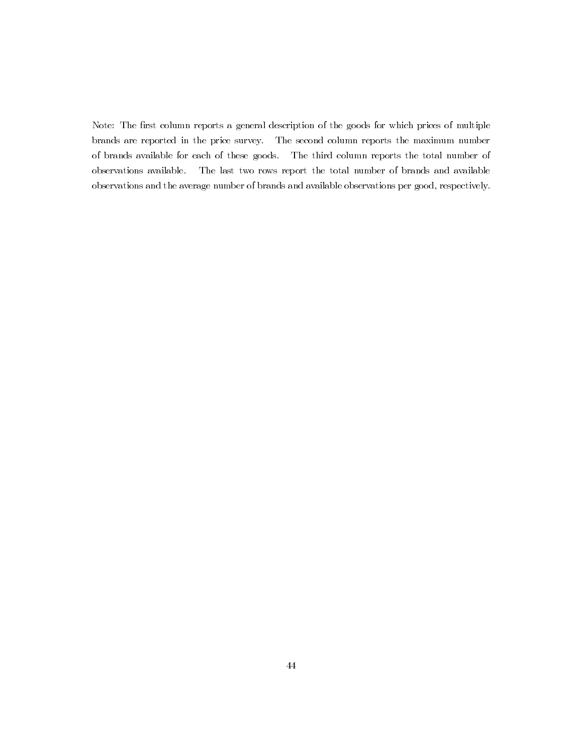Note: The first column reports a general description of the goods for which prices of multiple brands are reported in the price survey. The second column reports the maximum number of brands available for each of these goods. The third column reports the total number of observations available. The last two rows report the total number of brands and available observations and the average number of brands and available observations per good, respectively.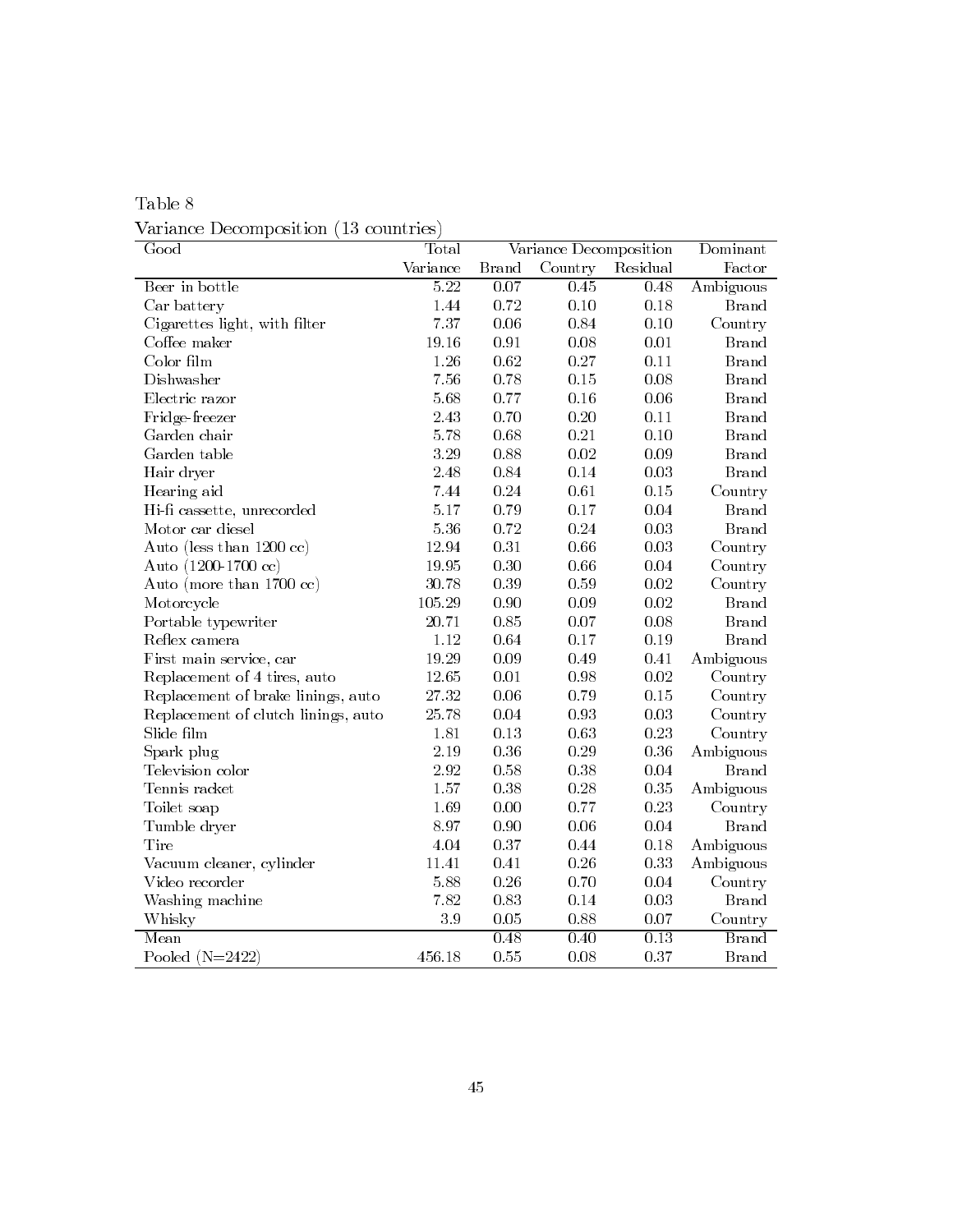Table 8

Variance Decomposition (13 countries)

| Good | Total | Variance Decomposition | | | Dominant |
|---|---|---|---|---|---|
| | Variance | Brand | Country | Residual | Factor |
| Beer in bottle | 5.22 | 0.07 | 0.45 | 0.48 | Ambiguous |
| Car battery | 1.44 | 0.72 | 0.10 | 0.18 | Brand |
| Cigarettes light, with filter | 7.37 | 0.06 | 0.84 | 0.10 | Country |
| Coffee maker | 19.16 | 0.91 | 0.08 | 0.01 | Brand |
| Color film | 1.26 | 0.62 | 0.27 | 0.11 | Brand |
| Dishwasher | 7.56 | 0.78 | 0.15 | 0.08 | Brand |
| Electric razor | 5.68 | 0.77 | 0.16 | 0.06 | Brand |
| Fridge-freezer | 2.43 | 0.70 | 0.20 | 0.11 | Brand |
| Garden chair | 5.78 | 0.68 | 0.21 | 0.10 | Brand |
| Garden table | 3.29 | 0.88 | 0.02 | 0.09 | Brand |
| Hair dryer | 2.48 | 0.84 | 0.14 | 0.03 | Brand |
| Hearing aid | 7.44 | 0.24 | 0.61 | 0.15 | Country |
| Hi-fi cassette, unrecorded | 5.17 | 0.79 | 0.17 | 0.04 | Brand |
| Motor car diesel | 5.36 | 0.72 | 0.24 | 0.03 | Brand |
| Auto (less than 1200 cc) | 12.94 | 0.31 | 0.66 | 0.03 | Country |
| Auto (1200-1700 cc) | 19.95 | 0.30 | 0.66 | 0.04 | Country |
| Auto (more than 1700 cc) | 30.78 | 0.39 | 0.59 | 0.02 | Country |
| Motorcycle | 105.29 | 0.90 | 0.09 | 0.02 | Brand |
| Portable typewriter | 20.71 | 0.85 | 0.07 | 0.08 | Brand |
| Reflex camera | 1.12 | 0.64 | 0.17 | 0.19 | Brand |
| First main service, car | 19.29 | 0.09 | 0.49 | 0.41 | Ambiguous |
| Replacement of 4 tires, auto | 12.65 | 0.01 | 0.98 | 0.02 | Country |
| Replacement of brake linings, auto | 27.32 | 0.06 | 0.79 | 0.15 | Country |
| Replacement of clutch linings, auto | 25.78 | 0.04 | 0.93 | 0.03 | Country |
| Slide film | 1.81 | 0.13 | 0.63 | 0.23 | Country |
| Spark plug | 2.19 | 0.36 | 0.29 | 0.36 | Ambiguous |
| Television color | 2.92 | 0.58 | 0.38 | 0.04 | Brand |
| Tennis racket | 1.57 | 0.38 | 0.28 | 0.35 | Ambiguous |
| Toilet soap | 1.69 | 0.00 | 0.77 | 0.23 | Country |
| Tumble dryer | 8.97 | 0.90 | 0.06 | 0.04 | Brand |
| Tire | 4.04 | 0.37 | 0.44 | 0.18 | Ambiguous |
| Vacuum cleaner, cylinder | 11.41 | 0.41 | 0.26 | 0.33 | Ambiguous |
| Video recorder | 5.88 | 0.26 | 0.70 | 0.04 | Country |
| Washing machine | 7.82 | 0.83 | 0.14 | 0.03 | Brand |
| Whisky | 3.9 | 0.05 | 0.88 | 0.07 | Country |
| Mean | | 0.48 | 0.40 | 0.13 | Brand |
| Pooled (N=2422) | 456.18 | 0.55 | 0.08 | 0.37 | Brand |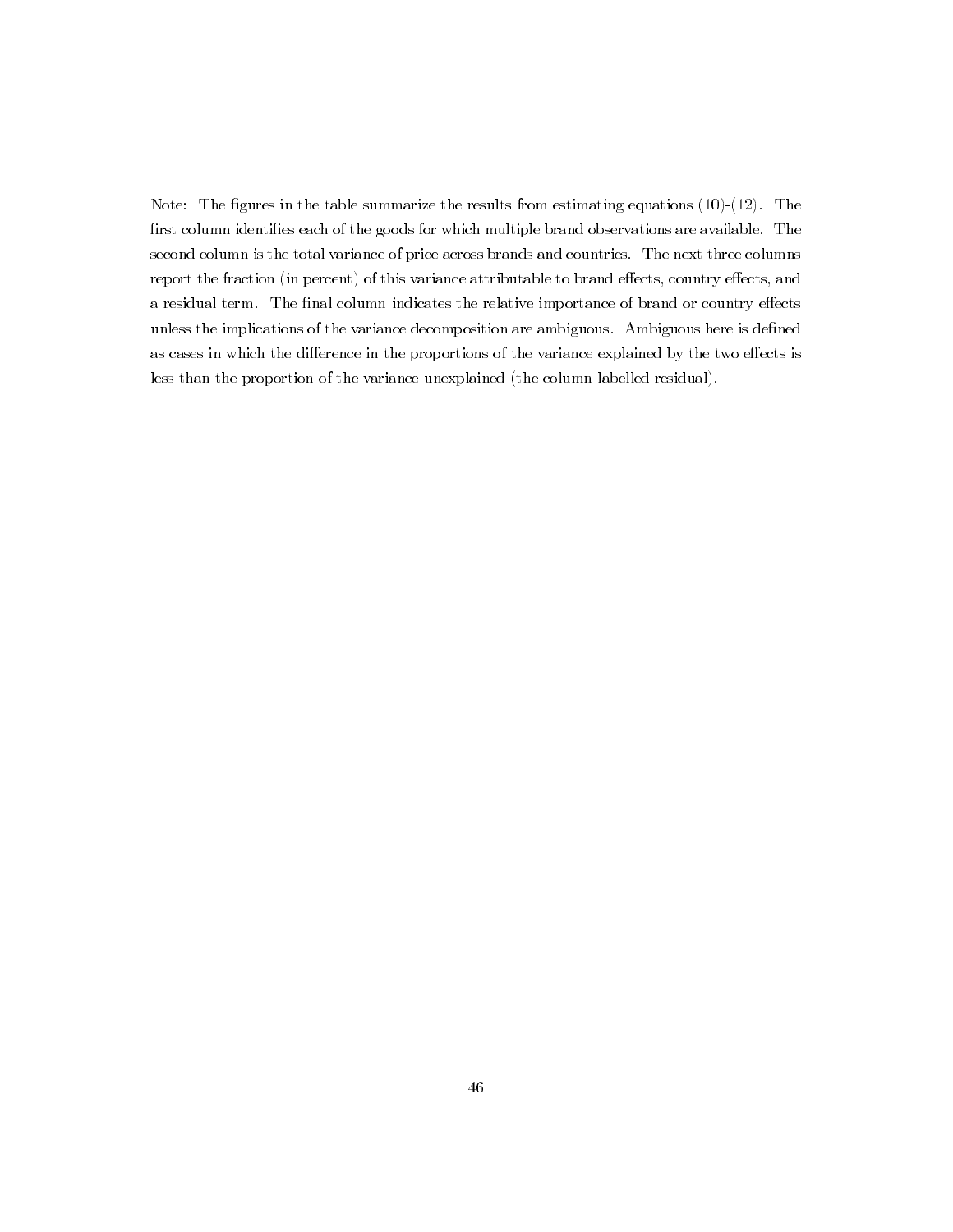Note: The figures in the table summarize the results from estimating equations (10)-(12). The first column identifies each of the goods for which multiple brand observations are available. The second column is the total variance of price across brands and countries. The next three columns report the fraction (in percent) of this variance attributable to brand effects, country effects, and a residual term. The final column indicates the relative importance of brand or country effects unless the implications of the variance decomposition are ambiguous. Ambiguous here is defined as cases in which the difference in the proportions of the variance explained by the two effects is less than the proportion of the variance unexplained (the column labelled residual).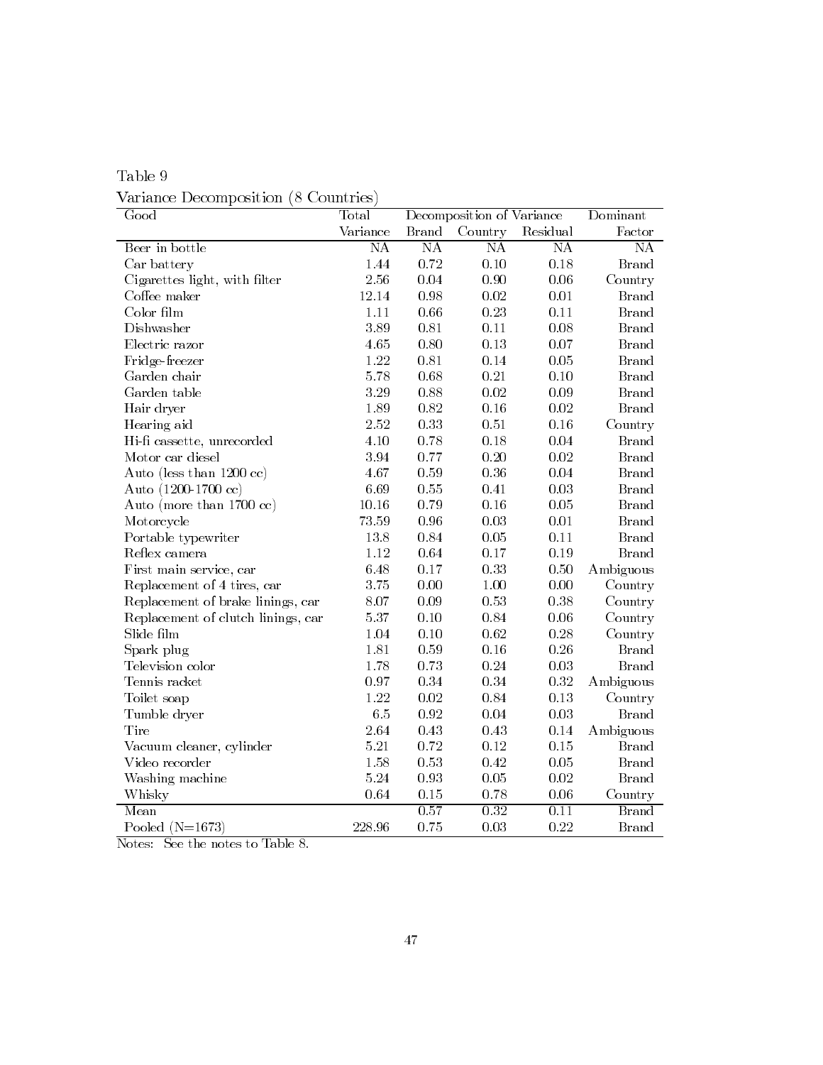Table 9

Variance Decomposition (8 Countries)

| Good | Total | Decomposition of Variance | | | Dominant |
|---|---|---|---|---|---|
| | Variance | Brand | Country | Residual | Factor |
| Beer in bottle | NA | NA | NA | NA | NA |
| Car battery | 1.44 | 0.72 | 0.10 | 0.18 | Brand |
| Cigarettes light, with filter | 2.56 | 0.04 | 0.90 | 0.06 | Country |
| Coffee maker | 12.14 | 0.98 | 0.02 | 0.01 | Brand |
| Color film | 1.11 | 0.66 | 0.23 | 0.11 | Brand |
| Dishwasher | 3.89 | 0.81 | 0.11 | 0.08 | Brand |
| Electric razor | 4.65 | 0.80 | 0.13 | 0.07 | Brand |
| Fridge-freezer | 1.22 | 0.81 | 0.14 | 0.05 | Brand |
| Garden chair | 5.78 | 0.68 | 0.21 | 0.10 | Brand |
| Garden table | 3.29 | 0.88 | 0.02 | 0.09 | Brand |
| Hair dryer | 1.89 | 0.82 | 0.16 | 0.02 | Brand |
| Hearing aid | 2.52 | 0.33 | 0.51 | 0.16 | Country |
| Hi-fi cassette, unrecorded | 4.10 | 0.78 | 0.18 | 0.04 | Brand |
| Motor car diesel | 3.94 | 0.77 | 0.20 | 0.02 | Brand |
| Auto (less than 1200 cc) | 4.67 | 0.59 | 0.36 | 0.04 | Brand |
| Auto (1200-1700 cc) | 6.69 | 0.55 | 0.41 | 0.03 | Brand |
| Auto (more than 1700 cc) | 10.16 | 0.79 | 0.16 | 0.05 | Brand |
| Motorcycle | 73.59 | 0.96 | 0.03 | 0.01 | Brand |
| Portable typewriter | 13.8 | 0.84 | 0.05 | 0.11 | Brand |
| Reflex camera | 1.12 | 0.64 | 0.17 | 0.19 | Brand |
| First main service, car | 6.48 | 0.17 | 0.33 | 0.50 | Ambiguous |
| Replacement of 4 tires, car | 3.75 | 0.00 | 1.00 | 0.00 | Country |
| Replacement of brake linings, car | 8.07 | 0.09 | 0.53 | 0.38 | Country |
| Replacement of clutch linings, car | 5.37 | 0.10 | 0.84 | 0.06 | Country |
| Slide film | 1.04 | 0.10 | 0.62 | 0.28 | Country |
| Spark plug | 1.81 | 0.59 | 0.16 | 0.26 | Brand |
| Television color | 1.78 | 0.73 | 0.24 | 0.03 | Brand |
| Tennis racket | 0.97 | 0.34 | 0.34 | 0.32 | Ambiguous |
| Toilet soap | 1.22 | 0.02 | 0.84 | 0.13 | Country |
| Tumble dryer | 6.5 | 0.92 | 0.04 | 0.03 | Brand |
| Tire | 2.64 | 0.43 | 0.43 | 0.14 | Ambiguous |
| Vacuum cleaner, cylinder | 5.21 | 0.72 | 0.12 | 0.15 | Brand |
| Video recorder | 1.58 | 0.53 | 0.42 | 0.05 | Brand |
| Washing machine | 5.24 | 0.93 | 0.05 | 0.02 | Brand |
| Whisky | 0.64 | 0.15 | 0.78 | 0.06 | Country |
| Mean | | 0.57 | 0.32 | 0.11 | Brand |
| Pooled (N=1673) | 228.96 | 0.75 | 0.03 | 0.22 | Brand |

Notes: See the notes to Table 8.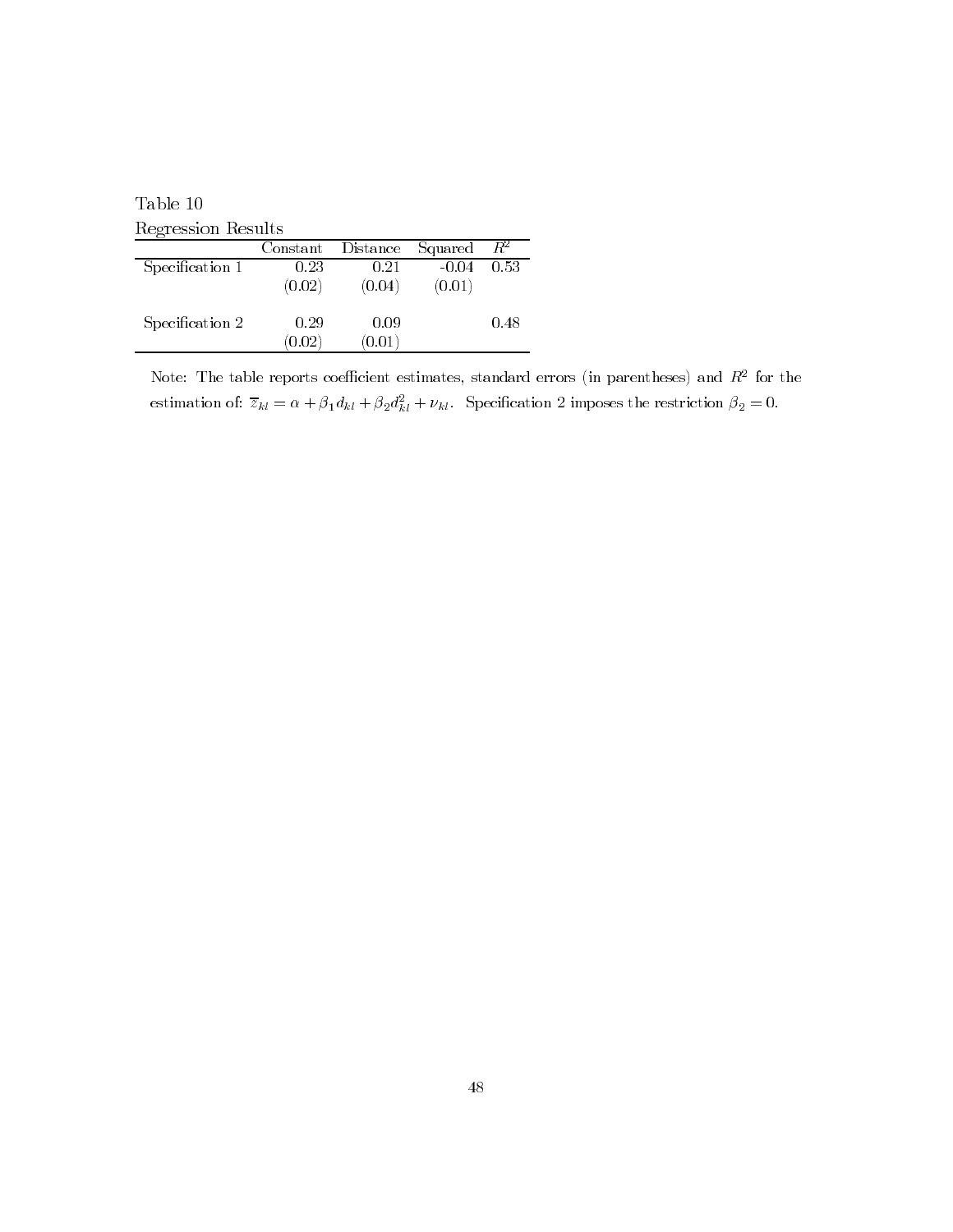Table 10

Regression Results

| | Constant | Distance | Squared | $R^2$ |
|---|---|---|---|---|
| Specification 1 | 0.23 | 0.21 | -0.04 | 0.53 |
| | (0.02) | (0.04) | (0.01) | |
| Specification 2 | 0.29 | 0.09 | | 0.48 |
| | (0.02) | (0.01) | | |

Note: The table reports coefficient estimates, standard errors (in parentheses) and $R^2$ for the estimation of: $\overline{z}_{kl} = \alpha + \beta_1 d_{kl} + \beta_2 d_{kl}^2 + \nu_{kl}$. Specification 2 imposes the restriction $\beta_2 = 0$.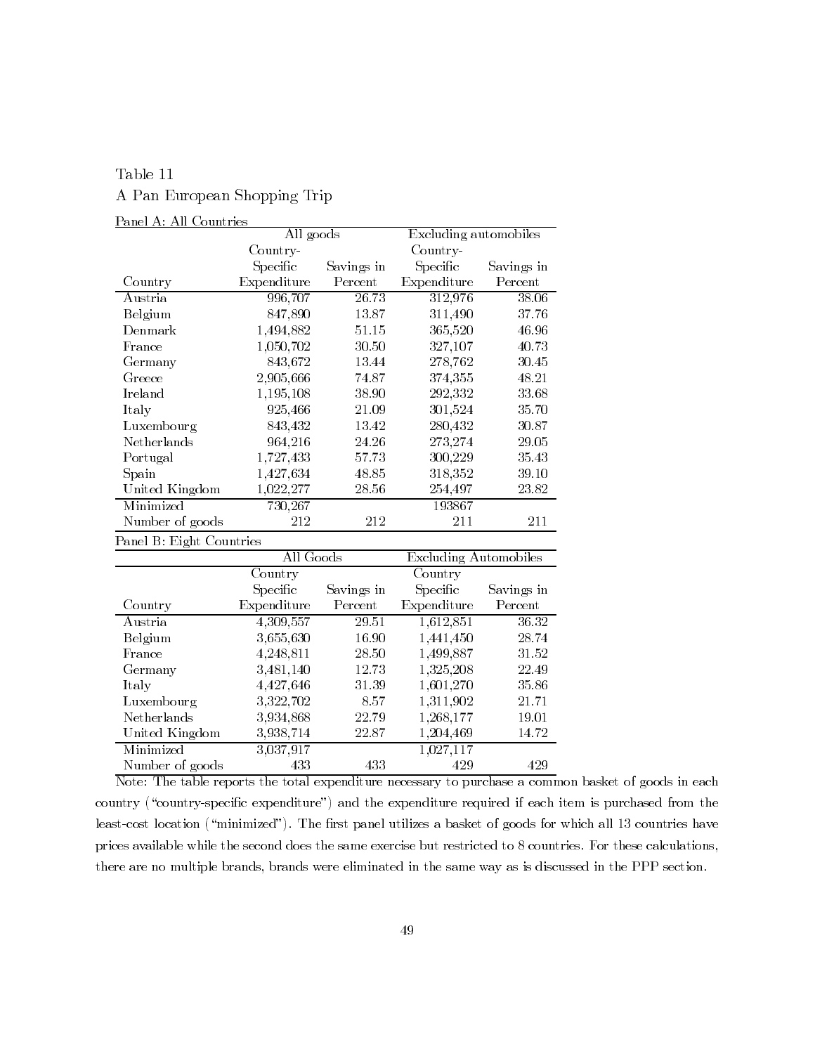Table 11

A Pan European Shopping Trip

Panel A: All Countries

| | All goods | | Excluding automobiles | |
|---|---|---|---|---|
| Country | Country-Specific Expenditure | Savings in Percent | Country-Specific Expenditure | Savings in Percent |
| Austria | 996,707 | 26.73 | 312,976 | 38.06 |
| Belgium | 847,890 | 13.87 | 311,490 | 37.76 |
| Denmark | 1,494,882 | 51.15 | 365,520 | 46.96 |
| France | 1,050,702 | 30.50 | 327,107 | 40.73 |
| Germany | 843,672 | 13.44 | 278,762 | 30.45 |
| Greece | 2,905,666 | 74.87 | 374,355 | 48.21 |
| Ireland | 1,195,108 | 38.90 | 292,332 | 33.68 |
| Italy | 925,466 | 21.09 | 301,524 | 35.70 |
| Luxembourg | 843,432 | 13.42 | 280,432 | 30.87 |
| Netherlands | 964,216 | 24.26 | 273,274 | 29.05 |
| Portugal | 1,727,433 | 57.73 | 300,229 | 35.43 |
| Spain | 1,427,634 | 48.85 | 318,352 | 39.10 |
| United Kingdom | 1,022,277 | 28.56 | 254,497 | 23.82 |
| Minimized | 730,267 | | 193867 | |
| Number of goods | 212 | 212 | 211 | 211 |

Panel B: Eight Countries

| | All Goods | | Excluding Automobiles | |
|---|---|---|---|---|
| Country | Country Specific Expenditure | Savings in Percent | Country Specific Expenditure | Savings in Percent |
| Austria | 4,309,557 | 29.51 | 1,612,851 | 36.32 |
| Belgium | 3,655,630 | 16.90 | 1,441,450 | 28.74 |
| France | 4,248,811 | 28.50 | 1,499,887 | 31.52 |
| Germany | 3,481,140 | 12.73 | 1,325,208 | 22.49 |
| Italy | 4,427,646 | 31.39 | 1,601,270 | 35.86 |
| Luxembourg | 3,322,702 | 8.57 | 1,311,902 | 21.71 |
| Netherlands | 3,934,868 | 22.79 | 1,268,177 | 19.01 |
| United Kingdom | 3,938,714 | 22.87 | 1,204,469 | 14.72 |
| Minimized | 3,037,917 | | 1,027,117 | |
| Number of goods | 433 | 433 | 429 | 429 |

Note: The table reports the total expenditure necessary to purchase a common basket of goods in each country ("country-specific expenditure") and the expenditure required if each item is purchased from the least-cost location ("minimized"). The first panel utilizes a basket of goods for which all 13 countries have prices available while the second does the same exercise but restricted to 8 countries. For these calculations, there are no multiple brands, brands were eliminated in the same way as is discussed in the PPP section.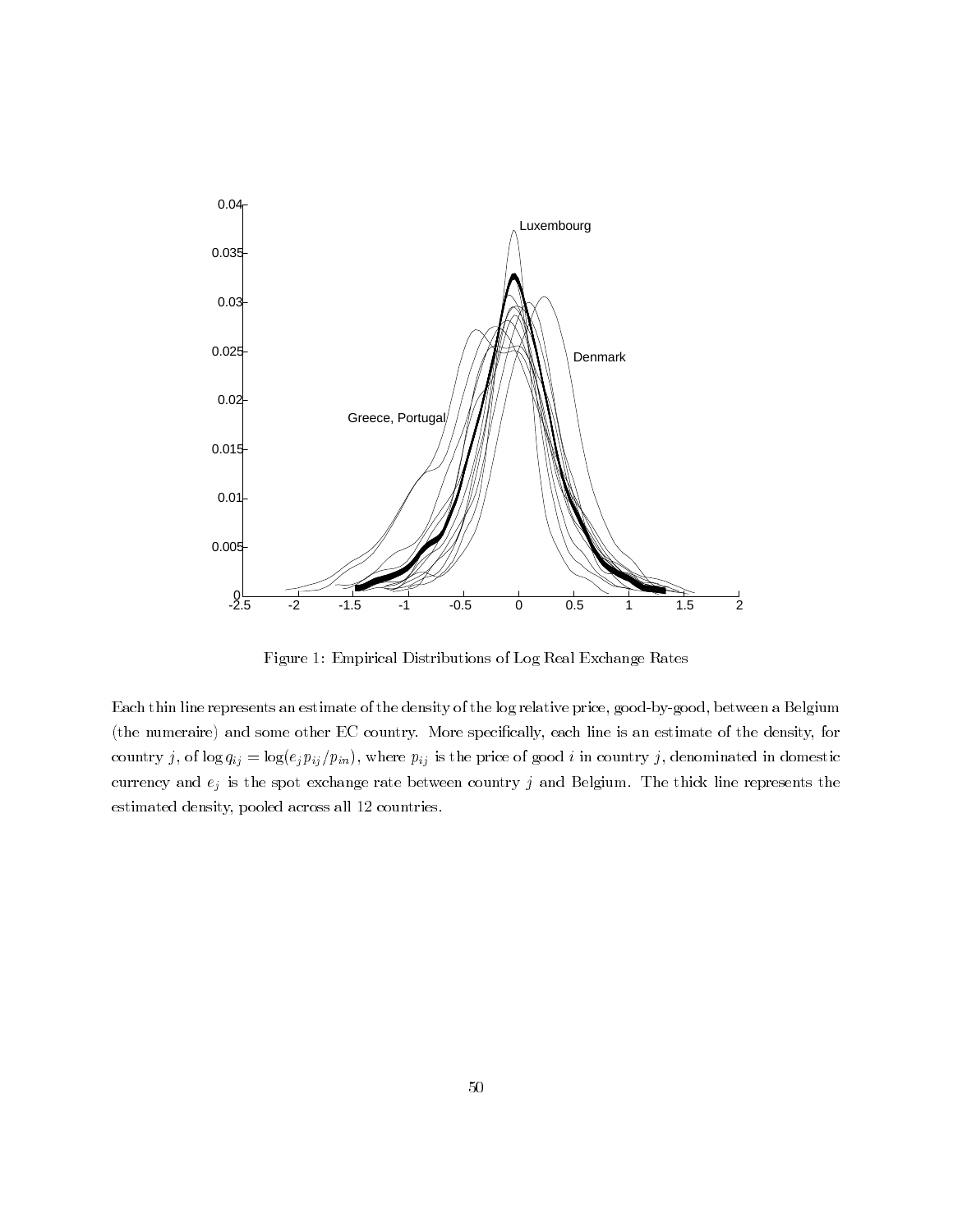Figure 1: Empirical Distributions of Log Real Exchange Rates

Each thin line represents an estimate of the density of the log relative price, good-by-good, between a Belgium (the numeraire) and some other EC country. More specifically, each line is an estimate of the density, for country $j$, of $\log q_{ij} = \log(e_j p_{ij}/p_{in})$, where $p_{ij}$ is the price of good $i$ in country $j$, denominated in domestic currency and $e_j$ is the spot exchange rate between country $j$ and Belgium. The thick line represents the estimated density, pooled across all 12 countries.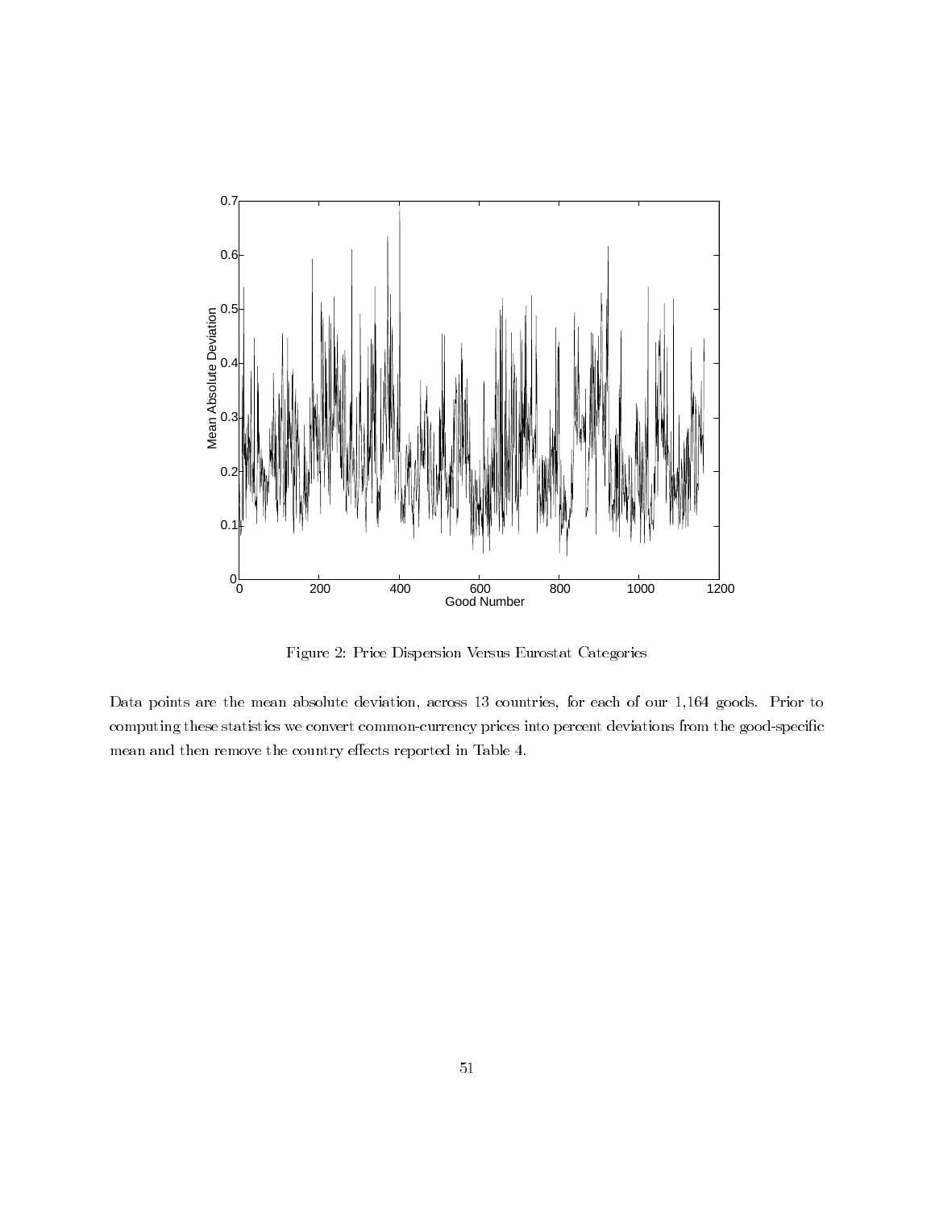Figure 2: Price Dispersion Versus Eurostat Categories

Data points are the mean absolute deviation, across 13 countries, for each of our 1,164 goods. Prior to computing these statistics we convert common-currency prices into percent deviations from the good-specific mean and then remove the country effects reported in Table 4.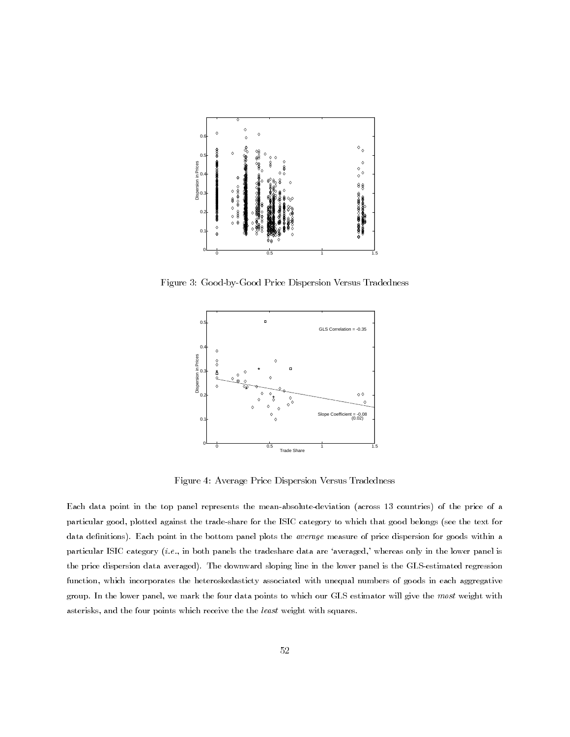Figure 3: Good-by-Good Price Dispersion Versus Tradedness

Figure 4: Average Price Dispersion Versus Tradedness

Each data point in the top panel represents the mean-absolute-deviation (across 13 countries) of the price of a particular good, plotted against the trade-share for the ISIC category to which that good belongs (see the text for data definitions). Each point in the bottom panel plots the *average* measure of price dispersion for goods within a particular ISIC category (*i.e.*, in both panels the tradeshare data are 'averaged,' whereas only in the lower panel is the price dispersion data averaged). The downward sloping line in the lower panel is the GLS-estimated regression function, which incorporates the heteroskedasticty associated with unequal numbers of goods in each aggregative group. In the lower panel, we mark the four data points to which our GLS estimator will give the *most* weight with asterisks, and the four points which receive the the *least* weight with squares.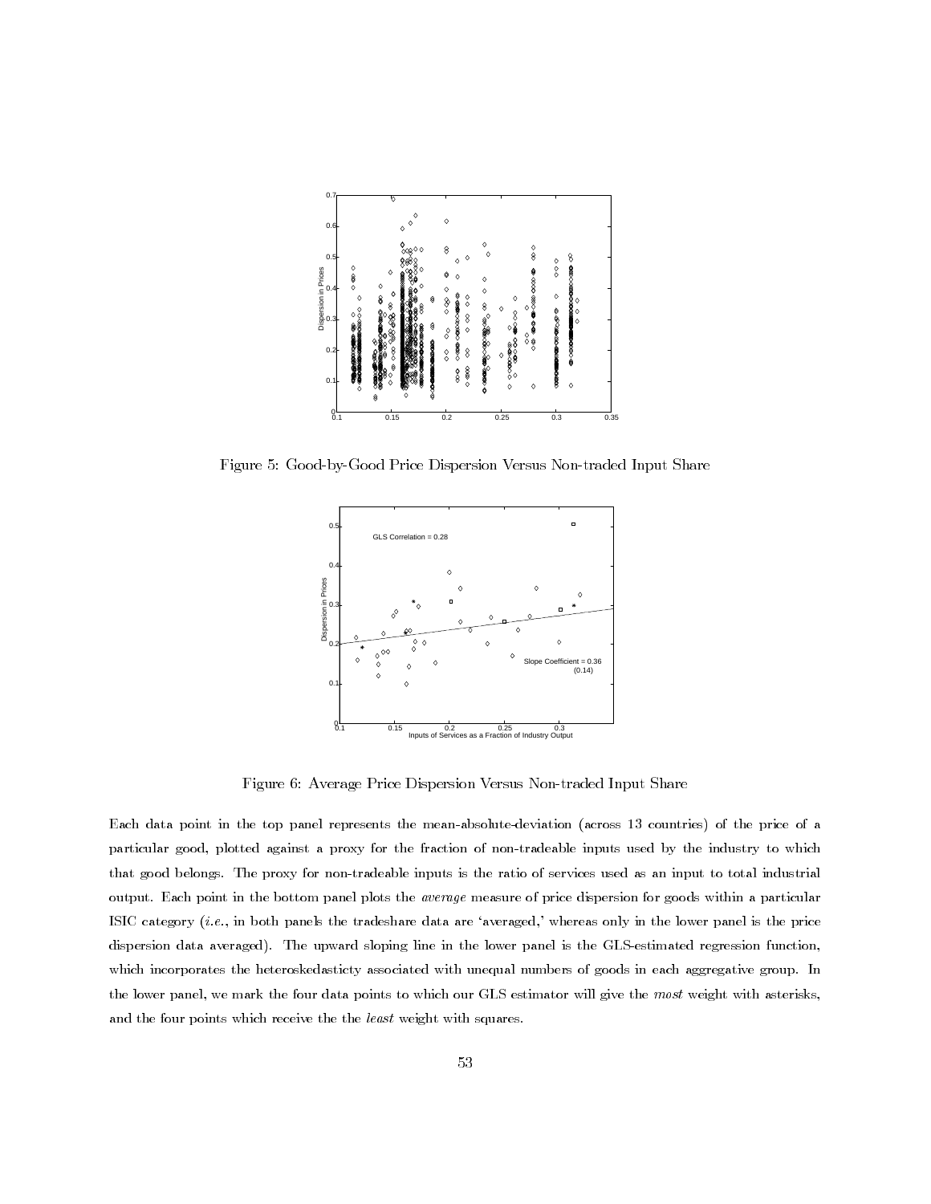0.7

0.6

0.5

Dispersion in Prices

0.4

0.3

0.2

0.1

0

0.1

0.15

0.2

0.25

0.3

0.35

Figure 5: Good-by-Good Price Dispersion Versus Non-traded Input Share

0.5

GLS Correlation = 0.28

0.4

Dispersion in Prices

0.3

0.2

Slope Coefficient = 0.36

(0.14)

0.1

0

0.1

0.15

0.2

0.25

0.3

Inputs of Services as a Fraction of Industry Output

Figure 6: Average Price Dispersion Versus Non-traded Input Share

Each data point in the top panel represents the mean-absolute-deviation (across 13 countries) of the price of a particular good, plotted against a proxy for the fraction of non-tradeable inputs used by the industry to which that good belongs. The proxy for non-tradeable inputs is the ratio of services used as an input to total industrial output. Each point in the bottom panel plots the *average* measure of price dispersion for goods within a particular ISIC category (*i.e.*, in both panels the tradeshare data are 'averaged,' whereas only in the lower panel is the price dispersion data averaged). The upward sloping line in the lower panel is the GLS-estimated regression function, which incorporates the heteroskedasticty associated with unequal numbers of goods in each aggregative group. In the lower panel, we mark the four data points to which our GLS estimator will give the *most* weight with asterisks, and the four points which receive the the *least* weight with squares.